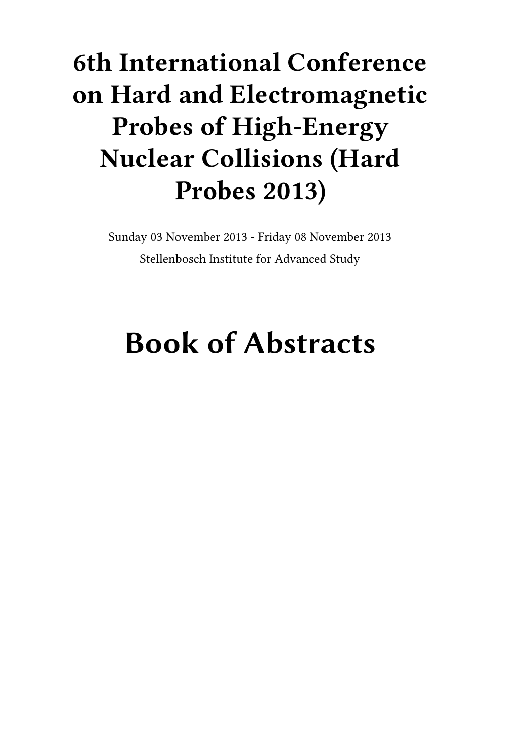# 6th International Conference on Hard and Electromagnetic Probes of High-Energy Nuclear Collisions (Hard Probes 2013)

Sunday 03 November 2013 - Friday 08 November 2013

Stellenbosch Institute for Advanced Study

# Book of Abstracts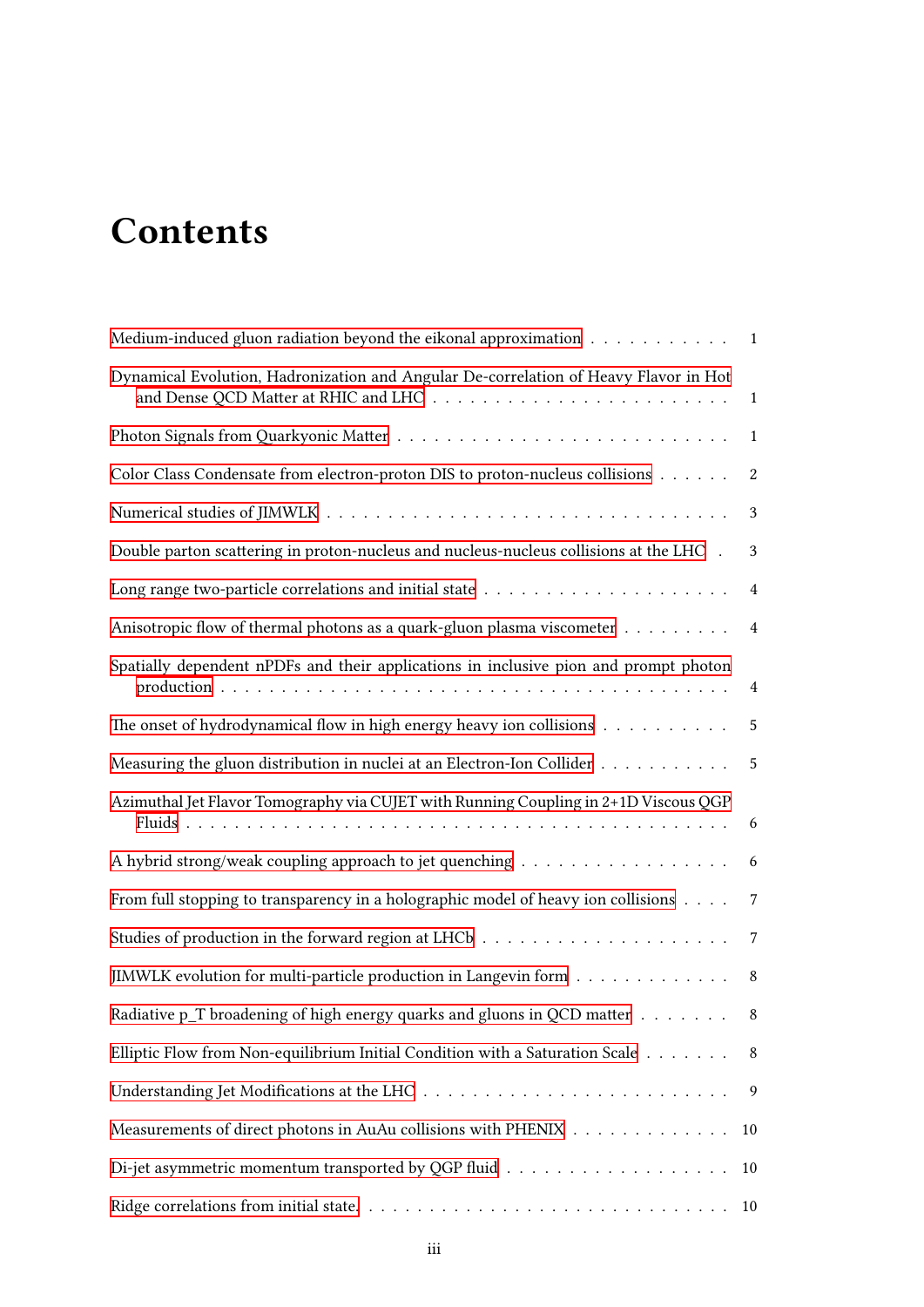# Contents

Medium-induced gluon radiation beyond the eikonal approximation . . . . . . . . . . . 1

Dynamical Evolution, Hadronization and Angular De-correlation of Heavy Flavor in Hot and Dense QCD Matter at RHIC and LHC . . . . . . . . . . . . . . . . . . . . . . . . 1

Photon Signals from Quarkyonic Matter . . . . . . . . . . . . . . . . . . . . . . . . . . 1

Color Class Condensate from electron-proton DIS to proton-nucleus collisions . . . . . . 2

Numerical studies of JIMWLK . . . . . . . . . . . . . . . . . . . . . . . . . . . . . . . 3

Double parton scattering in proton-nucleus and nucleus-nucleus collisions at the LHC . 3

Long range two-particle correlations and initial state . . . . . . . . . . . . . . . . . . . . 4

Anisotropic flow of thermal photons as a quark-gluon plasma viscometer . . . . . . . . . 4

Spatially dependent nPDFs and their applications in inclusive pion and prompt photon production . . . . . . . . . . . . . . . . . . . . . . . . . . . . . . . . . . . . . . . . 4

The onset of hydrodynamical flow in high energy heavy ion collisions . . . . . . . . . . 5

Measuring the gluon distribution in nuclei at an Electron-Ion Collider . . . . . . . . . . . 5

Azimuthal Jet Flavor Tomography via CUJET with Running Coupling in 2+1D Viscous QGP Fluids . . . . . . . . . . . . . . . . . . . . . . . . . . . . . . . . . . . . . . . . . 6

A hybrid strong/weak coupling approach to jet quenching . . . . . . . . . . . . . . . . . 6

From full stopping to transparency in a holographic model of heavy ion collisions . . . . 7

Studies of production in the forward region at LHCb . . . . . . . . . . . . . . . . . . . . 7

JIMWLK evolution for multi-particle production in Langevin form . . . . . . . . . . . . . 8

Radiative p_T broadening of high energy quarks and gluons in QCD matter . . . . . . . 8

Elliptic Flow from Non-equilibrium Initial Condition with a Saturation Scale . . . . . . . 8

Understanding Jet Modifications at the LHC . . . . . . . . . . . . . . . . . . . . . . . . 9

Measurements of direct photons in AuAu collisions with PHENIX . . . . . . . . . . . . . 10

Di-jet asymmetric momentum transported by QGP fluid . . . . . . . . . . . . . . . . . . 10

Ridge correlations from initial state. . . . . . . . . . . . . . . . . . . . . . . . . . . . . 10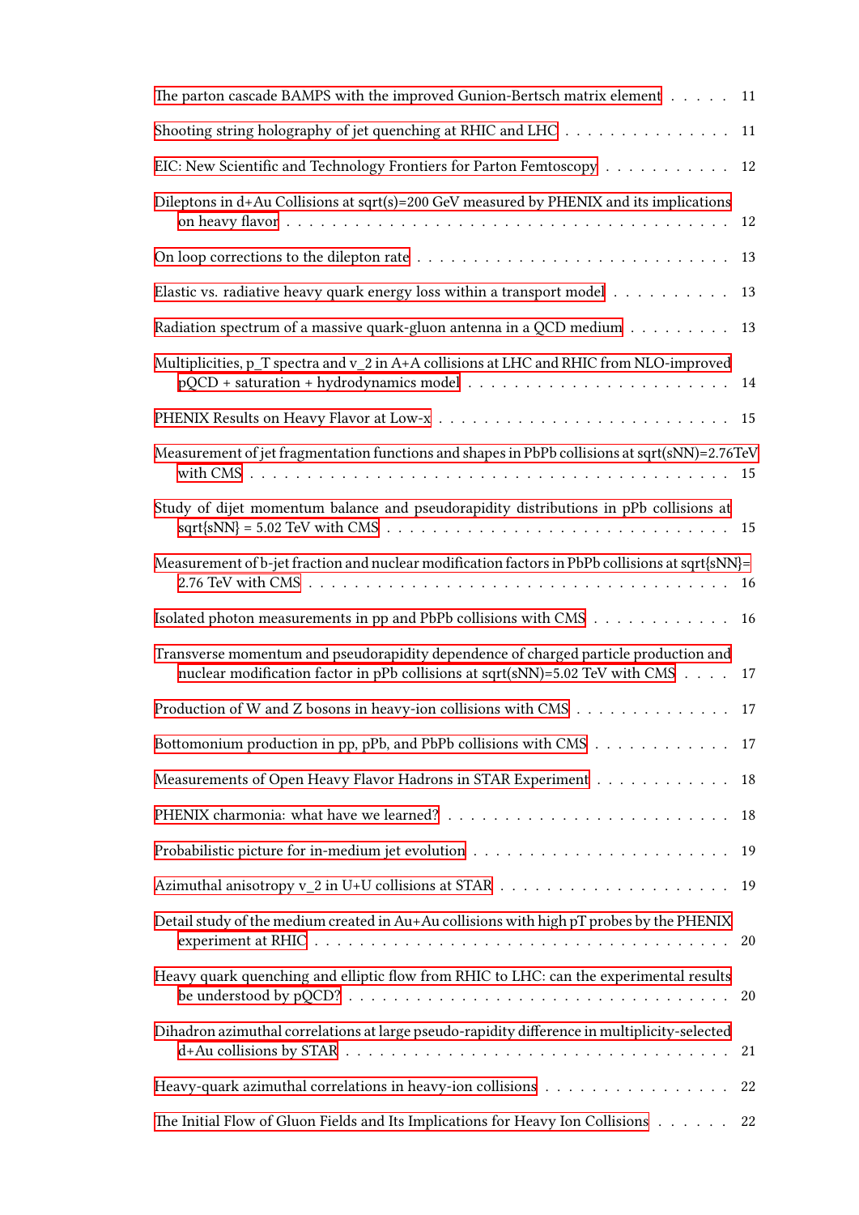The parton cascade BAMPS with the improved Gunion-Bertsch matrix element . . . . . 11

Shooting string holography of jet quenching at RHIC and LHC . . . . . . . . . . . . . . . 11

EIC: New Scientific and Technology Frontiers for Parton Femtoscopy . . . . . . . . . . . 12

Dileptons in d+Au Collisions at sqrt(s)=200 GeV measured by PHENIX and its implications on heavy flavor . . . . . . . . . . . . . . . . . . . . . . . . . . . . . . . . . . . . . . 12

On loop corrections to the dilepton rate . . . . . . . . . . . . . . . . . . . . . . . . . . . 13

Elastic vs. radiative heavy quark energy loss within a transport model . . . . . . . . . . 13

Radiation spectrum of a massive quark-gluon antenna in a QCD medium . . . . . . . . . 13

Multiplicities, p_T spectra and v_2 in A+A collisions at LHC and RHIC from NLO-improved pQCD + saturation + hydrodynamics model . . . . . . . . . . . . . . . . . . . . . . . 14

PHENIX Results on Heavy Flavor at Low-x . . . . . . . . . . . . . . . . . . . . . . . . . 15

Measurement of jet fragmentation functions and shapes in PbPb collisions at sqrt(sNN)=2.76TeV with CMS . . . . . . . . . . . . . . . . . . . . . . . . . . . . . . . . . . . . . . . . . 15

Study of dijet momentum balance and pseudorapidity distributions in pPb collisions at sqrt{sNN} = 5.02 TeV with CMS . . . . . . . . . . . . . . . . . . . . . . . . . . . . . 15

Measurement of b-jet fraction and nuclear modification factors in PbPb collisions at sqrt{sNN}= 2.76 TeV with CMS . . . . . . . . . . . . . . . . . . . . . . . . . . . . . . . . . . . . 16

Isolated photon measurements in pp and PbPb collisions with CMS . . . . . . . . . . . . 16

Transverse momentum and pseudorapidity dependence of charged particle production and nuclear modification factor in pPb collisions at sqrt(sNN)=5.02 TeV with CMS . . . . 17

Production of W and Z bosons in heavy-ion collisions with CMS . . . . . . . . . . . . . . 17

Bottomonium production in pp, pPb, and PbPb collisions with CMS . . . . . . . . . . . . 17

Measurements of Open Heavy Flavor Hadrons in STAR Experiment . . . . . . . . . . . . 18

PHENIX charmonia: what have we learned? . . . . . . . . . . . . . . . . . . . . . . . . . 18

Probabilistic picture for in-medium jet evolution . . . . . . . . . . . . . . . . . . . . . . 19

Azimuthal anisotropy v_2 in U+U collisions at STAR . . . . . . . . . . . . . . . . . . . . 19

Detail study of the medium created in Au+Au collisions with high pT probes by the PHENIX experiment at RHIC . . . . . . . . . . . . . . . . . . . . . . . . . . . . . . . . . . . . . 20

Heavy quark quenching and elliptic flow from RHIC to LHC: can the experimental results be understood by pQCD? . . . . . . . . . . . . . . . . . . . . . . . . . . . . . . . . . . . 20

Dihadron azimuthal correlations at large pseudo-rapidity difference in multiplicity-selected d+Au collisions by STAR . . . . . . . . . . . . . . . . . . . . . . . . . . . . . . . . . . 21

Heavy-quark azimuthal correlations in heavy-ion collisions . . . . . . . . . . . . . . . . 22

The Initial Flow of Gluon Fields and Its Implications for Heavy Ion Collisions . . . . . . 22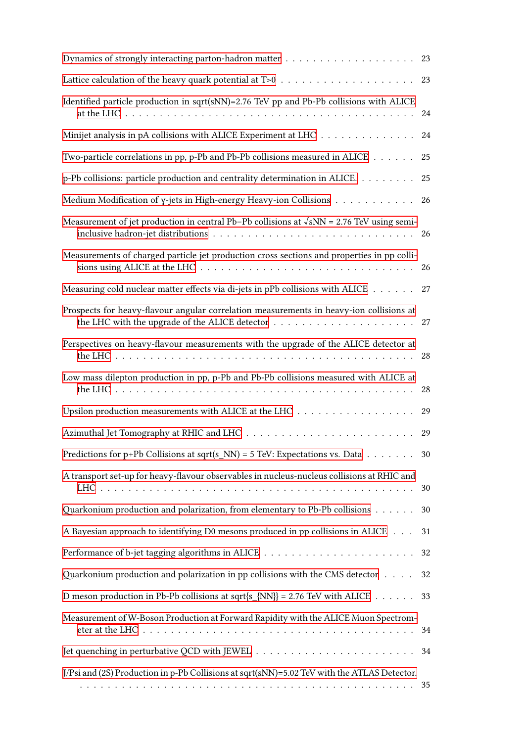Dynamics of strongly interacting parton-hadron matter . . . . . . . . . . . . . . . . . . 23

Lattice calculation of the heavy quark potential at T>0 . . . . . . . . . . . . . . . . . . 23

Identified particle production in sqrt(sNN)=2.76 TeV pp and Pb-Pb collisions with ALICE at the LHC . . . . . . . . . . . . . . . . . . . . . . . . . . . . . . . . . . . . . 24

Minijet analysis in pA collisions with ALICE Experiment at LHC . . . . . . . . . . . . . 24

Two-particle correlations in pp, p-Pb and Pb-Pb collisions measured in ALICE . . . . . . 25

p-Pb collisions: particle production and centrality determination in ALICE. . . . . . . . 25

Medium Modification of γ-jets in High-energy Heavy-ion Collisions . . . . . . . . . . . 26

Measurement of jet production in central Pb–Pb collisions at √sNN = 2.76 TeV using semi-inclusive hadron-jet distributions . . . . . . . . . . . . . . . . . . . . . . . . . . . 26

Measurements of charged particle jet production cross sections and properties in pp collisions using ALICE at the LHC . . . . . . . . . . . . . . . . . . . . . . . . . . . . . 26

Measuring cold nuclear matter effects via di-jets in pPb collisions with ALICE . . . . . . 27

Prospects for heavy-flavour angular correlation measurements in heavy-ion collisions at the LHC with the upgrade of the ALICE detector . . . . . . . . . . . . . . . . . . . . 27

Perspectives on heavy-flavour measurements with the upgrade of the ALICE detector at the LHC . . . . . . . . . . . . . . . . . . . . . . . . . . . . . . . . . . . . . . . . 28

Low mass dilepton production in pp, p-Pb and Pb-Pb collisions measured with ALICE at the LHC . . . . . . . . . . . . . . . . . . . . . . . . . . . . . . . . . . . . . . . . 28

Upsilon production measurements with ALICE at the LHC . . . . . . . . . . . . . . . . 29

Azimuthal Jet Tomography at RHIC and LHC . . . . . . . . . . . . . . . . . . . . . . . 29

Predictions for p+Pb Collisions at sqrt(s_NN) = 5 TeV: Expectations vs. Data . . . . . . . 30

A transport set-up for heavy-flavour observables in nucleus-nucleus collisions at RHIC and LHC . . . . . . . . . . . . . . . . . . . . . . . . . . . . . . . . . . . . . . . . . . 30

Quarkonium production and polarization, from elementary to Pb-Pb collisions . . . . . . 30

A Bayesian approach to identifying D0 mesons produced in pp collisions in ALICE . . . 31

Performance of b-jet tagging algorithms in ALICE . . . . . . . . . . . . . . . . . . . . . 32

Quarkonium production and polarization in pp collisions with the CMS detector . . . . 32

D meson production in Pb-Pb collisions at sqrt{s_{NN}} = 2.76 TeV with ALICE . . . . . . 33

Measurement of W-Boson Production at Forward Rapidity with the ALICE Muon Spectrometer at the LHC . . . . . . . . . . . . . . . . . . . . . . . . . . . . . . . . . . . . 34

Jet quenching in perturbative QCD with JEWEL . . . . . . . . . . . . . . . . . . . . . . 34

J/Psi and (2S) Production in p-Pb Collisions at sqrt(sNN)=5.02 TeV with the ATLAS Detector. . . . . . . . . . . . . . . . . . . . . . . . . . . . . . . . . . . . . . . . . . . . 35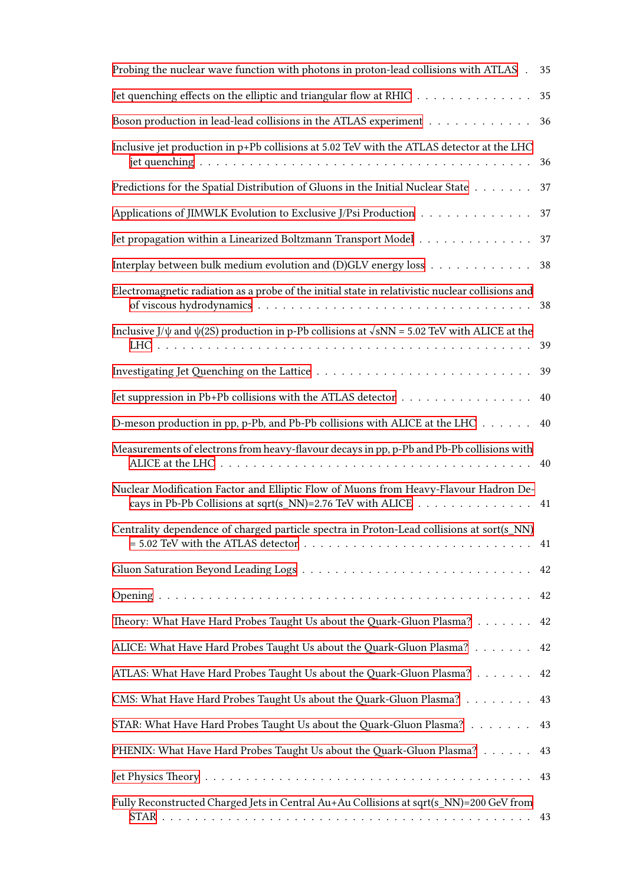Probing the nuclear wave function with photons in proton-lead collisions with ATLAS . . 35

Jet quenching effects on the elliptic and triangular flow at RHIC . . . . . . . . . . . . . . 35

Boson production in lead-lead collisions in the ATLAS experiment . . . . . . . . . . . . 36

Inclusive jet production in p+Pb collisions at 5.02 TeV with the ATLAS detector at the LHC jet quenching . . . . . . . . . . . . . . . . . . . . . . . . . . . . . . . . . . . . 36

Predictions for the Spatial Distribution of Gluons in the Initial Nuclear State . . . . . . . 37

Applications of JIMWLK Evolution to Exclusive J/Psi Production . . . . . . . . . . . . . 37

Jet propagation within a Linearized Boltzmann Transport Model . . . . . . . . . . . . . . 37

Interplay between bulk medium evolution and (D)GLV energy loss . . . . . . . . . . . . 38

Electromagnetic radiation as a probe of the initial state in relativistic nuclear collisions and of viscous hydrodynamics . . . . . . . . . . . . . . . . . . . . . . . . . . . . . . . . 38

Inclusive J/ψ and ψ(2S) production in p-Pb collisions at √sNN = 5.02 TeV with ALICE at the LHC . . . . . . . . . . . . . . . . . . . . . . . . . . . . . . . . . . . . . . . . . . 39

Investigating Jet Quenching on the Lattice . . . . . . . . . . . . . . . . . . . . . . . . . 39

Jet suppression in Pb+Pb collisions with the ATLAS detector . . . . . . . . . . . . . . . . 40

D-meson production in pp, p-Pb, and Pb-Pb collisions with ALICE at the LHC . . . . . . 40

Measurements of electrons from heavy-flavour decays in pp, p-Pb and Pb-Pb collisions with ALICE at the LHC . . . . . . . . . . . . . . . . . . . . . . . . . . . . . . . . . . . 40

Nuclear Modification Factor and Elliptic Flow of Muons from Heavy-Flavour Hadron Decays in Pb-Pb Collisions at sqrt(s_NN)=2.76 TeV with ALICE . . . . . . . . . . . . . . . 41

Centrality dependence of charged particle spectra in Proton-Lead collisions at sort(s_NN) = 5.02 TeV with the ATLAS detector . . . . . . . . . . . . . . . . . . . . . . . . . . . 41

Gluon Saturation Beyond Leading Logs . . . . . . . . . . . . . . . . . . . . . . . . . . 42

Opening . . . . . . . . . . . . . . . . . . . . . . . . . . . . . . . . . . . . . . . . . . . 42

Theory: What Have Hard Probes Taught Us about the Quark-Gluon Plasma? . . . . . . . 42

ALICE: What Have Hard Probes Taught Us about the Quark-Gluon Plasma? . . . . . . . 42

ATLAS: What Have Hard Probes Taught Us about the Quark-Gluon Plasma? . . . . . . . 42

CMS: What Have Hard Probes Taught Us about the Quark-Gluon Plasma? . . . . . . . . 43

STAR: What Have Hard Probes Taught Us about the Quark-Gluon Plasma? . . . . . . . . 43

PHENIX: What Have Hard Probes Taught Us about the Quark-Gluon Plasma? . . . . . . 43

Jet Physics Theory . . . . . . . . . . . . . . . . . . . . . . . . . . . . . . . . . . . . . 43

Fully Reconstructed Charged Jets in Central Au+Au Collisions at sqrt(s_NN)=200 GeV from STAR . . . . . . . . . . . . . . . . . . . . . . . . . . . . . . . . . . . . . . . . . . 43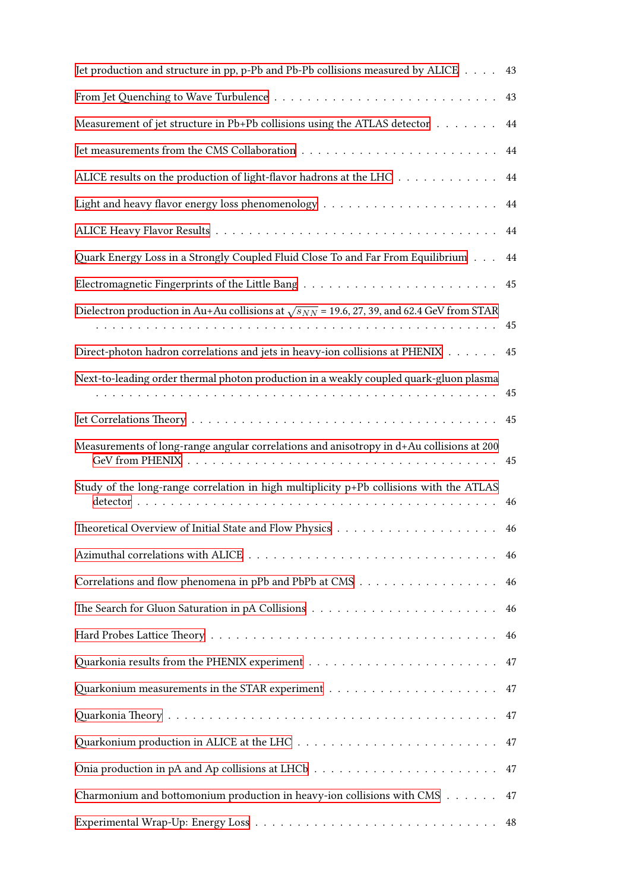Jet production and structure in pp, p-Pb and Pb-Pb collisions measured by ALICE . . . . 43

From Jet Quenching to Wave Turbulence . . . . . . . . . . . . . . . . . . . . . . . . . . 43

Measurement of jet structure in Pb+Pb collisions using the ATLAS detector . . . . . . . 44

Jet measurements from the CMS Collaboration . . . . . . . . . . . . . . . . . . . . . . 44

ALICE results on the production of light-flavor hadrons at the LHC . . . . . . . . . . . . 44

Light and heavy flavor energy loss phenomenology . . . . . . . . . . . . . . . . . . . . 44

ALICE Heavy Flavor Results . . . . . . . . . . . . . . . . . . . . . . . . . . . . . . . . 44

Quark Energy Loss in a Strongly Coupled Fluid Close To and Far From Equilibrium . . . 44

Electromagnetic Fingerprints of the Little Bang . . . . . . . . . . . . . . . . . . . . . . 45

Dielectron production in Au+Au collisions at $\sqrt{s_{NN}}$ = 19.6, 27, 39, and 62.4 GeV from STAR . . . . . . . . . . . . . . . . . . . . . . . . . . . . . . . . . . . . . . . . . . 45

Direct-photon hadron correlations and jets in heavy-ion collisions at PHENIX . . . . . . 45

Next-to-leading order thermal photon production in a weakly coupled quark-gluon plasma . . . . . . . . . . . . . . . . . . . . . . . . . . . . . . . . . . . . . . . . . . . 45

Jet Correlations Theory . . . . . . . . . . . . . . . . . . . . . . . . . . . . . . . . . . 45

Measurements of long-range angular correlations and anisotropy in d+Au collisions at 200 GeV from PHENIX . . . . . . . . . . . . . . . . . . . . . . . . . . . . . . . . . . 45

Study of the long-range correlation in high multiplicity p+Pb collisions with the ATLAS detector . . . . . . . . . . . . . . . . . . . . . . . . . . . . . . . . . . . . . . . . 46

Theoretical Overview of Initial State and Flow Physics . . . . . . . . . . . . . . . . . . 46

Azimuthal correlations with ALICE . . . . . . . . . . . . . . . . . . . . . . . . . . . . 46

Correlations and flow phenomena in pPb and PbPb at CMS . . . . . . . . . . . . . . . . 46

The Search for Gluon Saturation in pA Collisions . . . . . . . . . . . . . . . . . . . . . 46

Hard Probes Lattice Theory . . . . . . . . . . . . . . . . . . . . . . . . . . . . . . . . 46

Quarkonia results from the PHENIX experiment . . . . . . . . . . . . . . . . . . . . . 47

Quarkonium measurements in the STAR experiment . . . . . . . . . . . . . . . . . . . 47

Quarkonia Theory . . . . . . . . . . . . . . . . . . . . . . . . . . . . . . . . . . . . . 47

Quarkonium production in ALICE at the LHC . . . . . . . . . . . . . . . . . . . . . . . 47

Onia production in pA and Ap collisions at LHCb . . . . . . . . . . . . . . . . . . . . . 47

Charmonium and bottomonium production in heavy-ion collisions with CMS . . . . . . 47

Experimental Wrap-Up: Energy Loss . . . . . . . . . . . . . . . . . . . . . . . . . . . 48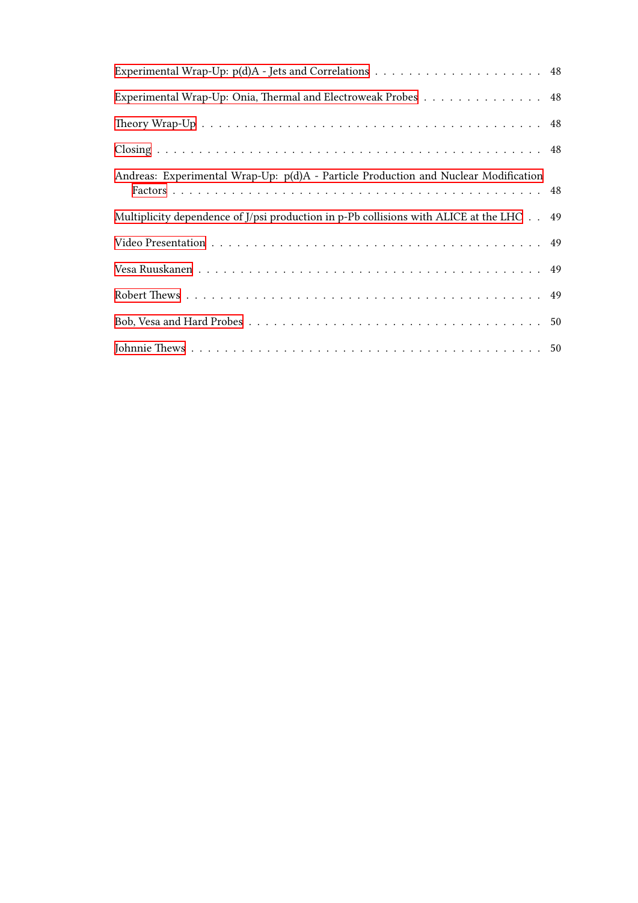Experimental Wrap-Up: p(d)A - Jets and Correlations . . . . . . . . . . . . . . . . . . . . 48

Experimental Wrap-Up: Onia, Thermal and Electroweak Probes . . . . . . . . . . . . . . 48

Theory Wrap-Up . . . . . . . . . . . . . . . . . . . . . . . . . . . . . . . . . . . . . . . . . 48

Closing . . . . . . . . . . . . . . . . . . . . . . . . . . . . . . . . . . . . . . . . . . . . . 48

Andreas: Experimental Wrap-Up: p(d)A - Particle Production and Nuclear Modification Factors . . . . . . . . . . . . . . . . . . . . . . . . . . . . . . . . . . . . . . . . . . . 48

Multiplicity dependence of J/psi production in p-Pb collisions with ALICE at the LHC . . 49

Video Presentation . . . . . . . . . . . . . . . . . . . . . . . . . . . . . . . . . . . . . . . 49

Vesa Ruuskanen . . . . . . . . . . . . . . . . . . . . . . . . . . . . . . . . . . . . . . . . 49

Robert Thews . . . . . . . . . . . . . . . . . . . . . . . . . . . . . . . . . . . . . . . . . 49

Bob, Vesa and Hard Probes . . . . . . . . . . . . . . . . . . . . . . . . . . . . . . . . . 50

Johnnie Thews . . . . . . . . . . . . . . . . . . . . . . . . . . . . . . . . . . . . . . . . 50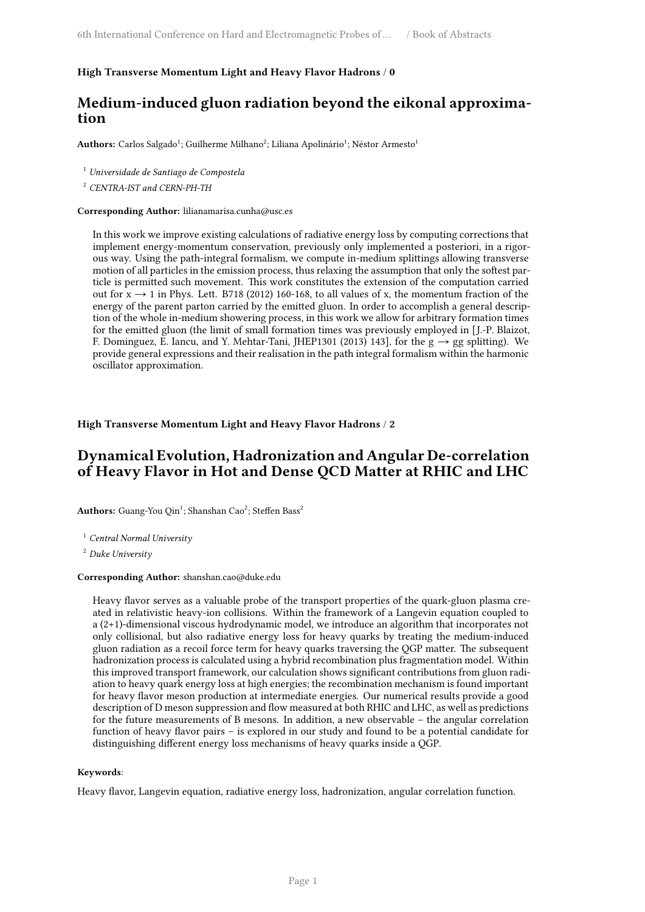**High Transverse Momentum Light and Heavy Flavor Hadrons / 0**

## Medium-induced gluon radiation beyond the eikonal approximation

**Authors:** Carlos Salgado[1]; Guilherme Milhano[2]; Liliana Apolinário[1]; Néstor Armesto[1]

[1] *Universidade de Santiago de Compostela*

[2] *CENTRA-IST and CERN-PH-TH*

**Corresponding Author:** lilianamarisa.cunha@usc.es

In this work we improve existing calculations of radiative energy loss by computing corrections that implement energy-momentum conservation, previously only implemented a posteriori, in a rigorous way. Using the path-integral formalism, we compute in-medium splittings allowing transverse motion of all particles in the emission process, thus relaxing the assumption that only the softest particle is permitted such movement. This work constitutes the extension of the computation carried out for $x \rightarrow 1$ in Phys. Lett. B718 (2012) 160-168, to all values of x, the momentum fraction of the energy of the parent parton carried by the emitted gluon. In order to accomplish a general description of the whole in-medium showering process, in this work we allow for arbitrary formation times for the emitted gluon (the limit of small formation times was previously employed in [J.-P. Blaizot, F. Dominguez, E. Iancu, and Y. Mehtar-Tani, JHEP1301 (2013) 143], for the $g \rightarrow gg$ splitting). We provide general expressions and their realisation in the path integral formalism within the harmonic oscillator approximation.

**High Transverse Momentum Light and Heavy Flavor Hadrons / 2**

## Dynamical Evolution, Hadronization and Angular De-correlation of Heavy Flavor in Hot and Dense QCD Matter at RHIC and LHC

**Authors:** Guang-You Qin[1]; Shanshan Cao[2]; Steffen Bass[2]

[1] *Central Normal University*

[2] *Duke University*

**Corresponding Author:** shanshan.cao@duke.edu

Heavy flavor serves as a valuable probe of the transport properties of the quark-gluon plasma created in relativistic heavy-ion collisions. Within the framework of a Langevin equation coupled to a (2+1)-dimensional viscous hydrodynamic model, we introduce an algorithm that incorporates not only collisional, but also radiative energy loss for heavy quarks by treating the medium-induced gluon radiation as a recoil force term for heavy quarks traversing the QGP matter. The subsequent hadronization process is calculated using a hybrid recombination plus fragmentation model. Within this improved transport framework, our calculation shows significant contributions from gluon radiation to heavy quark energy loss at high energies; the recombination mechanism is found important for heavy flavor meson production at intermediate energies. Our numerical results provide a good description of D meson suppression and flow measured at both RHIC and LHC, as well as predictions for the future measurements of B mesons. In addition, a new observable – the angular correlation function of heavy flavor pairs – is explored in our study and found to be a potential candidate for distinguishing different energy loss mechanisms of heavy quarks inside a QGP.

**Keywords**:

Heavy flavor, Langevin equation, radiative energy loss, hadronization, angular correlation function.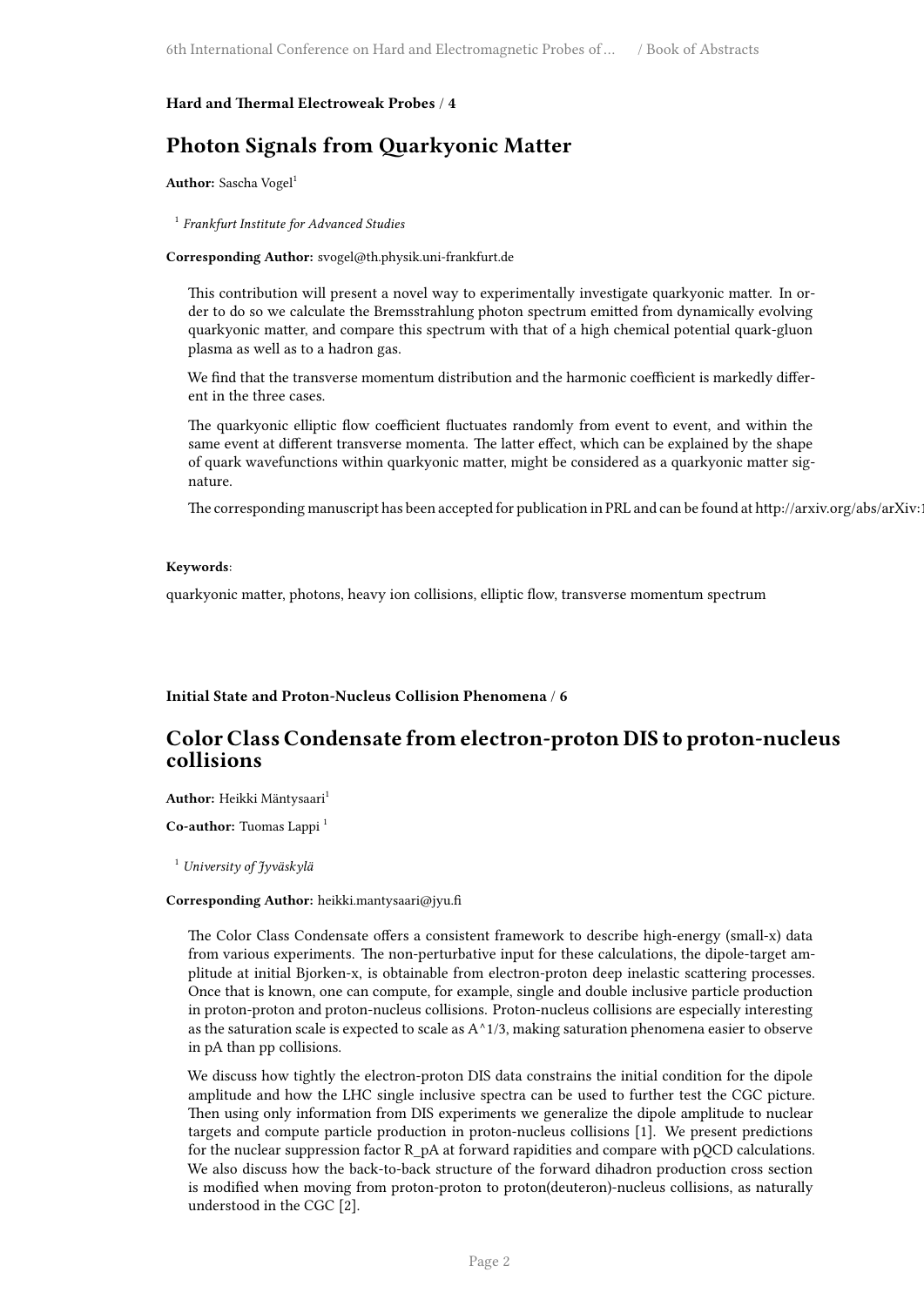**Hard and Thermal Electroweak Probes / 4**

## Photon Signals from Quarkyonic Matter

**Author:** Sascha Vogel[1]

[1] *Frankfurt Institute for Advanced Studies*

**Corresponding Author:** svogel@th.physik.uni-frankfurt.de

This contribution will present a novel way to experimentally investigate quarkyonic matter. In order to do so we calculate the Bremsstrahlung photon spectrum emitted from dynamically evolving quarkyonic matter, and compare this spectrum with that of a high chemical potential quark-gluon plasma as well as to a hadron gas.

We find that the transverse momentum distribution and the harmonic coefficient is markedly different in the three cases.

The quarkyonic elliptic flow coefficient fluctuates randomly from event to event, and within the same event at different transverse momenta. The latter effect, which can be explained by the shape of quark wavefunctions within quarkyonic matter, might be considered as a quarkyonic matter signature.

The corresponding manuscript has been accepted for publication in PRL and can be found at http://arxiv.org/abs/arXiv:1

**Keywords**:

quarkyonic matter, photons, heavy ion collisions, elliptic flow, transverse momentum spectrum

**Initial State and Proton-Nucleus Collision Phenomena / 6**

## Color Class Condensate from electron-proton DIS to proton-nucleus collisions

**Author:** Heikki Mäntysaari[1]

**Co-author:** Tuomas Lappi [1]

[1] *University of Jyväskylä*

**Corresponding Author:** heikki.mantysaari@jyu.fi

The Color Class Condensate offers a consistent framework to describe high-energy (small-x) data from various experiments. The non-perturbative input for these calculations, the dipole-target amplitude at initial Bjorken-x, is obtainable from electron-proton deep inelastic scattering processes. Once that is known, one can compute, for example, single and double inclusive particle production in proton-proton and proton-nucleus collisions. Proton-nucleus collisions are especially interesting as the saturation scale is expected to scale as A^1/3, making saturation phenomena easier to observe in pA than pp collisions.

We discuss how tightly the electron-proton DIS data constrains the initial condition for the dipole amplitude and how the LHC single inclusive spectra can be used to further test the CGC picture. Then using only information from DIS experiments we generalize the dipole amplitude to nuclear targets and compute particle production in proton-nucleus collisions [1]. We present predictions for the nuclear suppression factor R_pA at forward rapidities and compare with pQCD calculations. We also discuss how the back-to-back structure of the forward dihadron production cross section is modified when moving from proton-proton to proton(deuteron)-nucleus collisions, as naturally understood in the CGC [2].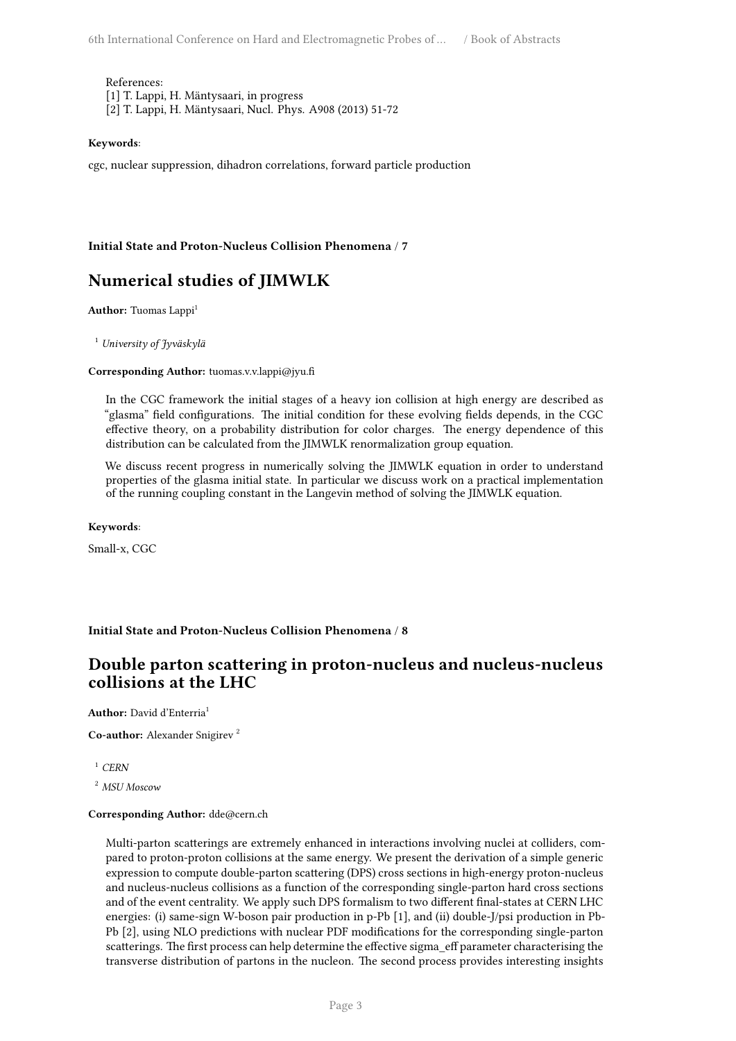References:
[1] T. Lappi, H. Mäntysaari, in progress
[2] T. Lappi, H. Mäntysaari, Nucl. Phys. A908 (2013) 51-72

**Keywords**:

cgc, nuclear suppression, dihadron correlations, forward particle production

**Initial State and Proton-Nucleus Collision Phenomena / 7**

## Numerical studies of JIMWLK

**Author:** Tuomas Lappi[1]

[1] *University of Jyväskylä*

**Corresponding Author:** tuomas.v.v.lappi@jyu.fi

In the CGC framework the initial stages of a heavy ion collision at high energy are described as "glasma" field configurations. The initial condition for these evolving fields depends, in the CGC effective theory, on a probability distribution for color charges. The energy dependence of this distribution can be calculated from the JIMWLK renormalization group equation.

We discuss recent progress in numerically solving the JIMWLK equation in order to understand properties of the glasma initial state. In particular we discuss work on a practical implementation of the running coupling constant in the Langevin method of solving the JIMWLK equation.

**Keywords**:

Small-x, CGC

**Initial State and Proton-Nucleus Collision Phenomena / 8**

## Double parton scattering in proton-nucleus and nucleus-nucleus collisions at the LHC

**Author:** David d'Enterria[1]

**Co-author:** Alexander Snigirev [2]

[1] *CERN*

[2] *MSU Moscow*

**Corresponding Author:** dde@cern.ch

Multi-parton scatterings are extremely enhanced in interactions involving nuclei at colliders, compared to proton-proton collisions at the same energy. We present the derivation of a simple generic expression to compute double-parton scattering (DPS) cross sections in high-energy proton-nucleus and nucleus-nucleus collisions as a function of the corresponding single-parton hard cross sections and of the event centrality. We apply such DPS formalism to two different final-states at CERN LHC energies: (i) same-sign W-boson pair production in p-Pb [1], and (ii) double-J/psi production in Pb-Pb [2], using NLO predictions with nuclear PDF modifications for the corresponding single-parton scatterings. The first process can help determine the effective sigma_eff parameter characterising the transverse distribution of partons in the nucleon. The second process provides interesting insights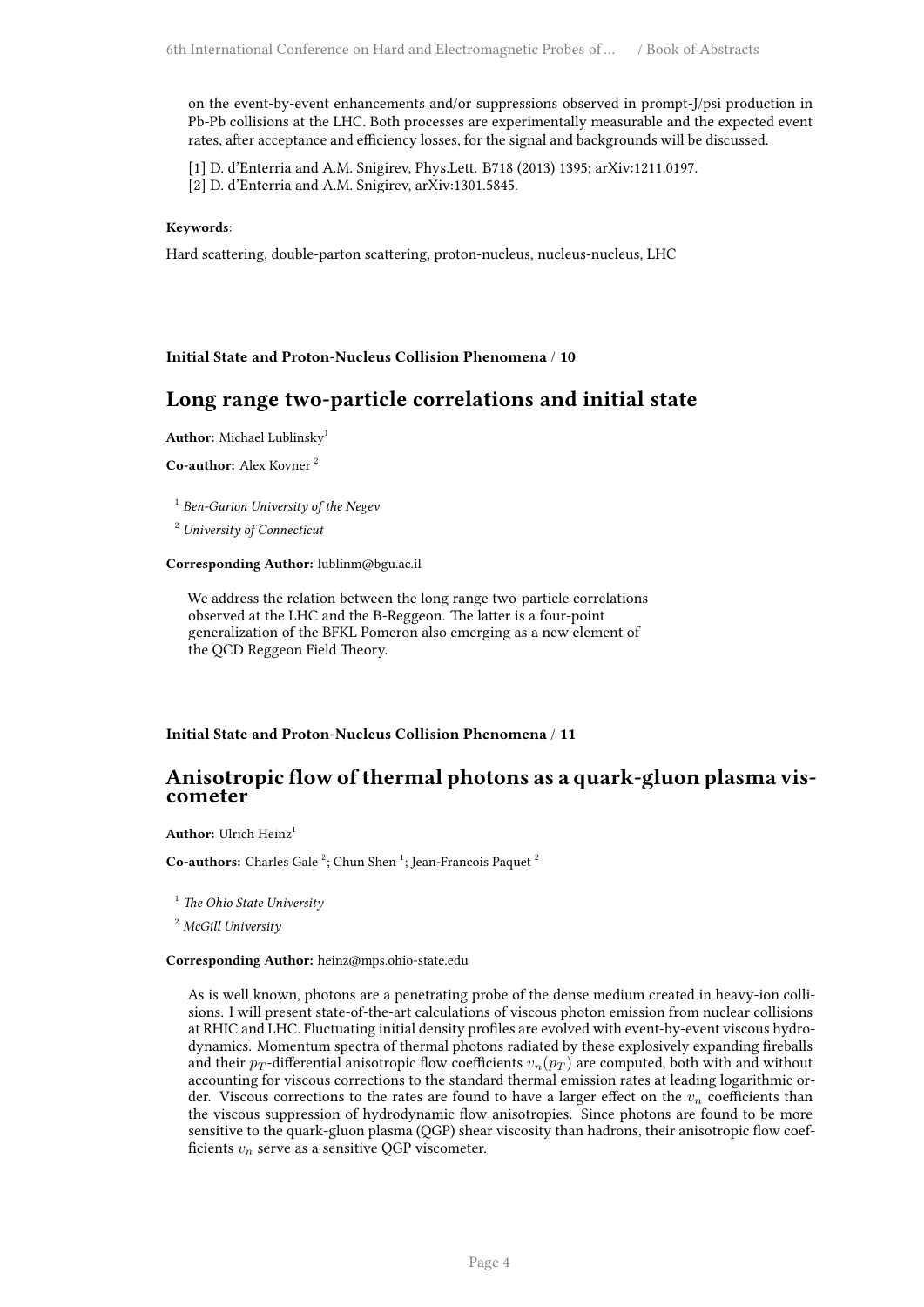on the event-by-event enhancements and/or suppressions observed in prompt-J/psi production in Pb-Pb collisions at the LHC. Both processes are experimentally measurable and the expected event rates, after acceptance and efficiency losses, for the signal and backgrounds will be discussed.

[1] D. d'Enterria and A.M. Snigirev, Phys.Lett. B718 (2013) 1395; arXiv:1211.0197.
[2] D. d'Enterria and A.M. Snigirev, arXiv:1301.5845.

**Keywords**:

Hard scattering, double-parton scattering, proton-nucleus, nucleus-nucleus, LHC

**Initial State and Proton-Nucleus Collision Phenomena / 10**

## Long range two-particle correlations and initial state

**Author:** Michael Lublinsky[1]

**Co-author:** Alex Kovner [2]

[1] *Ben-Gurion University of the Negev*

[2] *University of Connecticut*

**Corresponding Author:** lublinm@bgu.ac.il

We address the relation between the long range two-particle correlations observed at the LHC and the B-Reggeon. The latter is a four-point generalization of the BFKL Pomeron also emerging as a new element of the QCD Reggeon Field Theory.

**Initial State and Proton-Nucleus Collision Phenomena / 11**

## Anisotropic flow of thermal photons as a quark-gluon plasma viscometer

**Author:** Ulrich Heinz[1]

**Co-authors:** Charles Gale [2]; Chun Shen [1]; Jean-Francois Paquet [2]

[1] *The Ohio State University*

[2] *McGill University*

**Corresponding Author:** heinz@mps.ohio-state.edu

As is well known, photons are a penetrating probe of the dense medium created in heavy-ion collisions. I will present state-of-the-art calculations of viscous photon emission from nuclear collisions at RHIC and LHC. Fluctuating initial density profiles are evolved with event-by-event viscous hydrodynamics. Momentum spectra of thermal photons radiated by these explosively expanding fireballs and their $p_T$-differential anisotropic flow coefficients $v_n(p_T)$ are computed, both with and without accounting for viscous corrections to the standard thermal emission rates at leading logarithmic order. Viscous corrections to the rates are found to have a larger effect on the $v_n$ coefficients than the viscous suppression of hydrodynamic flow anisotropies. Since photons are found to be more sensitive to the quark-gluon plasma (QGP) shear viscosity than hadrons, their anisotropic flow coefficients $v_n$ serve as a sensitive QGP viscometer.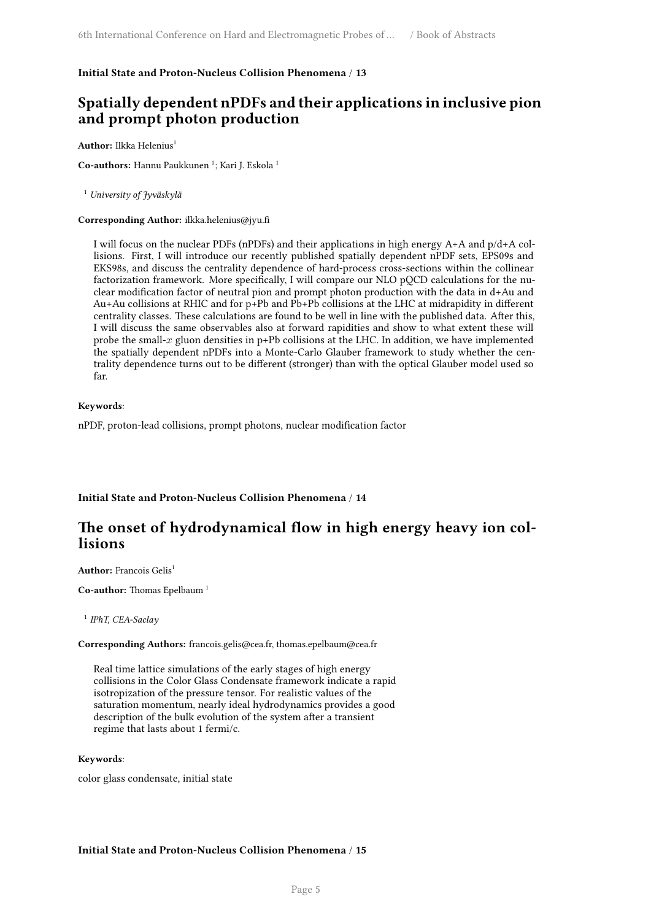**Initial State and Proton-Nucleus Collision Phenomena / 13**

## Spatially dependent nPDFs and their applications in inclusive pion and prompt photon production

**Author:** Ilkka Helenius[1]

**Co-authors:** Hannu Paukkunen [1]; Kari J. Eskola [1]

[1] *University of Jyväskylä*

**Corresponding Author:** ilkka.helenius@jyu.fi

I will focus on the nuclear PDFs (nPDFs) and their applications in high energy A+A and p/d+A collisions. First, I will introduce our recently published spatially dependent nPDF sets, EPS09s and EKS98s, and discuss the centrality dependence of hard-process cross-sections within the collinear factorization framework. More specifically, I will compare our NLO pQCD calculations for the nuclear modification factor of neutral pion and prompt photon production with the data in d+Au and Au+Au collisions at RHIC and for p+Pb and Pb+Pb collisions at the LHC at midrapidity in different centrality classes. These calculations are found to be well in line with the published data. After this, I will discuss the same observables also at forward rapidities and show to what extent these will probe the small-$x$ gluon densities in p+Pb collisions at the LHC. In addition, we have implemented the spatially dependent nPDFs into a Monte-Carlo Glauber framework to study whether the centrality dependence turns out to be different (stronger) than with the optical Glauber model used so far.

**Keywords**:

nPDF, proton-lead collisions, prompt photons, nuclear modification factor

**Initial State and Proton-Nucleus Collision Phenomena / 14**

## The onset of hydrodynamical flow in high energy heavy ion collisions

**Author:** Francois Gelis[1]

**Co-author:** Thomas Epelbaum [1]

[1] *IPhT, CEA-Saclay*

**Corresponding Authors:** francois.gelis@cea.fr, thomas.epelbaum@cea.fr

Real time lattice simulations of the early stages of high energy collisions in the Color Glass Condensate framework indicate a rapid isotropization of the pressure tensor. For realistic values of the saturation momentum, nearly ideal hydrodynamics provides a good description of the bulk evolution of the system after a transient regime that lasts about 1 fermi/c.

**Keywords**:

color glass condensate, initial state

**Initial State and Proton-Nucleus Collision Phenomena / 15**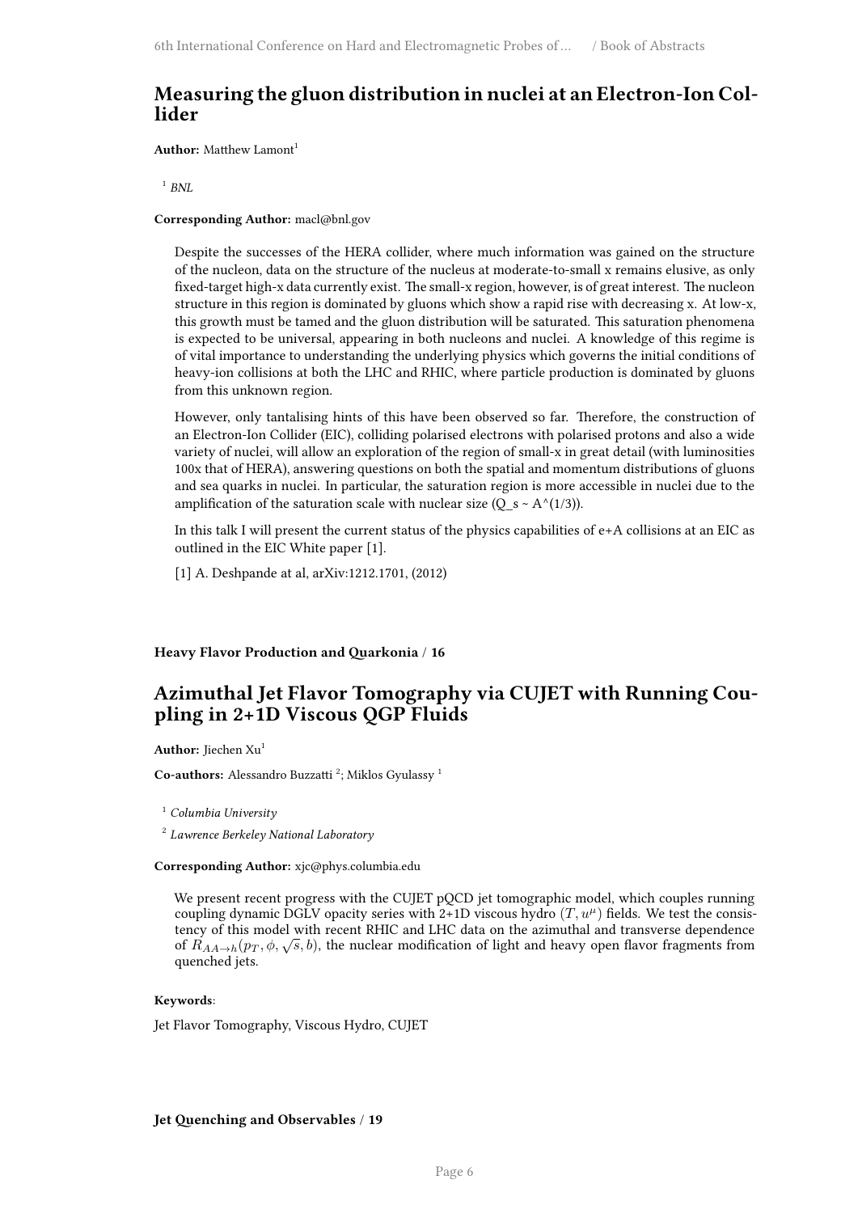## Measuring the gluon distribution in nuclei at an Electron-Ion Collider

**Author:** Matthew Lamont[1]

[1] *BNL*

**Corresponding Author:** macl@bnl.gov

Despite the successes of the HERA collider, where much information was gained on the structure of the nucleon, data on the structure of the nucleus at moderate-to-small x remains elusive, as only fixed-target high-x data currently exist. The small-x region, however, is of great interest. The nucleon structure in this region is dominated by gluons which show a rapid rise with decreasing x. At low-x, this growth must be tamed and the gluon distribution will be saturated. This saturation phenomena is expected to be universal, appearing in both nucleons and nuclei. A knowledge of this regime is of vital importance to understanding the underlying physics which governs the initial conditions of heavy-ion collisions at both the LHC and RHIC, where particle production is dominated by gluons from this unknown region.

However, only tantalising hints of this have been observed so far. Therefore, the construction of an Electron-Ion Collider (EIC), colliding polarised electrons with polarised protons and also a wide variety of nuclei, will allow an exploration of the region of small-x in great detail (with luminosities 100x that of HERA), answering questions on both the spatial and momentum distributions of gluons and sea quarks in nuclei. In particular, the saturation region is more accessible in nuclei due to the amplification of the saturation scale with nuclear size (Q_s ~ A^(1/3)).

In this talk I will present the current status of the physics capabilities of e+A collisions at an EIC as outlined in the EIC White paper [1].

[1] A. Deshpande at al, arXiv:1212.1701, (2012)

**Heavy Flavor Production and Quarkonia / 16**

## Azimuthal Jet Flavor Tomography via CUJET with Running Coupling in 2+1D Viscous QGP Fluids

**Author:** Jiechen Xu[1]

**Co-authors:** Alessandro Buzzatti [2]; Miklos Gyulassy [1]

[1] *Columbia University*

[2] *Lawrence Berkeley National Laboratory*

**Corresponding Author:** xjc@phys.columbia.edu

We present recent progress with the CUJET pQCD jet tomographic model, which couples running coupling dynamic DGLV opacity series with 2+1D viscous hydro $(T, u^{\mu})$ fields. We test the consistency of this model with recent RHIC and LHC data on the azimuthal and transverse dependence of $R_{AA\to h}(p_T, \phi, \sqrt{s}, b)$, the nuclear modification of light and heavy open flavor fragments from quenched jets.

**Keywords**:

Jet Flavor Tomography, Viscous Hydro, CUJET

**Jet Quenching and Observables / 19**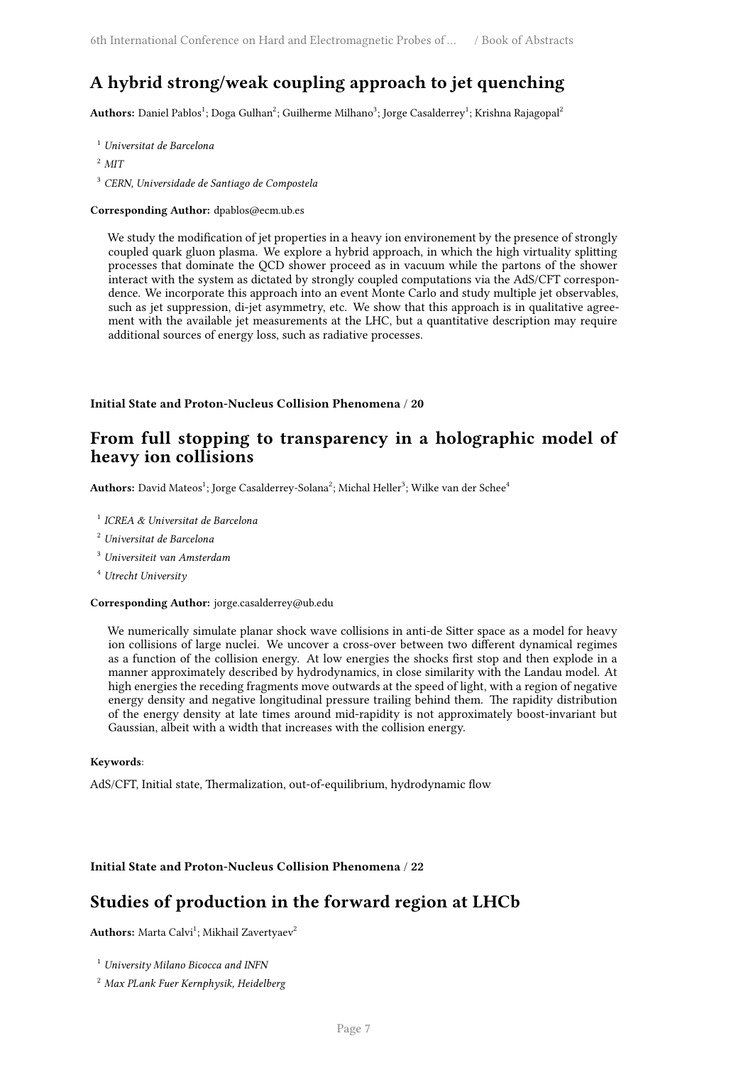## A hybrid strong/weak coupling approach to jet quenching

**Authors:** Daniel Pablos[1]; Doga Gulhan[2]; Guilherme Milhano[3]; Jorge Casalderrey[1]; Krishna Rajagopal[2]

[1] *Universitat de Barcelona*

[2] *MIT*

[3] *CERN, Universidade de Santiago de Compostela*

**Corresponding Author:** dpablos@ecm.ub.es

We study the modification of jet properties in a heavy ion environement by the presence of strongly coupled quark gluon plasma. We explore a hybrid approach, in which the high virtuality splitting processes that dominate the QCD shower proceed as in vacuum while the partons of the shower interact with the system as dictated by strongly coupled computations via the AdS/CFT correspondence. We incorporate this approach into an event Monte Carlo and study multiple jet observables, such as jet suppression, di-jet asymmetry, etc. We show that this approach is in qualitative agreement with the available jet measurements at the LHC, but a quantitative description may require additional sources of energy loss, such as radiative processes.

**Initial State and Proton-Nucleus Collision Phenomena / 20**

## From full stopping to transparency in a holographic model of heavy ion collisions

**Authors:** David Mateos[1]; Jorge Casalderrey-Solana[2]; Michal Heller[3]; Wilke van der Schee[4]

[1] *ICREA & Universitat de Barcelona*

[2] *Universitat de Barcelona*

[3] *Universiteit van Amsterdam*

[4] *Utrecht University*

**Corresponding Author:** jorge.casalderrey@ub.edu

We numerically simulate planar shock wave collisions in anti-de Sitter space as a model for heavy ion collisions of large nuclei. We uncover a cross-over between two different dynamical regimes as a function of the collision energy. At low energies the shocks first stop and then explode in a manner approximately described by hydrodynamics, in close similarity with the Landau model. At high energies the receding fragments move outwards at the speed of light, with a region of negative energy density and negative longitudinal pressure trailing behind them. The rapidity distribution of the energy density at late times around mid-rapidity is not approximately boost-invariant but Gaussian, albeit with a width that increases with the collision energy.

**Keywords**:

AdS/CFT, Initial state, Thermalization, out-of-equilibrium, hydrodynamic flow

**Initial State and Proton-Nucleus Collision Phenomena / 22**

## Studies of production in the forward region at LHCb

**Authors:** Marta Calvi[1]; Mikhail Zavertyaev[2]

[1] *University Milano Bicocca and INFN*

[2] *Max PLank Fuer Kernphysik, Heidelberg*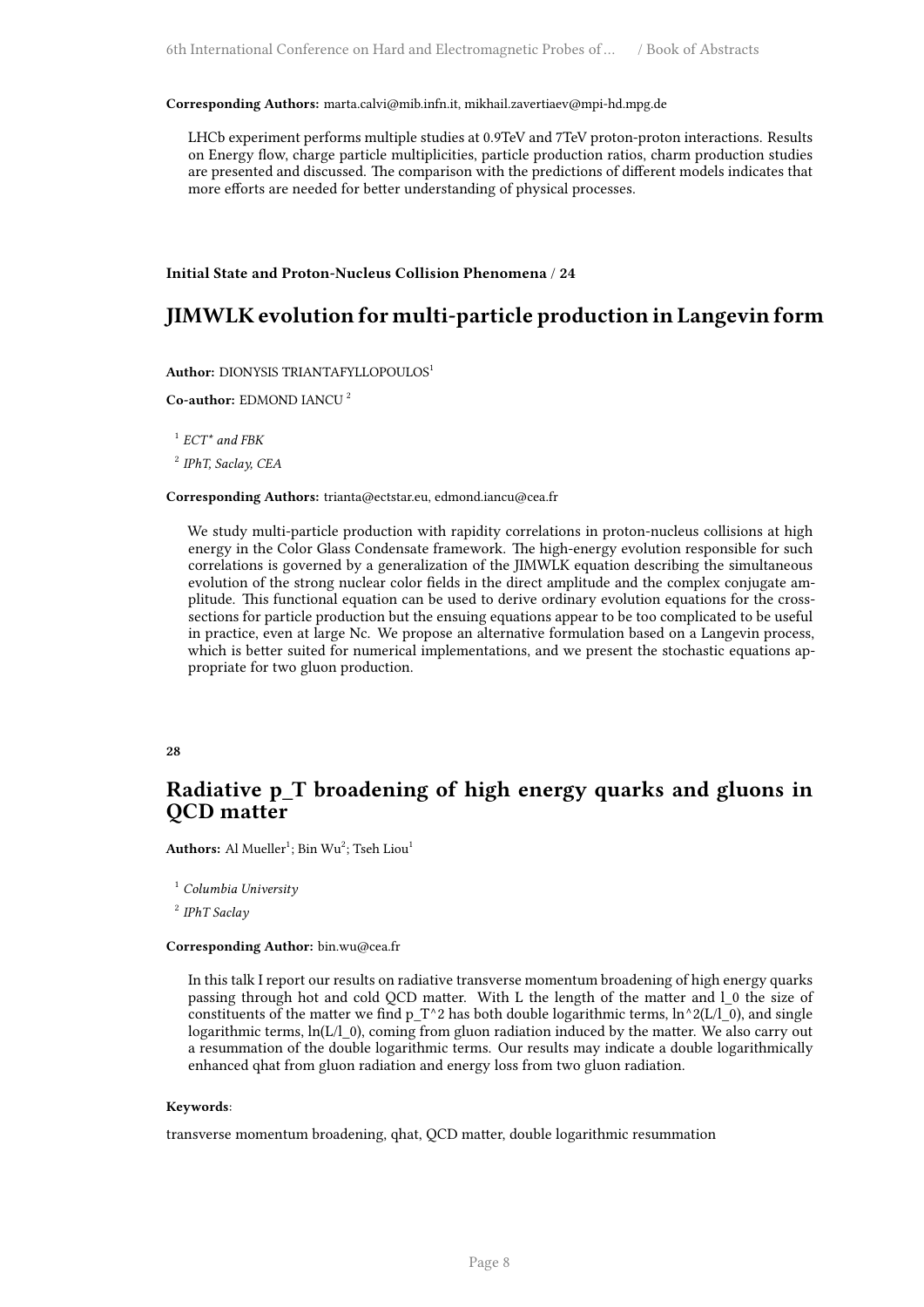**Corresponding Authors:** marta.calvi@mib.infn.it, mikhail.zavertiaev@mpi-hd.mpg.de

LHCb experiment performs multiple studies at 0.9TeV and 7TeV proton-proton interactions. Results on Energy flow, charge particle multiplicities, particle production ratios, charm production studies are presented and discussed. The comparison with the predictions of different models indicates that more efforts are needed for better understanding of physical processes.

**Initial State and Proton-Nucleus Collision Phenomena / 24**

## JIMWLK evolution for multi-particle production in Langevin form

**Author:** DIONYSIS TRIANTAFYLLOPOULOS[1]

**Co-author:** EDMOND IANCU [2]

[1] *ECT\* and FBK*

[2] *IPhT, Saclay, CEA*

**Corresponding Authors:** trianta@ectstar.eu, edmond.iancu@cea.fr

We study multi-particle production with rapidity correlations in proton-nucleus collisions at high energy in the Color Glass Condensate framework. The high-energy evolution responsible for such correlations is governed by a generalization of the JIMWLK equation describing the simultaneous evolution of the strong nuclear color fields in the direct amplitude and the complex conjugate amplitude. This functional equation can be used to derive ordinary evolution equations for the cross-sections for particle production but the ensuing equations appear to be too complicated to be useful in practice, even at large Nc. We propose an alternative formulation based on a Langevin process, which is better suited for numerical implementations, and we present the stochastic equations appropriate for two gluon production.

**28**

## Radiative $p_T$ broadening of high energy quarks and gluons in QCD matter

**Authors:** Al Mueller[1]; Bin Wu[2]; Tseh Liou[1]

[1] *Columbia University*

[2] *IPhT Saclay*

**Corresponding Author:** bin.wu@cea.fr

In this talk I report our results on radiative transverse momentum broadening of high energy quarks passing through hot and cold QCD matter. With L the length of the matter and $l_0$ the size of constituents of the matter we find $p_T^2$ has both double logarithmic terms, $\ln^2(L/l_0)$, and single logarithmic terms, $\ln(L/l_0)$, coming from gluon radiation induced by the matter. We also carry out a resummation of the double logarithmic terms. Our results may indicate a double logarithmically enhanced qhat from gluon radiation and energy loss from two gluon radiation.

**Keywords**:

transverse momentum broadening, qhat, QCD matter, double logarithmic resummation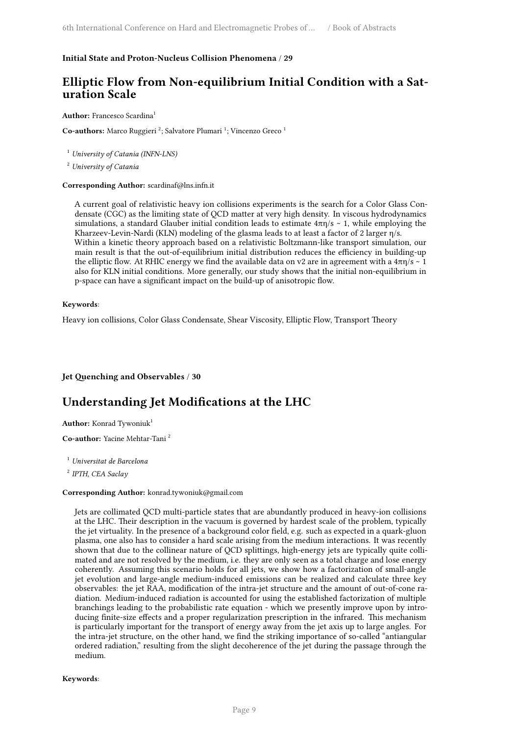**Initial State and Proton-Nucleus Collision Phenomena / 29**

## Elliptic Flow from Non-equilibrium Initial Condition with a Saturation Scale

**Author:** Francesco Scardina[1]

**Co-authors:** Marco Ruggieri [2]; Salvatore Plumari [1]; Vincenzo Greco [1]

[1] *University of Catania (INFN-LNS)*

[2] *University of Catania*

**Corresponding Author:** scardinaf@lns.infn.it

A current goal of relativistic heavy ion collisions experiments is the search for a Color Glass Condensate (CGC) as the limiting state of QCD matter at very high density. In viscous hydrodynamics simulations, a standard Glauber initial condition leads to estimate $4\pi\eta/s \sim 1$, while employing the Kharzeev-Levin-Nardi (KLN) modeling of the glasma leads to at least a factor of 2 larger $\eta/s$. Within a kinetic theory approach based on a relativistic Boltzmann-like transport simulation, our main result is that the out-of-equilibrium initial distribution reduces the efficiency in building-up the elliptic flow. At RHIC energy we find the available data on v2 are in agreement with a $4\pi\eta/s \sim 1$ also for KLN initial conditions. More generally, our study shows that the initial non-equilibrium in p-space can have a significant impact on the build-up of anisotropic flow.

**Keywords**:

Heavy ion collisions, Color Glass Condensate, Shear Viscosity, Elliptic Flow, Transport Theory

**Jet Quenching and Observables / 30**

## Understanding Jet Modifications at the LHC

**Author:** Konrad Tywoniuk[1]

**Co-author:** Yacine Mehtar-Tani [2]

[1] *Universitat de Barcelona*

[2] *IPTH, CEA Saclay*

**Corresponding Author:** konrad.tywoniuk@gmail.com

Jets are collimated QCD multi-particle states that are abundantly produced in heavy-ion collisions at the LHC. Their description in the vacuum is governed by hardest scale of the problem, typically the jet virtuality. In the presence of a background color field, e.g. such as expected in a quark-gluon plasma, one also has to consider a hard scale arising from the medium interactions. It was recently shown that due to the collinear nature of QCD splittings, high-energy jets are typically quite collimated and are not resolved by the medium, i.e. they are only seen as a total charge and lose energy coherently. Assuming this scenario holds for all jets, we show how a factorization of small-angle jet evolution and large-angle medium-induced emissions can be realized and calculate three key observables: the jet RAA, modification of the intra-jet structure and the amount of out-of-cone radiation. Medium-induced radiation is accounted for using the established factorization of multiple branchings leading to the probabilitic rate equation - which we presently improve upon by introducing finite-size effects and a proper regularization prescription in the infrared. This mechanism is particularly important for the transport of energy away from the jet axis up to large angles. For the intra-jet structure, on the other hand, we find the striking importance of so-called "antiangular ordered radiation," resulting from the slight decoherence of the jet during the passage through the medium.

**Keywords**: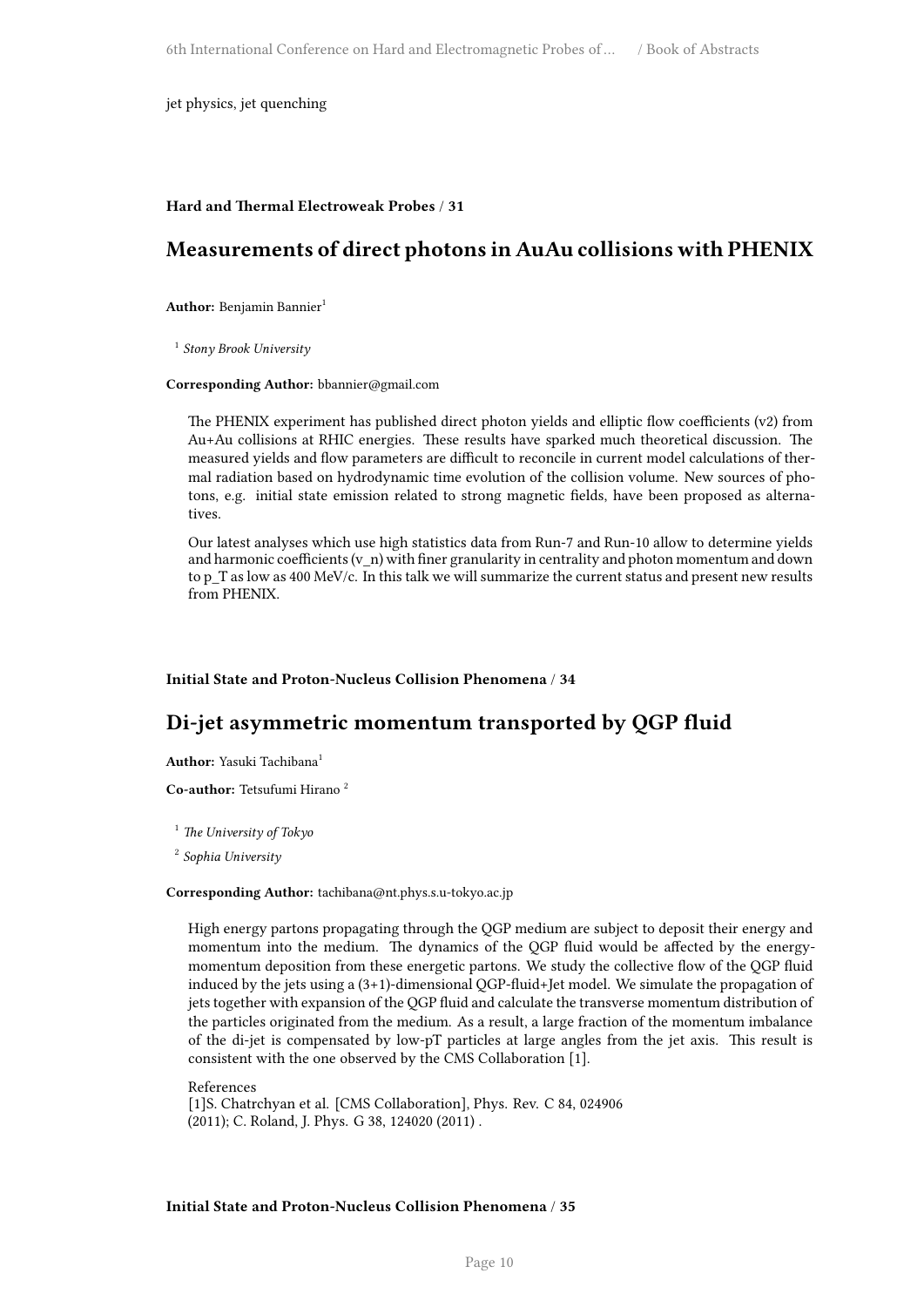jet physics, jet quenching

**Hard and Thermal Electroweak Probes / 31**

## Measurements of direct photons in AuAu collisions with PHENIX

**Author:** Benjamin Bannier[1]

[1] *Stony Brook University*

**Corresponding Author:** bbannier@gmail.com

The PHENIX experiment has published direct photon yields and elliptic flow coefficients (v2) from Au+Au collisions at RHIC energies. These results have sparked much theoretical discussion. The measured yields and flow parameters are difficult to reconcile in current model calculations of thermal radiation based on hydrodynamic time evolution of the collision volume. New sources of photons, e.g. initial state emission related to strong magnetic fields, have been proposed as alternatives.

Our latest analyses which use high statistics data from Run-7 and Run-10 allow to determine yields and harmonic coefficients ($v_n$) with finer granularity in centrality and photon momentum and down to $p_T$ as low as 400 MeV/c. In this talk we will summarize the current status and present new results from PHENIX.

**Initial State and Proton-Nucleus Collision Phenomena / 34**

## Di-jet asymmetric momentum transported by QGP fluid

**Author:** Yasuki Tachibana[1]

**Co-author:** Tetsufumi Hirano [2]

[1] *The University of Tokyo*

[2] *Sophia University*

**Corresponding Author:** tachibana@nt.phys.s.u-tokyo.ac.jp

High energy partons propagating through the QGP medium are subject to deposit their energy and momentum into the medium. The dynamics of the QGP fluid would be affected by the energy-momentum deposition from these energetic partons. We study the collective flow of the QGP fluid induced by the jets using a (3+1)-dimensional QGP-fluid+Jet model. We simulate the propagation of jets together with expansion of the QGP fluid and calculate the transverse momentum distribution of the particles originated from the medium. As a result, a large fraction of the momentum imbalance of the di-jet is compensated by low-pT particles at large angles from the jet axis. This result is consistent with the one observed by the CMS Collaboration [1].

References
[1]S. Chatrchyan et al. [CMS Collaboration], Phys. Rev. C 84, 024906 (2011); C. Roland, J. Phys. G 38, 124020 (2011) .

**Initial State and Proton-Nucleus Collision Phenomena / 35**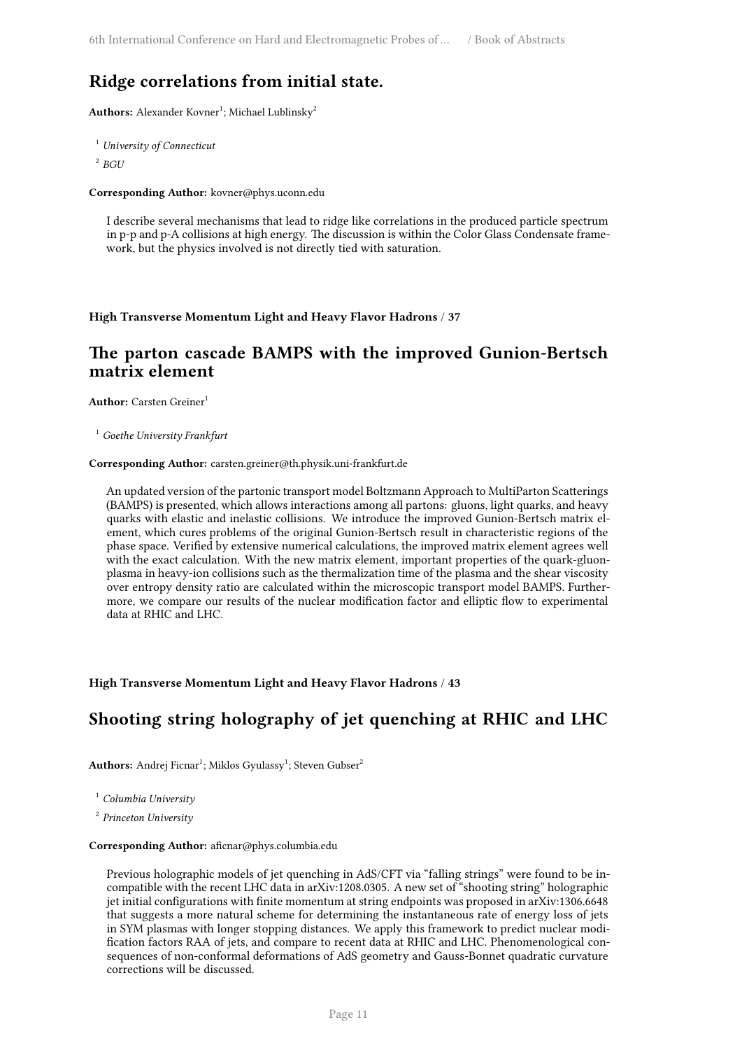## Ridge correlations from initial state.

**Authors:** Alexander Kovner[1]; Michael Lublinsky[2]

[1] *University of Connecticut*

[2] *BGU*

**Corresponding Author:** kovner@phys.uconn.edu

I describe several mechanisms that lead to ridge like correlations in the produced particle spectrum in p-p and p-A collisions at high energy. The discussion is within the Color Glass Condensate framework, but the physics involved is not directly tied with saturation.

**High Transverse Momentum Light and Heavy Flavor Hadrons / 37**

## The parton cascade BAMPS with the improved Gunion-Bertsch matrix element

**Author:** Carsten Greiner[1]

[1] *Goethe University Frankfurt*

**Corresponding Author:** carsten.greiner@th.physik.uni-frankfurt.de

An updated version of the partonic transport model Boltzmann Approach to MultiParton Scatterings (BAMPS) is presented, which allows interactions among all partons: gluons, light quarks, and heavy quarks with elastic and inelastic collisions. We introduce the improved Gunion-Bertsch matrix element, which cures problems of the original Gunion-Bertsch result in characteristic regions of the phase space. Verified by extensive numerical calculations, the improved matrix element agrees well with the exact calculation. With the new matrix element, important properties of the quark-gluon-plasma in heavy-ion collisions such as the thermalization time of the plasma and the shear viscosity over entropy density ratio are calculated within the microscopic transport model BAMPS. Furthermore, we compare our results of the nuclear modification factor and elliptic flow to experimental data at RHIC and LHC.

**High Transverse Momentum Light and Heavy Flavor Hadrons / 43**

## Shooting string holography of jet quenching at RHIC and LHC

**Authors:** Andrej Ficnar[1]; Miklos Gyulassy[1]; Steven Gubser[2]

[1] *Columbia University*

[2] *Princeton University*

**Corresponding Author:** aficnar@phys.columbia.edu

Previous holographic models of jet quenching in AdS/CFT via "falling strings" were found to be incompatible with the recent LHC data in arXiv:1208.0305. A new set of "shooting string" holographic jet initial configurations with finite momentum at string endpoints was proposed in arXiv:1306.6648 that suggests a more natural scheme for determining the instantaneous rate of energy loss of jets in SYM plasmas with longer stopping distances. We apply this framework to predict nuclear modification factors RAA of jets, and compare to recent data at RHIC and LHC. Phenomenological consequences of non-conformal deformations of AdS geometry and Gauss-Bonnet quadratic curvature corrections will be discussed.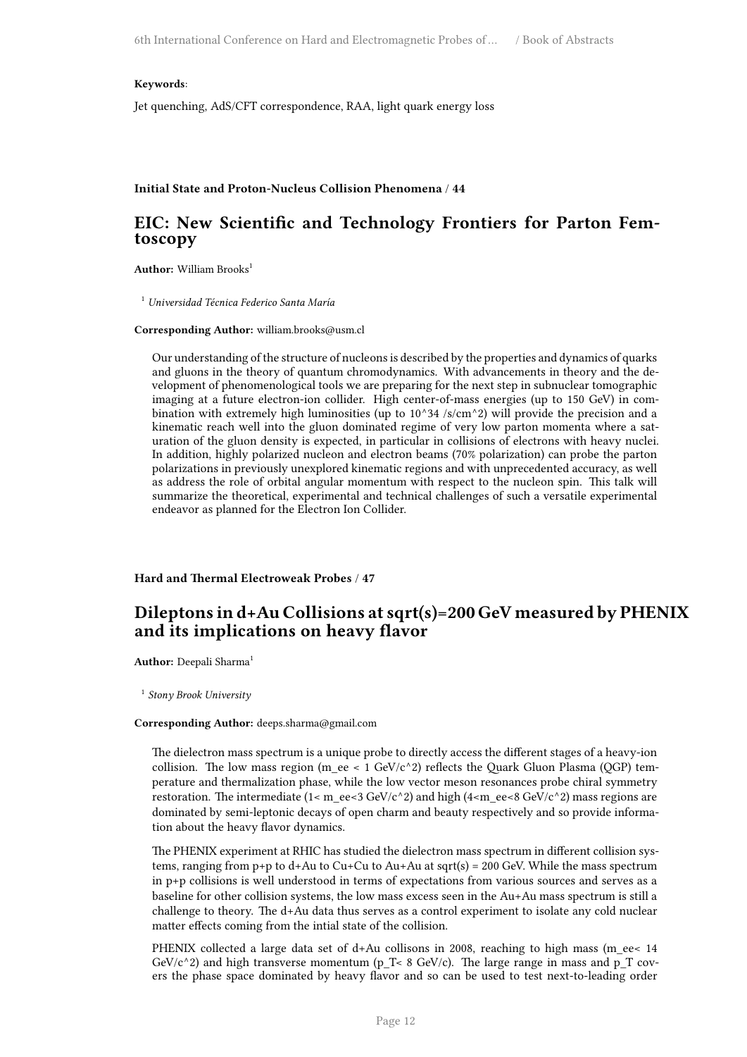**Keywords**:

Jet quenching, AdS/CFT correspondence, RAA, light quark energy loss

**Initial State and Proton-Nucleus Collision Phenomena / 44**

## EIC: New Scientific and Technology Frontiers for Parton Femtoscopy

**Author:** William Brooks[1]

[1] *Universidad Técnica Federico Santa María*

**Corresponding Author:** william.brooks@usm.cl

Our understanding of the structure of nucleons is described by the properties and dynamics of quarks and gluons in the theory of quantum chromodynamics. With advancements in theory and the development of phenomenological tools we are preparing for the next step in subnuclear tomographic imaging at a future electron-ion collider. High center-of-mass energies (up to 150 GeV) in combination with extremely high luminosities (up to 10^34 /s/cm^2) will provide the precision and a kinematic reach well into the gluon dominated regime of very low parton momenta where a saturation of the gluon density is expected, in particular in collisions of electrons with heavy nuclei. In addition, highly polarized nucleon and electron beams (70% polarization) can probe the parton polarizations in previously unexplored kinematic regions and with unprecedented accuracy, as well as address the role of orbital angular momentum with respect to the nucleon spin. This talk will summarize the theoretical, experimental and technical challenges of such a versatile experimental endeavor as planned for the Electron Ion Collider.

**Hard and Thermal Electroweak Probes / 47**

## Dileptons in d+Au Collisions at sqrt(s)=200 GeV measured by PHENIX and its implications on heavy flavor

**Author:** Deepali Sharma[1]

[1] *Stony Brook University*

**Corresponding Author:** deeps.sharma@gmail.com

The dielectron mass spectrum is a unique probe to directly access the different stages of a heavy-ion collision. The low mass region (m_ee < 1 GeV/c^2) reflects the Quark Gluon Plasma (QGP) temperature and thermalization phase, while the low vector meson resonances probe chiral symmetry restoration. The intermediate (1< m_ee<3 GeV/c^2) and high (4<m_ee<8 GeV/c^2) mass regions are dominated by semi-leptonic decays of open charm and beauty respectively and so provide information about the heavy flavor dynamics.

The PHENIX experiment at RHIC has studied the dielectron mass spectrum in different collision systems, ranging from p+p to d+Au to Cu+Cu to Au+Au at sqrt(s) = 200 GeV. While the mass spectrum in p+p collisions is well understood in terms of expectations from various sources and serves as a baseline for other collision systems, the low mass excess seen in the Au+Au mass spectrum is still a challenge to theory. The d+Au data thus serves as a control experiment to isolate any cold nuclear matter effects coming from the intial state of the collision.

PHENIX collected a large data set of d+Au collisons in 2008, reaching to high mass (m_ee< 14 GeV/c^2) and high transverse momentum (p_T< 8 GeV/c). The large range in mass and p_T covers the phase space dominated by heavy flavor and so can be used to test next-to-leading order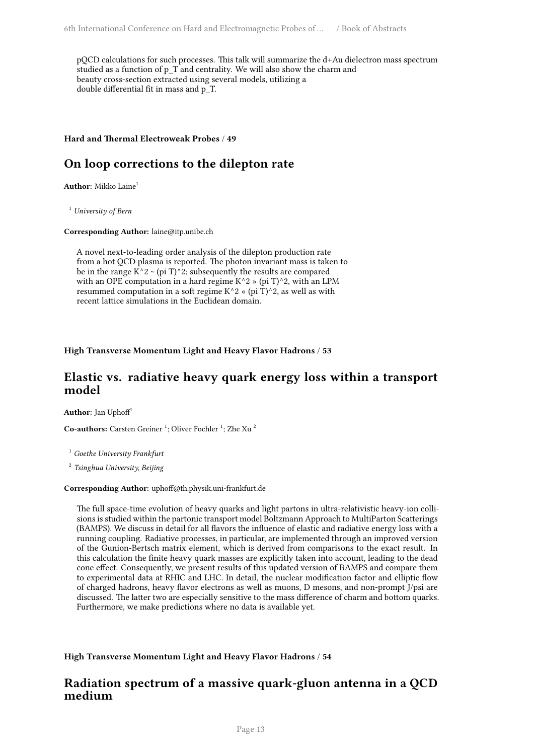pQCD calculations for such processes. This talk will summarize the d+Au dielectron mass spectrum studied as a function of $p_T$ and centrality. We will also show the charm and beauty cross-section extracted using several models, utilizing a double differential fit in mass and $p_T$.

**Hard and Thermal Electroweak Probes / 49**

## On loop corrections to the dilepton rate

**Author:** Mikko Laine[1]

[1] *University of Bern*

**Corresponding Author:** laine@itp.unibe.ch

A novel next-to-leading order analysis of the dilepton production rate from a hot QCD plasma is reported. The photon invariant mass is taken to be in the range $K^2 \sim (\pi T)^2$; subsequently the results are compared with an OPE computation in a hard regime $K^2 \gg (\pi T)^2$, with an LPM resummed computation in a soft regime $K^2 \ll (\pi T)^2$, as well as with recent lattice simulations in the Euclidean domain.

**High Transverse Momentum Light and Heavy Flavor Hadrons / 53**

## Elastic vs. radiative heavy quark energy loss within a transport model

**Author:** Jan Uphoff[1]

**Co-authors:** Carsten Greiner [1]; Oliver Fochler [1]; Zhe Xu [2]

[1] *Goethe University Frankfurt*

[2] *Tsinghua University, Beijing*

**Corresponding Author:** uphoff@th.physik.uni-frankfurt.de

The full space-time evolution of heavy quarks and light partons in ultra-relativistic heavy-ion collisions is studied within the partonic transport model Boltzmann Approach to MultiParton Scatterings (BAMPS). We discuss in detail for all flavors the influence of elastic and radiative energy loss with a running coupling. Radiative processes, in particular, are implemented through an improved version of the Gunion-Bertsch matrix element, which is derived from comparisons to the exact result. In this calculation the finite heavy quark masses are explicitly taken into account, leading to the dead cone effect. Consequently, we present results of this updated version of BAMPS and compare them to experimental data at RHIC and LHC. In detail, the nuclear modification factor and elliptic flow of charged hadrons, heavy flavor electrons as well as muons, D mesons, and non-prompt J/psi are discussed. The latter two are especially sensitive to the mass difference of charm and bottom quarks. Furthermore, we make predictions where no data is available yet.

**High Transverse Momentum Light and Heavy Flavor Hadrons / 54**

## Radiation spectrum of a massive quark-gluon antenna in a QCD medium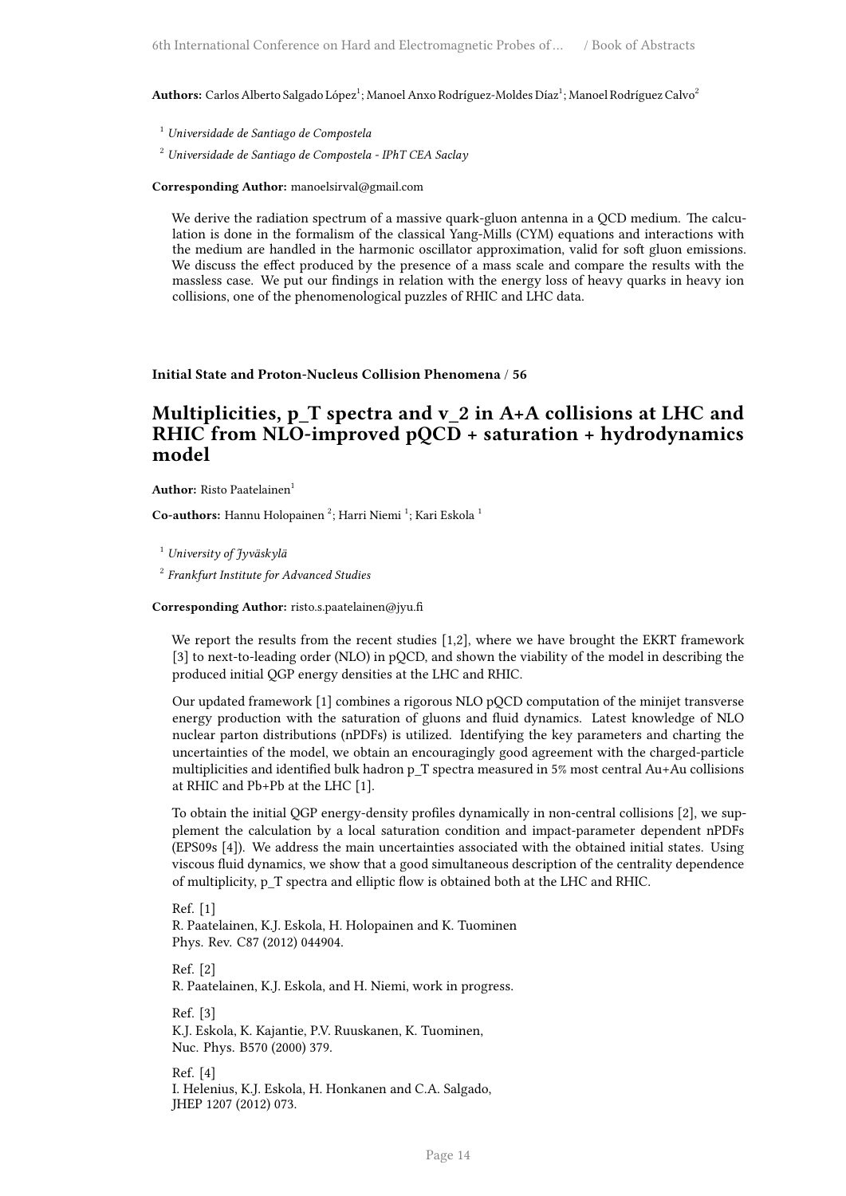**Authors:** Carlos Alberto Salgado López[1]; Manoel Anxo Rodríguez-Moldes Díaz[1]; Manoel Rodríguez Calvo[2]

[1] *Universidade de Santiago de Compostela*

[2] *Universidade de Santiago de Compostela - IPhT CEA Saclay*

**Corresponding Author:** manoelsirval@gmail.com

We derive the radiation spectrum of a massive quark-gluon antenna in a QCD medium. The calculation is done in the formalism of the classical Yang-Mills (CYM) equations and interactions with the medium are handled in the harmonic oscillator approximation, valid for soft gluon emissions. We discuss the effect produced by the presence of a mass scale and compare the results with the massless case. We put our findings in relation with the energy loss of heavy quarks in heavy ion collisions, one of the phenomenological puzzles of RHIC and LHC data.

**Initial State and Proton-Nucleus Collision Phenomena / 56**

## Multiplicities, p_T spectra and v_2 in A+A collisions at LHC and RHIC from NLO-improved pQCD + saturation + hydrodynamics model

**Author:** Risto Paatelainen[1]

**Co-authors:** Hannu Holopainen [2]; Harri Niemi [1]; Kari Eskola [1]

[1] *University of Jyväskylä*

[2] *Frankfurt Institute for Advanced Studies*

**Corresponding Author:** risto.s.paatelainen@jyu.fi

We report the results from the recent studies [1,2], where we have brought the EKRT framework [3] to next-to-leading order (NLO) in pQCD, and shown the viability of the model in describing the produced initial QGP energy densities at the LHC and RHIC.

Our updated framework [1] combines a rigorous NLO pQCD computation of the minijet transverse energy production with the saturation of gluons and fluid dynamics. Latest knowledge of NLO nuclear parton distributions (nPDFs) is utilized. Identifying the key parameters and charting the uncertainties of the model, we obtain an encouragingly good agreement with the charged-particle multiplicities and identified bulk hadron p_T spectra measured in 5% most central Au+Au collisions at RHIC and Pb+Pb at the LHC [1].

To obtain the initial QGP energy-density profiles dynamically in non-central collisions [2], we supplement the calculation by a local saturation condition and impact-parameter dependent nPDFs (EPS09s [4]). We address the main uncertainties associated with the obtained initial states. Using viscous fluid dynamics, we show that a good simultaneous description of the centrality dependence of multiplicity, p_T spectra and elliptic flow is obtained both at the LHC and RHIC.

Ref. [1]
R. Paatelainen, K.J. Eskola, H. Holopainen and K. Tuominen
Phys. Rev. C87 (2012) 044904.

Ref. [2]
R. Paatelainen, K.J. Eskola, and H. Niemi, work in progress.

Ref. [3]
K.J. Eskola, K. Kajantie, P.V. Ruuskanen, K. Tuominen,
Nuc. Phys. B570 (2000) 379.

Ref. [4]
I. Helenius, K.J. Eskola, H. Honkanen and C.A. Salgado,
JHEP 1207 (2012) 073.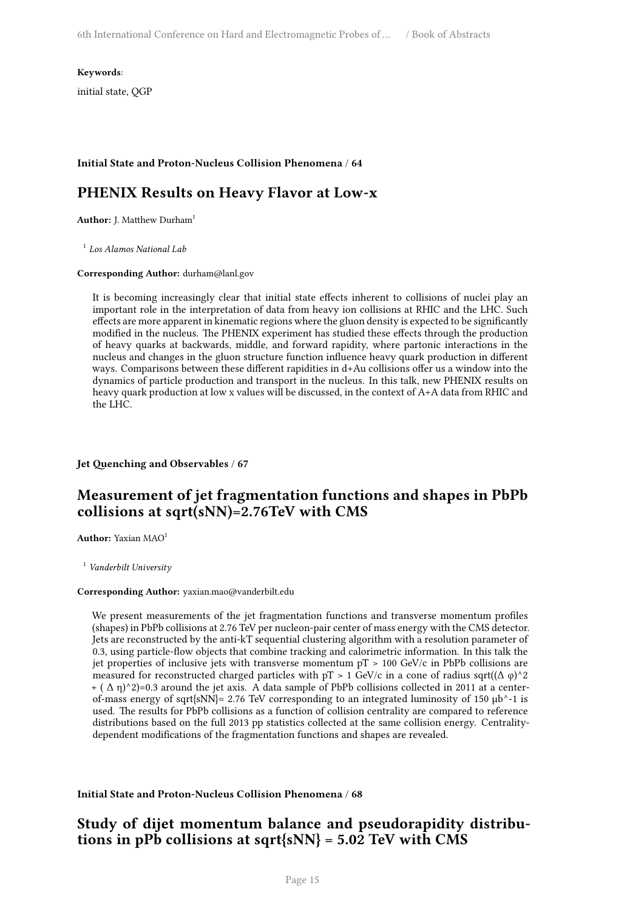**Keywords**:

initial state, QGP

**Initial State and Proton-Nucleus Collision Phenomena / 64**

## PHENIX Results on Heavy Flavor at Low-x

**Author:** J. Matthew Durham[1]

[1] *Los Alamos National Lab*

**Corresponding Author:** durham@lanl.gov

It is becoming increasingly clear that initial state effects inherent to collisions of nuclei play an important role in the interpretation of data from heavy ion collisions at RHIC and the LHC. Such effects are more apparent in kinematic regions where the gluon density is expected to be significantly modified in the nucleus. The PHENIX experiment has studied these effects through the production of heavy quarks at backwards, middle, and forward rapidity, where partonic interactions in the nucleus and changes in the gluon structure function influence heavy quark production in different ways. Comparisons between these different rapidities in d+Au collisions offer us a window into the dynamics of particle production and transport in the nucleus. In this talk, new PHENIX results on heavy quark production at low x values will be discussed, in the context of A+A data from RHIC and the LHC.

**Jet Quenching and Observables / 67**

## Measurement of jet fragmentation functions and shapes in PbPb collisions at sqrt(sNN)=2.76TeV with CMS

**Author:** Yaxian MAO[1]

[1] *Vanderbilt University*

**Corresponding Author:** yaxian.mao@vanderbilt.edu

We present measurements of the jet fragmentation functions and transverse momentum profiles (shapes) in PbPb collisions at 2.76 TeV per nucleon-pair center of mass energy with the CMS detector. Jets are reconstructed by the anti-kT sequential clustering algorithm with a resolution parameter of 0.3, using particle-flow objects that combine tracking and calorimetric information. In this talk the jet properties of inclusive jets with transverse momentum pT > 100 GeV/c in PbPb collisions are measured for reconstructed charged particles with pT > 1 GeV/c in a cone of radius sqrt((Δ φ)^2 + ( Δ η)^2)=0.3 around the jet axis. A data sample of PbPb collisions collected in 2011 at a center-of-mass energy of sqrt{sNN}= 2.76 TeV corresponding to an integrated luminosity of 150 μb^-1 is used. The results for PbPb collisions as a function of collision centrality are compared to reference distributions based on the full 2013 pp statistics collected at the same collision energy. Centrality-dependent modifications of the fragmentation functions and shapes are revealed.

**Initial State and Proton-Nucleus Collision Phenomena / 68**

## Study of dijet momentum balance and pseudorapidity distributions in pPb collisions at sqrt{sNN} = 5.02 TeV with CMS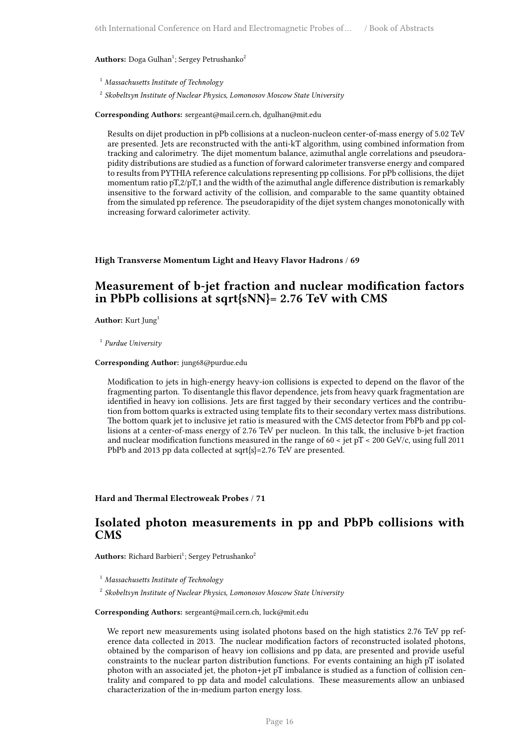**Authors:** Doga Gulhan[1]; Sergey Petrushanko[2]

[1] *Massachusetts Institute of Technology*

[2] *Skobeltsyn Institute of Nuclear Physics, Lomonosov Moscow State University*

**Corresponding Authors:** sergeant@mail.cern.ch, dgulhan@mit.edu

Results on dijet production in pPb collisions at a nucleon-nucleon center-of-mass energy of 5.02 TeV are presented. Jets are reconstructed with the anti-kT algorithm, using combined information from tracking and calorimetry. The dijet momentum balance, azimuthal angle correlations and pseudorapidity distributions are studied as a function of forward calorimeter transverse energy and compared to results from PYTHIA reference calculations representing pp collisions. For pPb collisions, the dijet momentum ratio pT,2/pT,1 and the width of the azimuthal angle difference distribution is remarkably insensitive to the forward activity of the collision, and comparable to the same quantity obtained from the simulated pp reference. The pseudorapidity of the dijet system changes monotonically with increasing forward calorimeter activity.

**High Transverse Momentum Light and Heavy Flavor Hadrons / 69**

## Measurement of b-jet fraction and nuclear modification factors in PbPb collisions at sqrt{sNN}= 2.76 TeV with CMS

**Author:** Kurt Jung[1]

[1] *Purdue University*

**Corresponding Author:** jung68@purdue.edu

Modification to jets in high-energy heavy-ion collisions is expected to depend on the flavor of the fragmenting parton. To disentangle this flavor dependence, jets from heavy quark fragmentation are identified in heavy ion collisions. Jets are first tagged by their secondary vertices and the contribution from bottom quarks is extracted using template fits to their secondary vertex mass distributions. The bottom quark jet to inclusive jet ratio is measured with the CMS detector from PbPb and pp collisions at a center-of-mass energy of 2.76 TeV per nucleon. In this talk, the inclusive b-jet fraction and nuclear modification functions measured in the range of 60 < jet pT < 200 GeV/c, using full 2011 PbPb and 2013 pp data collected at sqrt{s}=2.76 TeV are presented.

**Hard and Thermal Electroweak Probes / 71**

## Isolated photon measurements in pp and PbPb collisions with CMS

**Authors:** Richard Barbieri[1]; Sergey Petrushanko[2]

[1] *Massachusetts Institute of Technology*

[2] *Skobeltsyn Institute of Nuclear Physics, Lomonosov Moscow State University*

**Corresponding Authors:** sergeant@mail.cern.ch, luck@mit.edu

We report new measurements using isolated photons based on the high statistics 2.76 TeV pp reference data collected in 2013. The nuclear modification factors of reconstructed isolated photons, obtained by the comparison of heavy ion collisions and pp data, are presented and provide useful constraints to the nuclear parton distribution functions. For events containing an high pT isolated photon with an associated jet, the photon+jet pT imbalance is studied as a function of collision centrality and compared to pp data and model calculations. These measurements allow an unbiased characterization of the in-medium parton energy loss.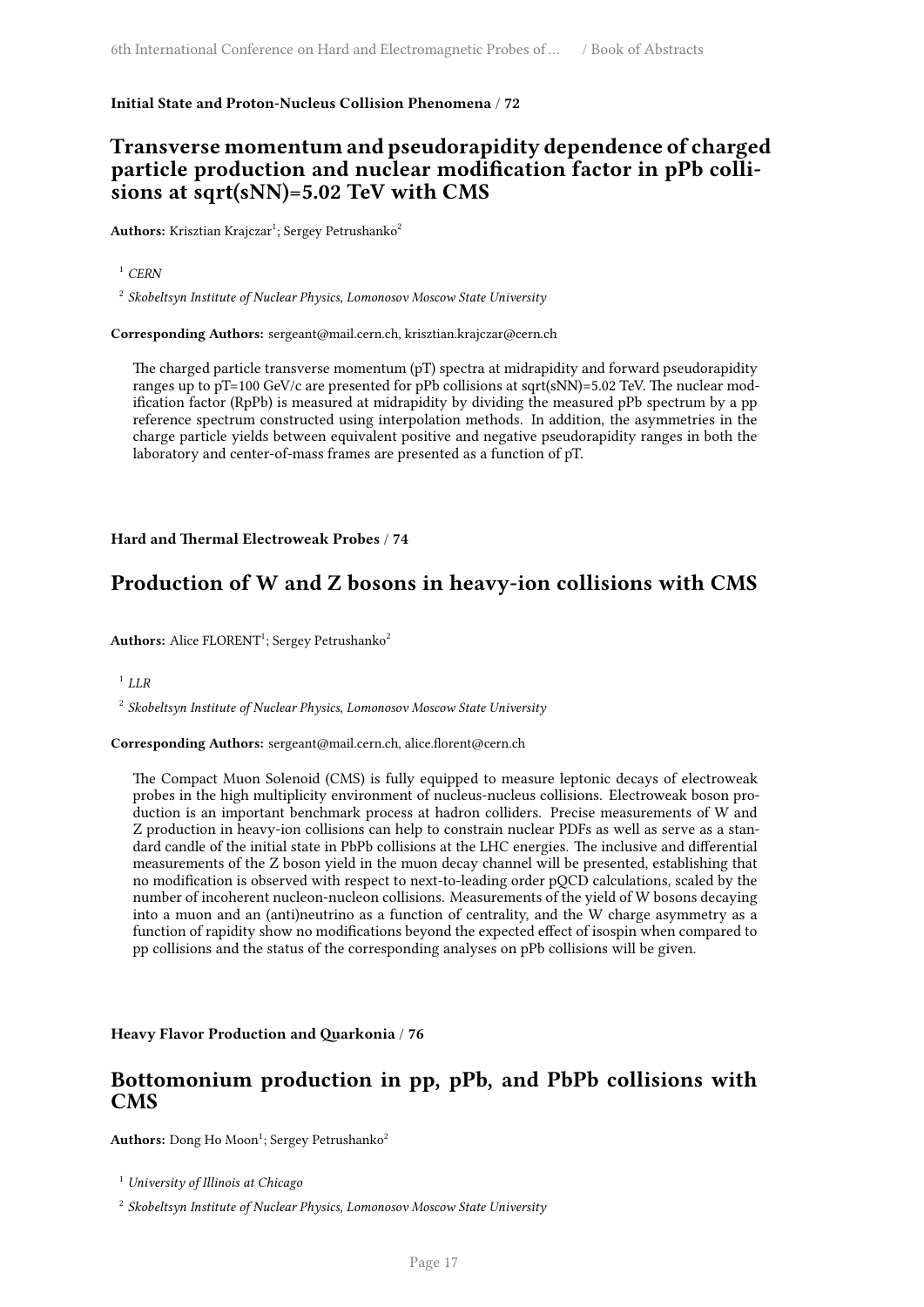**Initial State and Proton-Nucleus Collision Phenomena / 72**

## Transverse momentum and pseudorapidity dependence of charged particle production and nuclear modification factor in pPb collisions at sqrt(sNN)=5.02 TeV with CMS

**Authors:** Krisztian Krajczar[1]; Sergey Petrushanko[2]

[1] *CERN*

[2] *Skobeltsyn Institute of Nuclear Physics, Lomonosov Moscow State University*

**Corresponding Authors:** sergeant@mail.cern.ch, krisztian.krajczar@cern.ch

The charged particle transverse momentum (pT) spectra at midrapidity and forward pseudorapidity ranges up to pT=100 GeV/c are presented for pPb collisions at sqrt(sNN)=5.02 TeV. The nuclear modification factor (RpPb) is measured at midrapidity by dividing the measured pPb spectrum by a pp reference spectrum constructed using interpolation methods. In addition, the asymmetries in the charge particle yields between equivalent positive and negative pseudorapidity ranges in both the laboratory and center-of-mass frames are presented as a function of pT.

**Hard and Thermal Electroweak Probes / 74**

## Production of W and Z bosons in heavy-ion collisions with CMS

**Authors:** Alice FLORENT[1]; Sergey Petrushanko[2]

[1] *LLR*

[2] *Skobeltsyn Institute of Nuclear Physics, Lomonosov Moscow State University*

**Corresponding Authors:** sergeant@mail.cern.ch, alice.florent@cern.ch

The Compact Muon Solenoid (CMS) is fully equipped to measure leptonic decays of electroweak probes in the high multiplicity environment of nucleus-nucleus collisions. Electroweak boson production is an important benchmark process at hadron colliders. Precise measurements of W and Z production in heavy-ion collisions can help to constrain nuclear PDFs as well as serve as a standard candle of the initial state in PbPb collisions at the LHC energies. The inclusive and differential measurements of the Z boson yield in the muon decay channel will be presented, establishing that no modification is observed with respect to next-to-leading order pQCD calculations, scaled by the number of incoherent nucleon-nucleon collisions. Measurements of the yield of W bosons decaying into a muon and an (anti)neutrino as a function of centrality, and the W charge asymmetry as a function of rapidity show no modifications beyond the expected effect of isospin when compared to pp collisions and the status of the corresponding analyses on pPb collisions will be given.

**Heavy Flavor Production and Quarkonia / 76**

## Bottomonium production in pp, pPb, and PbPb collisions with CMS

**Authors:** Dong Ho Moon[1]; Sergey Petrushanko[2]

[1] *University of Illinois at Chicago*

[2] *Skobeltsyn Institute of Nuclear Physics, Lomonosov Moscow State University*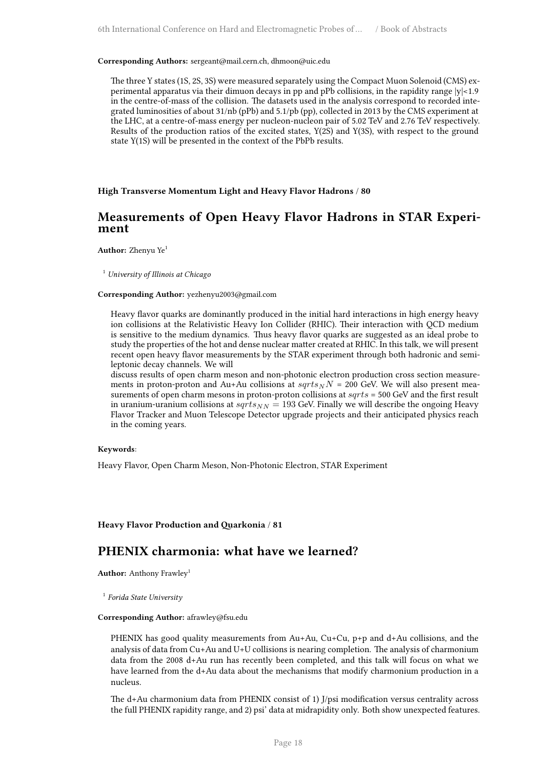**Corresponding Authors:** sergeant@mail.cern.ch, dhmoon@uic.edu

The three Υ states (1S, 2S, 3S) were measured separately using the Compact Muon Solenoid (CMS) experimental apparatus via their dimuon decays in pp and pPb collisions, in the rapidity range |y|<1.9 in the centre-of-mass of the collision. The datasets used in the analysis correspond to recorded integrated luminosities of about 31/nb (pPb) and 5.1/pb (pp), collected in 2013 by the CMS experiment at the LHC, at a centre-of-mass energy per nucleon-nucleon pair of 5.02 TeV and 2.76 TeV respectively. Results of the production ratios of the excited states, Υ(2S) and Υ(3S), with respect to the ground state Υ(1S) will be presented in the context of the PbPb results.

**High Transverse Momentum Light and Heavy Flavor Hadrons / 80**

## Measurements of Open Heavy Flavor Hadrons in STAR Experiment

**Author:** Zhenyu Ye[1]

[1] *University of Illinois at Chicago*

**Corresponding Author:** yezhenyu2003@gmail.com

Heavy flavor quarks are dominantly produced in the initial hard interactions in high energy heavy ion collisions at the Relativistic Heavy Ion Collider (RHIC). Their interaction with QCD medium is sensitive to the medium dynamics. Thus heavy flavor quarks are suggested as an ideal probe to study the properties of the hot and dense nuclear matter created at RHIC. In this talk, we will present recent open heavy flavor measurements by the STAR experiment through both hadronic and semi-leptonic decay channels. We will
discuss results of open charm meson and non-photonic electron production cross section measurements in proton-proton and Au+Au collisions at $sqrts_NN$ = 200 GeV. We will also present measurements of open charm mesons in proton-proton collisions at $sqrts$ = 500 GeV and the first result in uranium-uranium collisions at $sqrts_{NN} = 193$ GeV. Finally we will describe the ongoing Heavy Flavor Tracker and Muon Telescope Detector upgrade projects and their anticipated physics reach in the coming years.

**Keywords**:

Heavy Flavor, Open Charm Meson, Non-Photonic Electron, STAR Experiment

**Heavy Flavor Production and Quarkonia / 81**

## PHENIX charmonia: what have we learned?

**Author:** Anthony Frawley[1]

[1] *Forida State University*

**Corresponding Author:** afrawley@fsu.edu

PHENIX has good quality measurements from Au+Au, Cu+Cu, p+p and d+Au collisions, and the analysis of data from Cu+Au and U+U collisions is nearing completion. The analysis of charmonium data from the 2008 d+Au run has recently been completed, and this talk will focus on what we have learned from the d+Au data about the mechanisms that modify charmonium production in a nucleus.

The d+Au charmonium data from PHENIX consist of 1) J/psi modification versus centrality across the full PHENIX rapidity range, and 2) psi' data at midrapidity only. Both show unexpected features.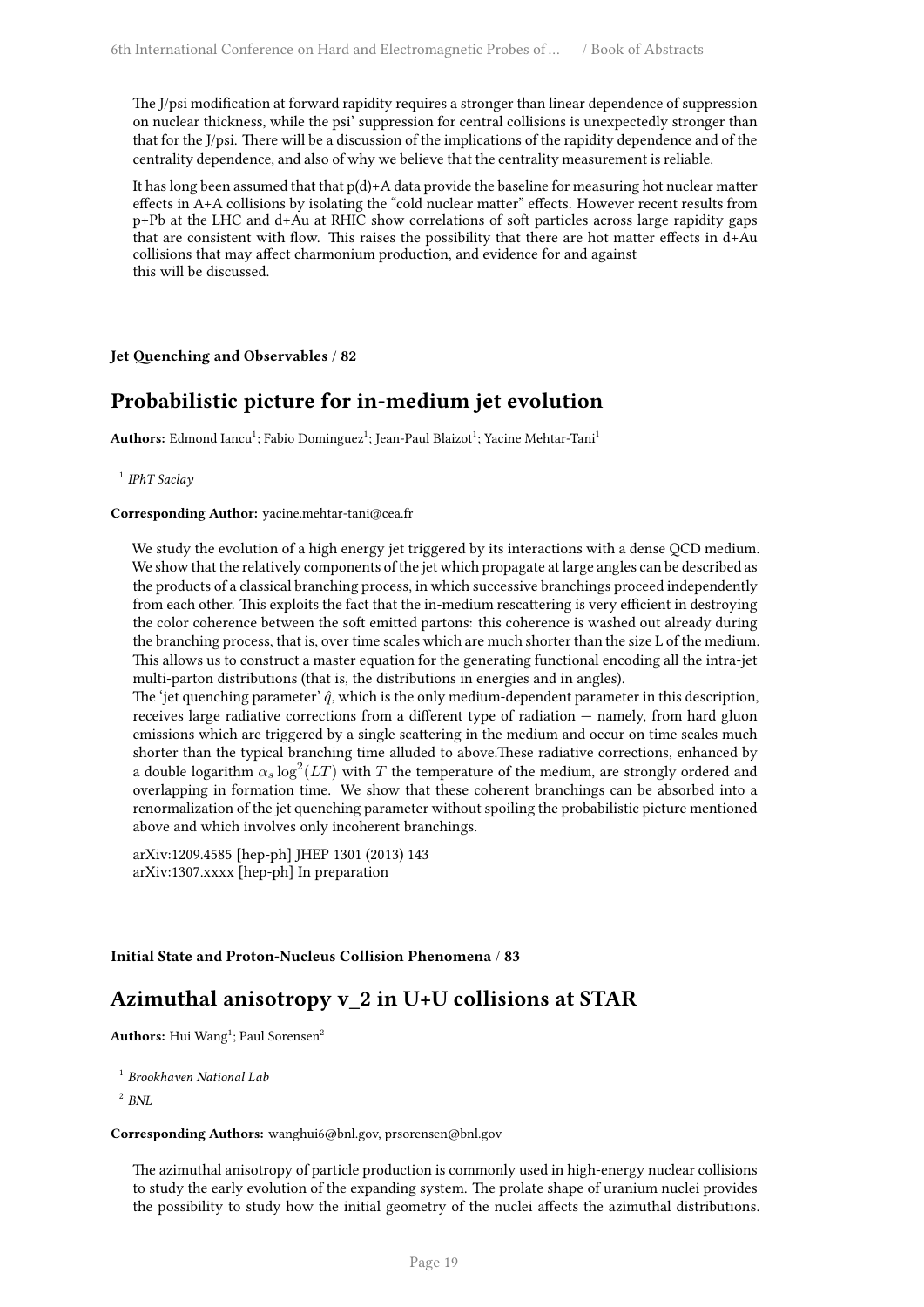The J/psi modification at forward rapidity requires a stronger than linear dependence of suppression on nuclear thickness, while the psi' suppression for central collisions is unexpectedly stronger than that for the J/psi. There will be a discussion of the implications of the rapidity dependence and of the centrality dependence, and also of why we believe that the centrality measurement is reliable.

It has long been assumed that that p(d)+A data provide the baseline for measuring hot nuclear matter effects in A+A collisions by isolating the "cold nuclear matter" effects. However recent results from p+Pb at the LHC and d+Au at RHIC show correlations of soft particles across large rapidity gaps that are consistent with flow. This raises the possibility that there are hot matter effects in d+Au collisions that may affect charmonium production, and evidence for and against this will be discussed.

**Jet Quenching and Observables / 82**

## Probabilistic picture for in-medium jet evolution

**Authors:** Edmond Iancu[1]; Fabio Dominguez[1]; Jean-Paul Blaizot[1]; Yacine Mehtar-Tani[1]

[1] *IPhT Saclay*

**Corresponding Author:** yacine.mehtar-tani@cea.fr

We study the evolution of a high energy jet triggered by its interactions with a dense QCD medium. We show that the relatively components of the jet which propagate at large angles can be described as the products of a classical branching process, in which successive branchings proceed independently from each other. This exploits the fact that the in-medium rescattering is very efficient in destroying the color coherence between the soft emitted partons: this coherence is washed out already during the branching process, that is, over time scales which are much shorter than the size L of the medium. This allows us to construct a master equation for the generating functional encoding all the intra-jet multi-parton distributions (that is, the distributions in energies and in angles).
The 'jet quenching parameter' $\hat{q}$, which is the only medium-dependent parameter in this description, receives large radiative corrections from a different type of radiation — namely, from hard gluon emissions which are triggered by a single scattering in the medium and occur on time scales much shorter than the typical branching time alluded to above.These radiative corrections, enhanced by a double logarithm $\alpha_s \log^2(LT)$ with $T$ the temperature of the medium, are strongly ordered and overlapping in formation time. We show that these coherent branchings can be absorbed into a renormalization of the jet quenching parameter without spoiling the probabilistic picture mentioned above and which involves only incoherent branchings.

arXiv:1209.4585 [hep-ph] JHEP 1301 (2013) 143
arXiv:1307.xxxx [hep-ph] In preparation

**Initial State and Proton-Nucleus Collision Phenomena / 83**

## Azimuthal anisotropy v_2 in U+U collisions at STAR

**Authors:** Hui Wang[1]; Paul Sorensen[2]

[1] *Brookhaven National Lab*

[2] *BNL*

**Corresponding Authors:** wanghui6@bnl.gov, prsorensen@bnl.gov

The azimuthal anisotropy of particle production is commonly used in high-energy nuclear collisions to study the early evolution of the expanding system. The prolate shape of uranium nuclei provides the possibility to study how the initial geometry of the nuclei affects the azimuthal distributions.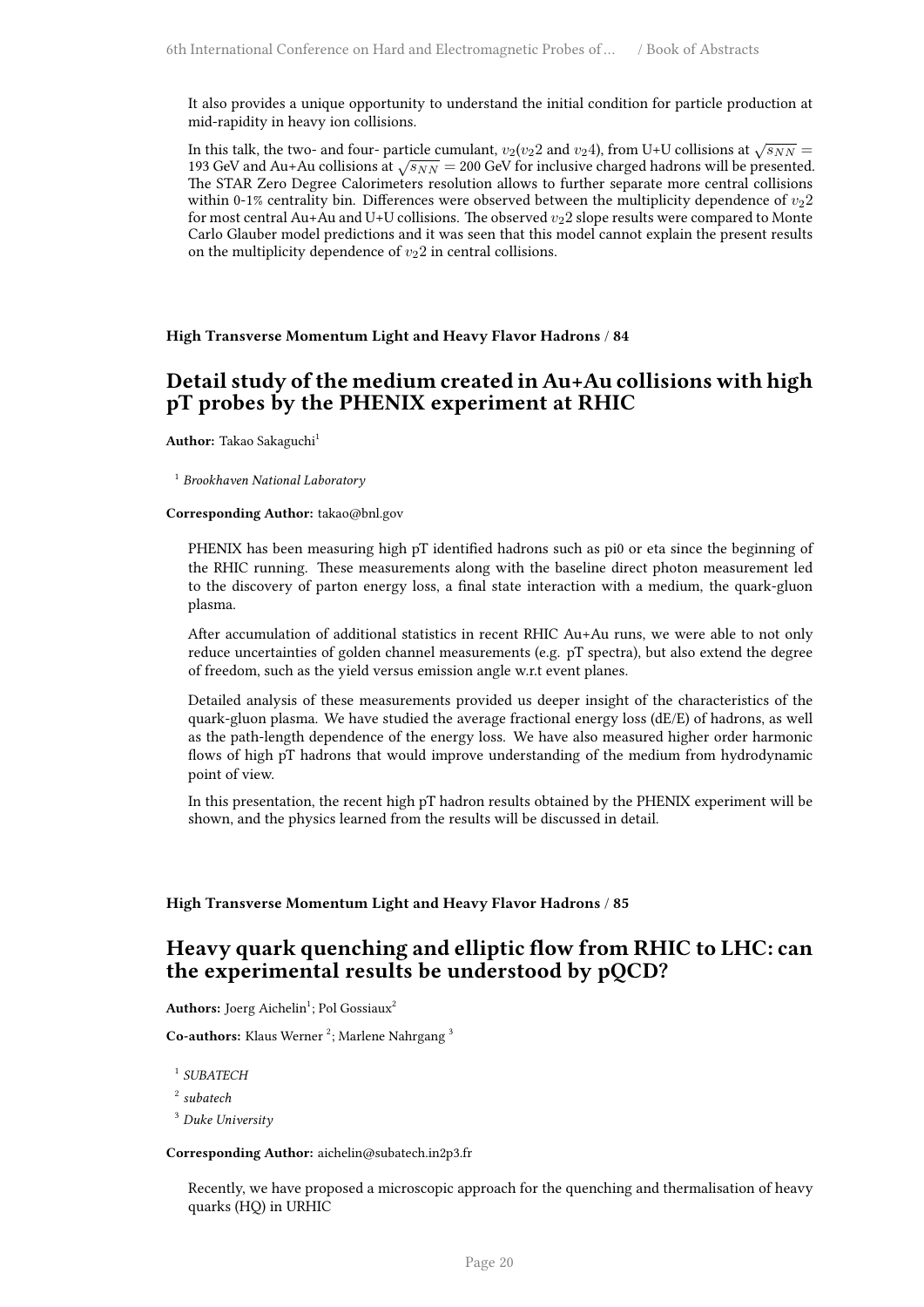It also provides a unique opportunity to understand the initial condition for particle production at mid-rapidity in heavy ion collisions.

In this talk, the two- and four- particle cumulant, $v_2$($v_2$2 and $v_2$4), from U+U collisions at $\sqrt{s_{NN}} =$ 193 GeV and Au+Au collisions at $\sqrt{s_{NN}} = 200$ GeV for inclusive charged hadrons will be presented. The STAR Zero Degree Calorimeters resolution allows to further separate more central collisions within 0-1% centrality bin. Differences were observed between the multiplicity dependence of $v_2$2 for most central Au+Au and U+U collisions. The observed $v_2$2 slope results were compared to Monte Carlo Glauber model predictions and it was seen that this model cannot explain the present results on the multiplicity dependence of $v_2$2 in central collisions.

**High Transverse Momentum Light and Heavy Flavor Hadrons / 84**

## Detail study of the medium created in Au+Au collisions with high pT probes by the PHENIX experiment at RHIC

**Author:** Takao Sakaguchi[1]

[1] *Brookhaven National Laboratory*

**Corresponding Author:** takao@bnl.gov

PHENIX has been measuring high pT identified hadrons such as pi0 or eta since the beginning of the RHIC running. These measurements along with the baseline direct photon measurement led to the discovery of parton energy loss, a final state interaction with a medium, the quark-gluon plasma.

After accumulation of additional statistics in recent RHIC Au+Au runs, we were able to not only reduce uncertainties of golden channel measurements (e.g. pT spectra), but also extend the degree of freedom, such as the yield versus emission angle w.r.t event planes.

Detailed analysis of these measurements provided us deeper insight of the characteristics of the quark-gluon plasma. We have studied the average fractional energy loss (dE/E) of hadrons, as well as the path-length dependence of the energy loss. We have also measured higher order harmonic flows of high pT hadrons that would improve understanding of the medium from hydrodynamic point of view.

In this presentation, the recent high pT hadron results obtained by the PHENIX experiment will be shown, and the physics learned from the results will be discussed in detail.

**High Transverse Momentum Light and Heavy Flavor Hadrons / 85**

## Heavy quark quenching and elliptic flow from RHIC to LHC: can the experimental results be understood by pQCD?

**Authors:** Joerg Aichelin[1]; Pol Gossiaux[2]

**Co-authors:** Klaus Werner [2]; Marlene Nahrgang [3]

[1] *SUBATECH*

[2] *subatech*

[3] *Duke University*

**Corresponding Author:** aichelin@subatech.in2p3.fr

Recently, we have proposed a microscopic approach for the quenching and thermalisation of heavy quarks (HQ) in URHIC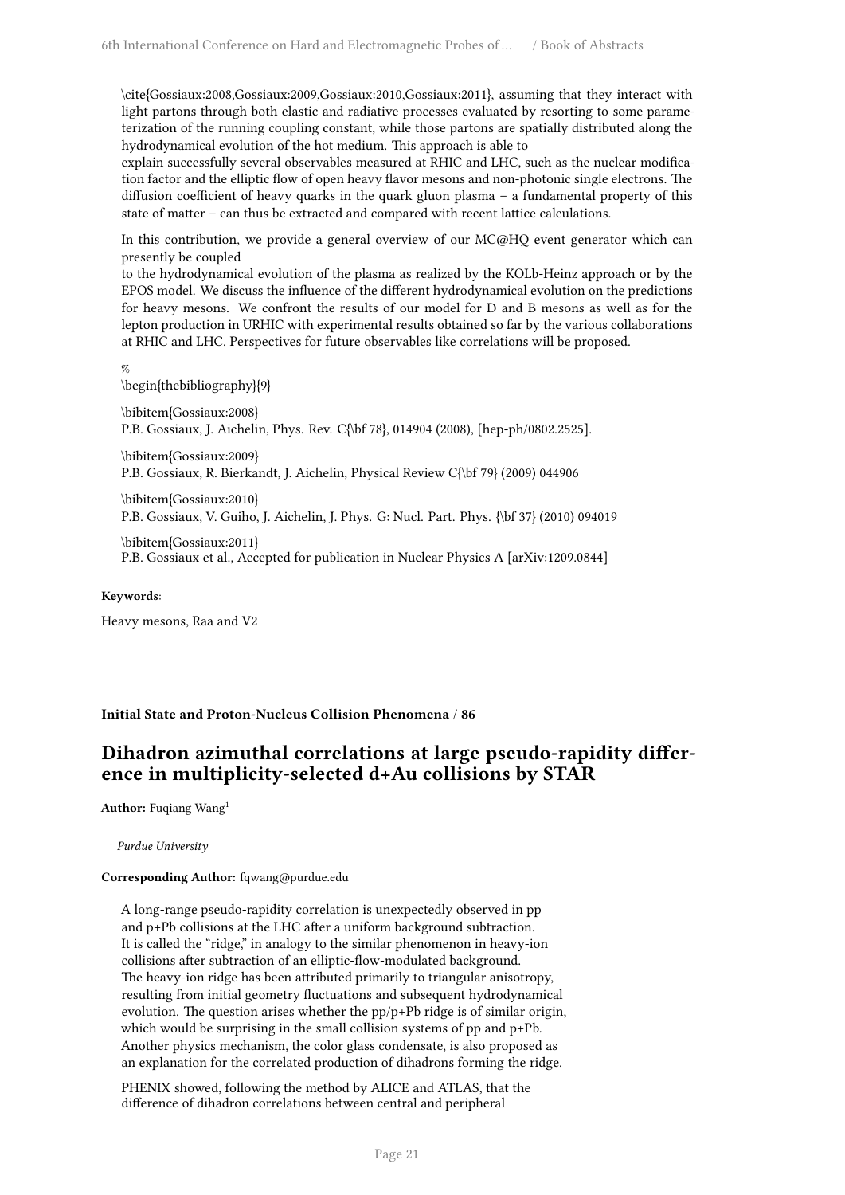\cite{Gossiaux:2008,Gossiaux:2009,Gossiaux:2010,Gossiaux:2011}, assuming that they interact with light partons through both elastic and radiative processes evaluated by resorting to some parameterization of the running coupling constant, while those partons are spatially distributed along the hydrodynamical evolution of the hot medium. This approach is able to

explain successfully several observables measured at RHIC and LHC, such as the nuclear modification factor and the elliptic flow of open heavy flavor mesons and non-photonic single electrons. The diffusion coefficient of heavy quarks in the quark gluon plasma – a fundamental property of this state of matter – can thus be extracted and compared with recent lattice calculations.

In this contribution, we provide a general overview of our MC@HQ event generator which can presently be coupled

to the hydrodynamical evolution of the plasma as realized by the KOLb-Heinz approach or by the EPOS model. We discuss the influence of the different hydrodynamical evolution on the predictions for heavy mesons. We confront the results of our model for D and B mesons as well as for the lepton production in URHIC with experimental results obtained so far by the various collaborations at RHIC and LHC. Perspectives for future observables like correlations will be proposed.

%

\begin{thebibliography}{9}

\bibitem{Gossiaux:2008}
P.B. Gossiaux, J. Aichelin, Phys. Rev. C{\bf 78}, 014904 (2008), [hep-ph/0802.2525].

\bibitem{Gossiaux:2009}
P.B. Gossiaux, R. Bierkandt, J. Aichelin, Physical Review C{\bf 79} (2009) 044906

\bibitem{Gossiaux:2010}
P.B. Gossiaux, V. Guiho, J. Aichelin, J. Phys. G: Nucl. Part. Phys. {\bf 37} (2010) 094019

\bibitem{Gossiaux:2011}
P.B. Gossiaux et al., Accepted for publication in Nuclear Physics A [arXiv:1209.0844]

**Keywords**:

Heavy mesons, Raa and V2

**Initial State and Proton-Nucleus Collision Phenomena / 86**

## Dihadron azimuthal correlations at large pseudo-rapidity difference in multiplicity-selected d+Au collisions by STAR

**Author:** Fuqiang Wang[1]

[1] *Purdue University*

**Corresponding Author:** fqwang@purdue.edu

A long-range pseudo-rapidity correlation is unexpectedly observed in pp and p+Pb collisions at the LHC after a uniform background subtraction. It is called the "ridge," in analogy to the similar phenomenon in heavy-ion collisions after subtraction of an elliptic-flow-modulated background. The heavy-ion ridge has been attributed primarily to triangular anisotropy, resulting from initial geometry fluctuations and subsequent hydrodynamical evolution. The question arises whether the pp/p+Pb ridge is of similar origin, which would be surprising in the small collision systems of pp and p+Pb. Another physics mechanism, the color glass condensate, is also proposed as an explanation for the correlated production of dihadrons forming the ridge.

PHENIX showed, following the method by ALICE and ATLAS, that the difference of dihadron correlations between central and peripheral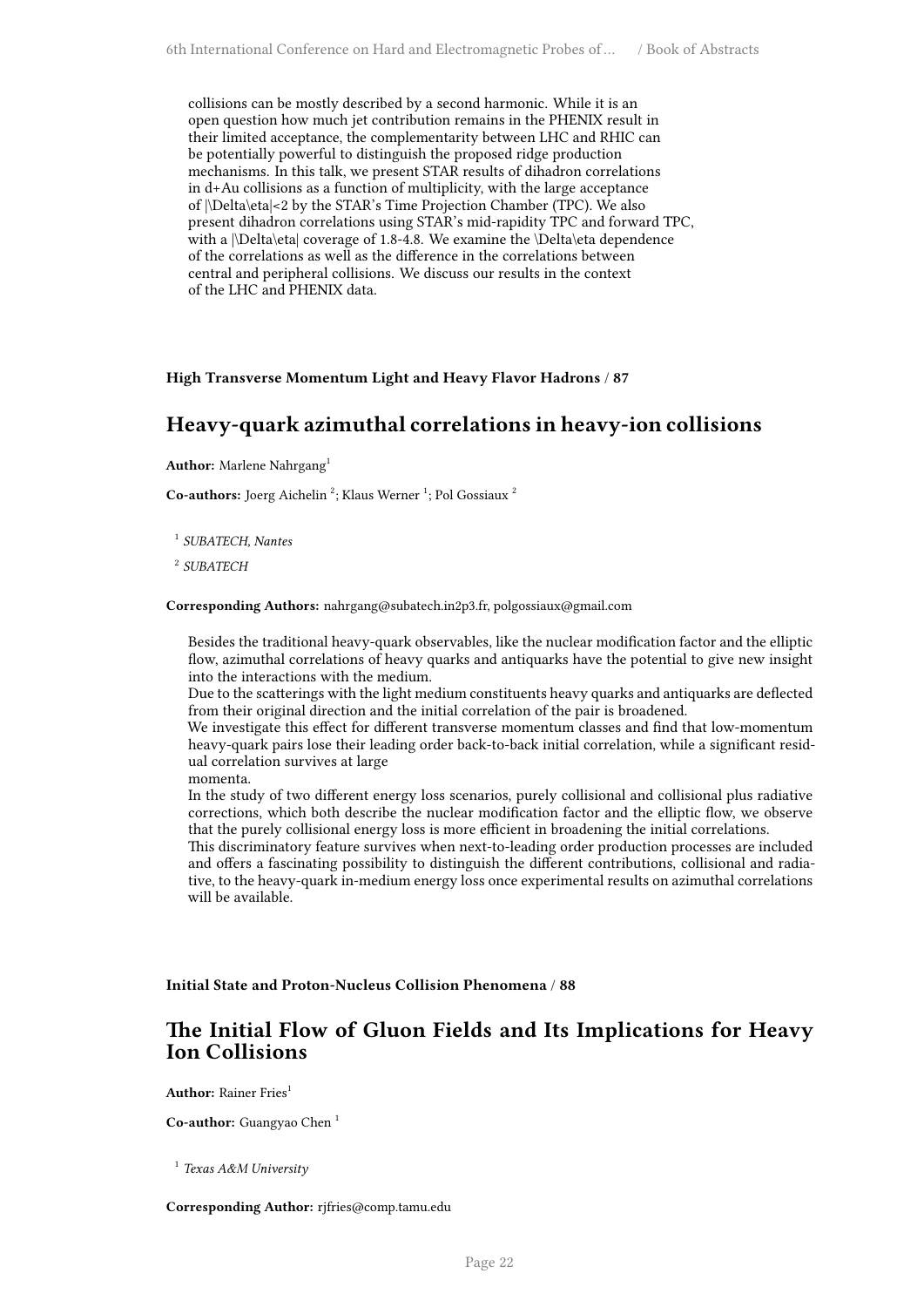collisions can be mostly described by a second harmonic. While it is an open question how much jet contribution remains in the PHENIX result in their limited acceptance, the complementarity between LHC and RHIC can be potentially powerful to distinguish the proposed ridge production mechanisms. In this talk, we present STAR results of dihadron correlations in d+Au collisions as a function of multiplicity, with the large acceptance of $|\Delta\eta|<2$ by the STAR's Time Projection Chamber (TPC). We also present dihadron correlations using STAR's mid-rapidity TPC and forward TPC, with a $|\Delta\eta|$ coverage of 1.8-4.8. We examine the $\Delta\eta$ dependence of the correlations as well as the difference in the correlations between central and peripheral collisions. We discuss our results in the context of the LHC and PHENIX data.

**High Transverse Momentum Light and Heavy Flavor Hadrons / 87**

## Heavy-quark azimuthal correlations in heavy-ion collisions

**Author:** Marlene Nahrgang[1]

**Co-authors:** Joerg Aichelin [2]; Klaus Werner [1]; Pol Gossiaux [2]

[1] *SUBATECH, Nantes*

[2] *SUBATECH*

**Corresponding Authors:** nahrgang@subatech.in2p3.fr, polgossiaux@gmail.com

Besides the traditional heavy-quark observables, like the nuclear modification factor and the elliptic flow, azimuthal correlations of heavy quarks and antiquarks have the potential to give new insight into the interactions with the medium.
Due to the scatterings with the light medium constituents heavy quarks and antiquarks are deflected from their original direction and the initial correlation of the pair is broadened.
We investigate this effect for different transverse momentum classes and find that low-momentum heavy-quark pairs lose their leading order back-to-back initial correlation, while a significant residual correlation survives at large
momenta.
In the study of two different energy loss scenarios, purely collisional and collisional plus radiative corrections, which both describe the nuclear modification factor and the elliptic flow, we observe that the purely collisional energy loss is more efficient in broadening the initial correlations.
This discriminatory feature survives when next-to-leading order production processes are included and offers a fascinating possibility to distinguish the different contributions, collisional and radiative, to the heavy-quark in-medium energy loss once experimental results on azimuthal correlations will be available.

**Initial State and Proton-Nucleus Collision Phenomena / 88**

## The Initial Flow of Gluon Fields and Its Implications for Heavy Ion Collisions

**Author:** Rainer Fries[1]

**Co-author:** Guangyao Chen [1]

[1] *Texas A&M University*

**Corresponding Author:** rjfries@comp.tamu.edu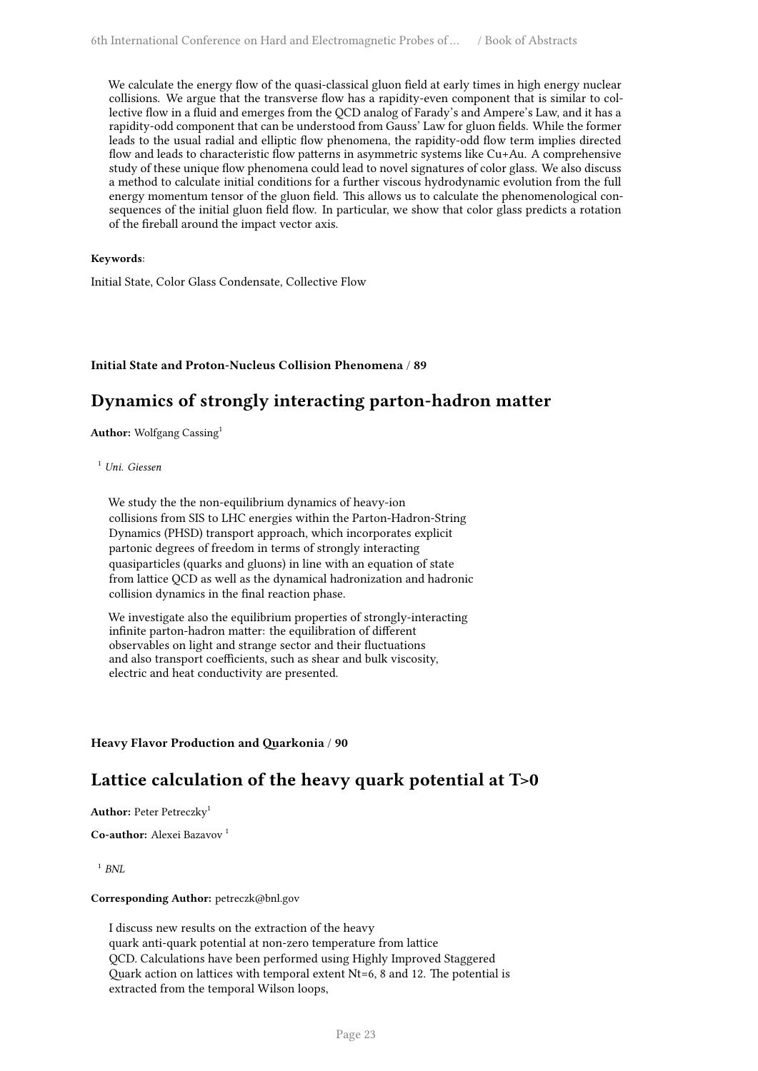We calculate the energy flow of the quasi-classical gluon field at early times in high energy nuclear collisions. We argue that the transverse flow has a rapidity-even component that is similar to collective flow in a fluid and emerges from the QCD analog of Faraday's and Ampere's Law, and it has a rapidity-odd component that can be understood from Gauss' Law for gluon fields. While the former leads to the usual radial and elliptic flow phenomena, the rapidity-odd flow term implies directed flow and leads to characteristic flow patterns in asymmetric systems like Cu+Au. A comprehensive study of these unique flow phenomena could lead to novel signatures of color glass. We also discuss a method to calculate initial conditions for a further viscous hydrodynamic evolution from the full energy momentum tensor of the gluon field. This allows us to calculate the phenomenological consequences of the initial gluon field flow. In particular, we show that color glass predicts a rotation of the fireball around the impact vector axis.

**Keywords**:

Initial State, Color Glass Condensate, Collective Flow

**Initial State and Proton-Nucleus Collision Phenomena / 89**

## Dynamics of strongly interacting parton-hadron matter

**Author:** Wolfgang Cassing[1]

[1] *Uni. Giessen*

We study the the non-equilibrium dynamics of heavy-ion collisions from SIS to LHC energies within the Parton-Hadron-String Dynamics (PHSD) transport approach, which incorporates explicit partonic degrees of freedom in terms of strongly interacting quasiparticles (quarks and gluons) in line with an equation of state from lattice QCD as well as the dynamical hadronization and hadronic collision dynamics in the final reaction phase.

We investigate also the equilibrium properties of strongly-interacting infinite parton-hadron matter: the equilibration of different observables on light and strange sector and their fluctuations and also transport coefficients, such as shear and bulk viscosity, electric and heat conductivity are presented.

**Heavy Flavor Production and Quarkonia / 90**

## Lattice calculation of the heavy quark potential at T>0

**Author:** Peter Petreczky[1]

**Co-author:** Alexei Bazavov [1]

[1] *BNL*

**Corresponding Author:** petreczk@bnl.gov

I discuss new results on the extraction of the heavy quark anti-quark potential at non-zero temperature from lattice QCD. Calculations have been performed using Highly Improved Staggered Quark action on lattices with temporal extent Nt=6, 8 and 12. The potential is extracted from the temporal Wilson loops,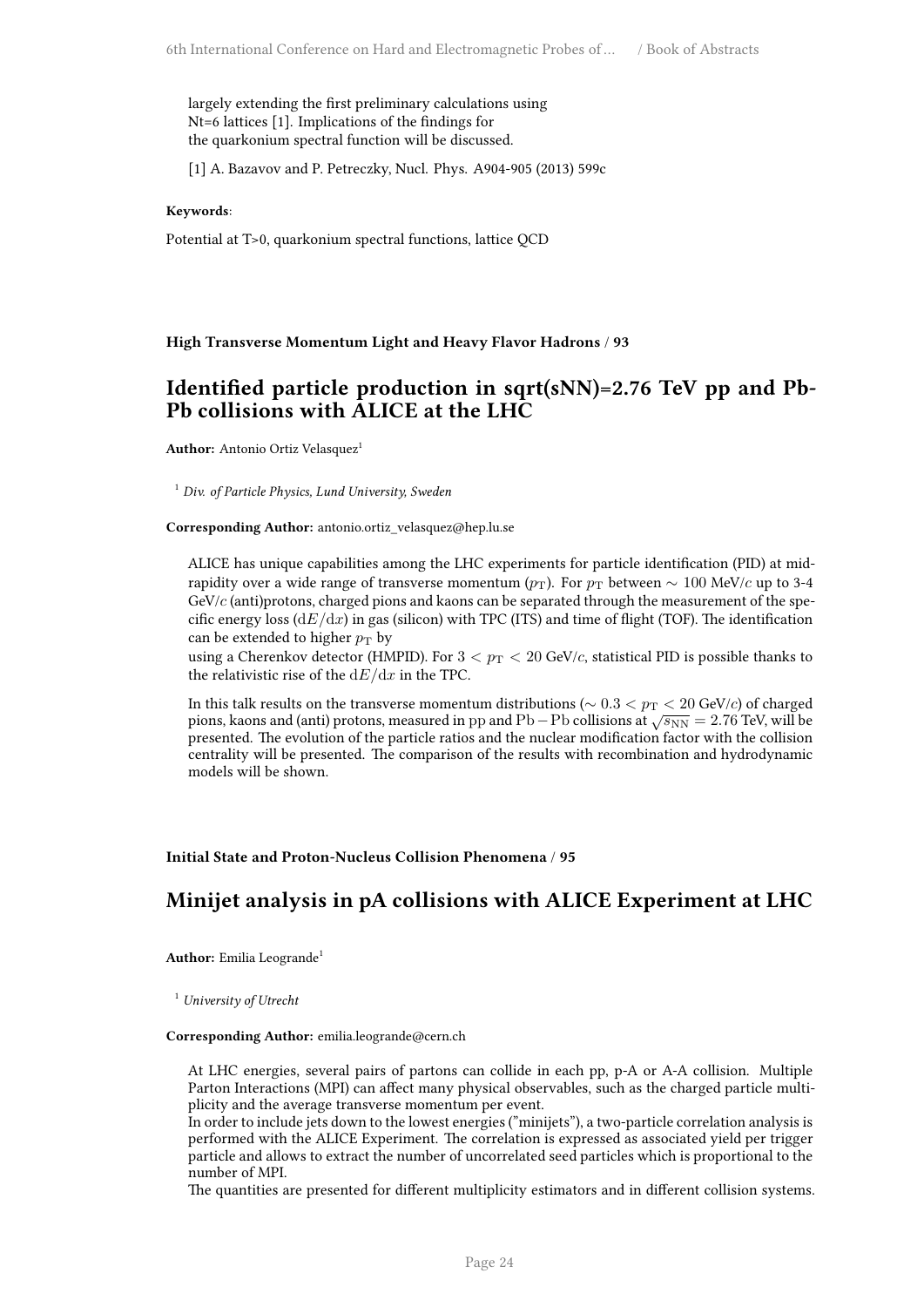largely extending the first preliminary calculations using Nt=6 lattices [1]. Implications of the findings for the quarkonium spectral function will be discussed.

[1] A. Bazavov and P. Petreczky, Nucl. Phys. A904-905 (2013) 599c

**Keywords**:

Potential at T>0, quarkonium spectral functions, lattice QCD

**High Transverse Momentum Light and Heavy Flavor Hadrons / 93**

## Identified particle production in sqrt(sNN)=2.76 TeV pp and Pb-Pb collisions with ALICE at the LHC

**Author:** Antonio Ortiz Velasquez[1]

[1] *Div. of Particle Physics, Lund University, Sweden*

**Corresponding Author:** antonio.ortiz_velasquez@hep.lu.se

ALICE has unique capabilities among the LHC experiments for particle identification (PID) at mid-rapidity over a wide range of transverse momentum ($p_{\mathrm{T}}$). For $p_{\mathrm{T}}$ between $\sim 100$ MeV/$c$ up to 3-4 GeV/$c$ (anti)protons, charged pions and kaons can be separated through the measurement of the specific energy loss ($\mathrm{d}E/\mathrm{d}x$) in gas (silicon) with TPC (ITS) and time of flight (TOF). The identification can be extended to higher $p_{\mathrm{T}}$ by
using a Cherenkov detector (HMPID). For $3 < p_{\mathrm{T}} < 20$ GeV/$c$, statistical PID is possible thanks to the relativistic rise of the $\mathrm{d}E/\mathrm{d}x$ in the TPC.

In this talk results on the transverse momentum distributions ($\sim 0.3 < p_{\mathrm{T}} < 20$ GeV/$c$) of charged pions, kaons and (anti) protons, measured in $\mathrm{pp}$ and $\mathrm{Pb-Pb}$ collisions at $\sqrt{s_{\mathrm{NN}}} = 2.76$ TeV, will be presented. The evolution of the particle ratios and the nuclear modification factor with the collision centrality will be presented. The comparison of the results with recombination and hydrodynamic models will be shown.

**Initial State and Proton-Nucleus Collision Phenomena / 95**

## Minijet analysis in pA collisions with ALICE Experiment at LHC

**Author:** Emilia Leogrande[1]

[1] *University of Utrecht*

**Corresponding Author:** emilia.leogrande@cern.ch

At LHC energies, several pairs of partons can collide in each pp, p-A or A-A collision. Multiple Parton Interactions (MPI) can affect many physical observables, such as the charged particle multiplicity and the average transverse momentum per event.
In order to include jets down to the lowest energies ("minijets"), a two-particle correlation analysis is performed with the ALICE Experiment. The correlation is expressed as associated yield per trigger particle and allows to extract the number of uncorrelated seed particles which is proportional to the number of MPI.
The quantities are presented for different multiplicity estimators and in different collision systems.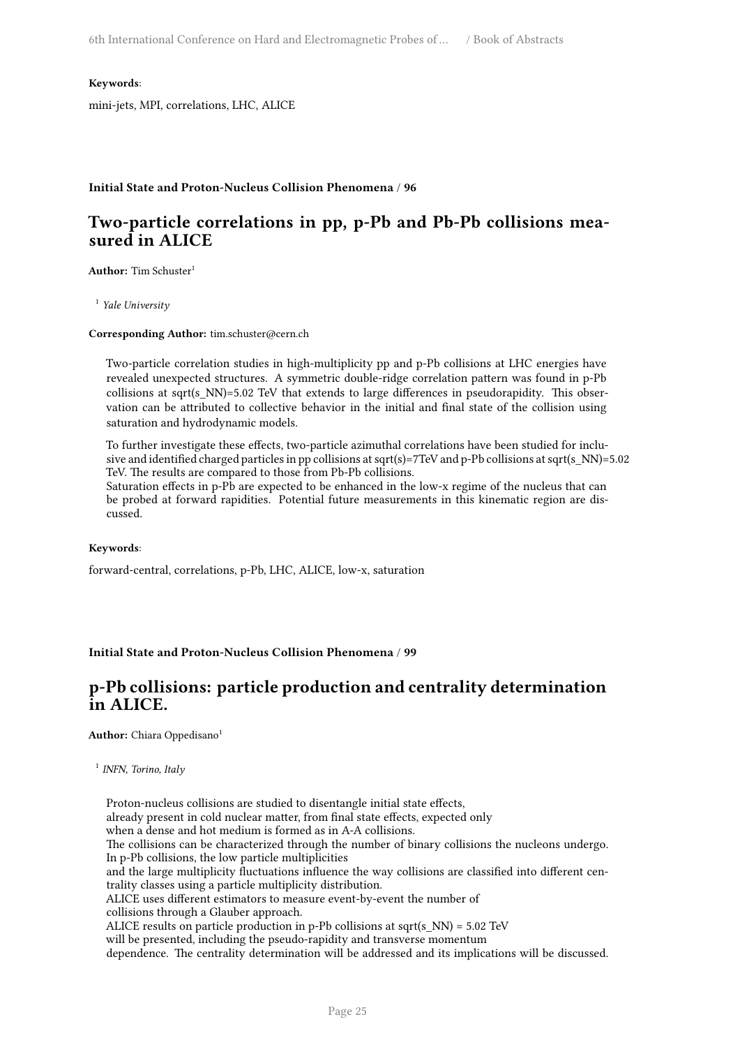**Keywords**:

mini-jets, MPI, correlations, LHC, ALICE

**Initial State and Proton-Nucleus Collision Phenomena / 96**

## Two-particle correlations in pp, p-Pb and Pb-Pb collisions measured in ALICE

**Author:** Tim Schuster[1]

[1] *Yale University*

**Corresponding Author:** tim.schuster@cern.ch

Two-particle correlation studies in high-multiplicity pp and p-Pb collisions at LHC energies have revealed unexpected structures. A symmetric double-ridge correlation pattern was found in p-Pb collisions at sqrt(s_NN)=5.02 TeV that extends to large differences in pseudorapidity. This observation can be attributed to collective behavior in the initial and final state of the collision using saturation and hydrodynamic models.

To further investigate these effects, two-particle azimuthal correlations have been studied for inclusive and identified charged particles in pp collisions at sqrt(s)=7TeV and p-Pb collisions at sqrt(s_NN)=5.02 TeV. The results are compared to those from Pb-Pb collisions.
Saturation effects in p-Pb are expected to be enhanced in the low-x regime of the nucleus that can be probed at forward rapidities. Potential future measurements in this kinematic region are discussed.

**Keywords**:

forward-central, correlations, p-Pb, LHC, ALICE, low-x, saturation

**Initial State and Proton-Nucleus Collision Phenomena / 99**

## p-Pb collisions: particle production and centrality determination in ALICE.

**Author:** Chiara Oppedisano[1]

[1] *INFN, Torino, Italy*

Proton-nucleus collisions are studied to disentangle initial state effects,
already present in cold nuclear matter, from final state effects, expected only
when a dense and hot medium is formed as in A-A collisions.
The collisions can be characterized through the number of binary collisions the nucleons undergo.
In p-Pb collisions, the low particle multiplicities
and the large multiplicity fluctuations influence the way collisions are classified into different centrality classes using a particle multiplicity distribution.
ALICE uses different estimators to measure event-by-event the number of
collisions through a Glauber approach.
ALICE results on particle production in p-Pb collisions at sqrt(s_NN) = 5.02 TeV
will be presented, including the pseudo-rapidity and transverse momentum
dependence. The centrality determination will be addressed and its implications will be discussed.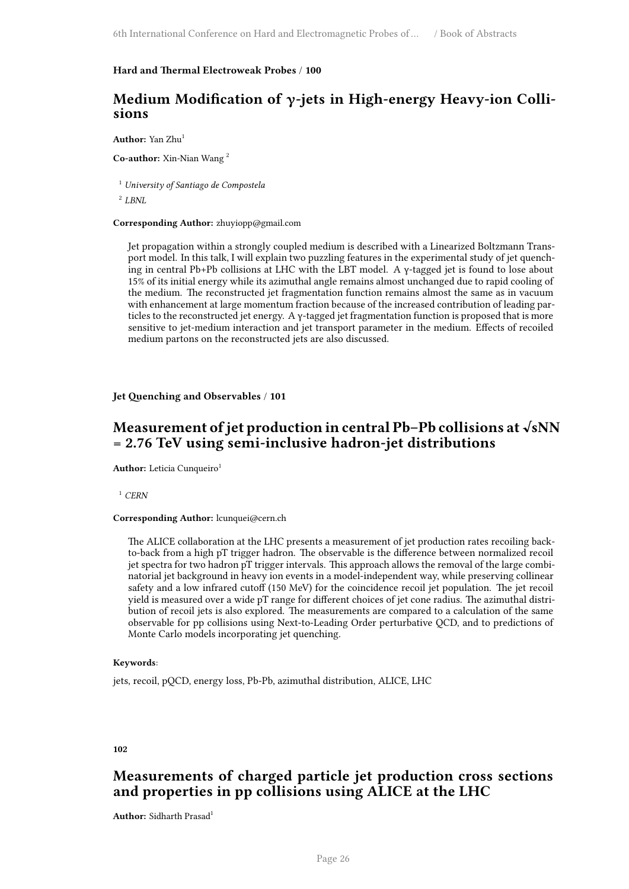**Hard and Thermal Electroweak Probes / 100**

## Medium Modification of $\gamma$-jets in High-energy Heavy-ion Collisions

**Author:** Yan Zhu[1]

**Co-author:** Xin-Nian Wang [2]

[1] *University of Santiago de Compostela*

[2] *LBNL*

**Corresponding Author:** zhuyiopp@gmail.com

Jet propagation within a strongly coupled medium is described with a Linearized Boltzmann Transport model. In this talk, I will explain two puzzling features in the experimental study of jet quenching in central Pb+Pb collisions at LHC with the LBT model. A $\gamma$-tagged jet is found to lose about 15% of its initial energy while its azimuthal angle remains almost unchanged due to rapid cooling of the medium. The reconstructed jet fragmentation function remains almost the same as in vacuum with enhancement at large momentum fraction because of the increased contribution of leading particles to the reconstructed jet energy. A $\gamma$-tagged jet fragmentation function is proposed that is more sensitive to jet-medium interaction and jet transport parameter in the medium. Effects of recoiled medium partons on the reconstructed jets are also discussed.

**Jet Quenching and Observables / 101**

## Measurement of jet production in central Pb–Pb collisions at $\sqrt{s_{NN}}$ = 2.76 TeV using semi-inclusive hadron-jet distributions

**Author:** Leticia Cunqueiro[1]

[1] *CERN*

**Corresponding Author:** lcunquei@cern.ch

The ALICE collaboration at the LHC presents a measurement of jet production rates recoiling back-to-back from a high pT trigger hadron. The observable is the difference between normalized recoil jet spectra for two hadron pT trigger intervals. This approach allows the removal of the large combinatorial jet background in heavy ion events in a model-independent way, while preserving collinear safety and a low infrared cutoff (150 MeV) for the coincidence recoil jet population. The jet recoil yield is measured over a wide pT range for different choices of jet cone radius. The azimuthal distribution of recoil jets is also explored. The measurements are compared to a calculation of the same observable for pp collisions using Next-to-Leading Order perturbative QCD, and to predictions of Monte Carlo models incorporating jet quenching.

**Keywords**:

jets, recoil, pQCD, energy loss, Pb-Pb, azimuthal distribution, ALICE, LHC

**102**

## Measurements of charged particle jet production cross sections and properties in pp collisions using ALICE at the LHC

**Author:** Sidharth Prasad[1]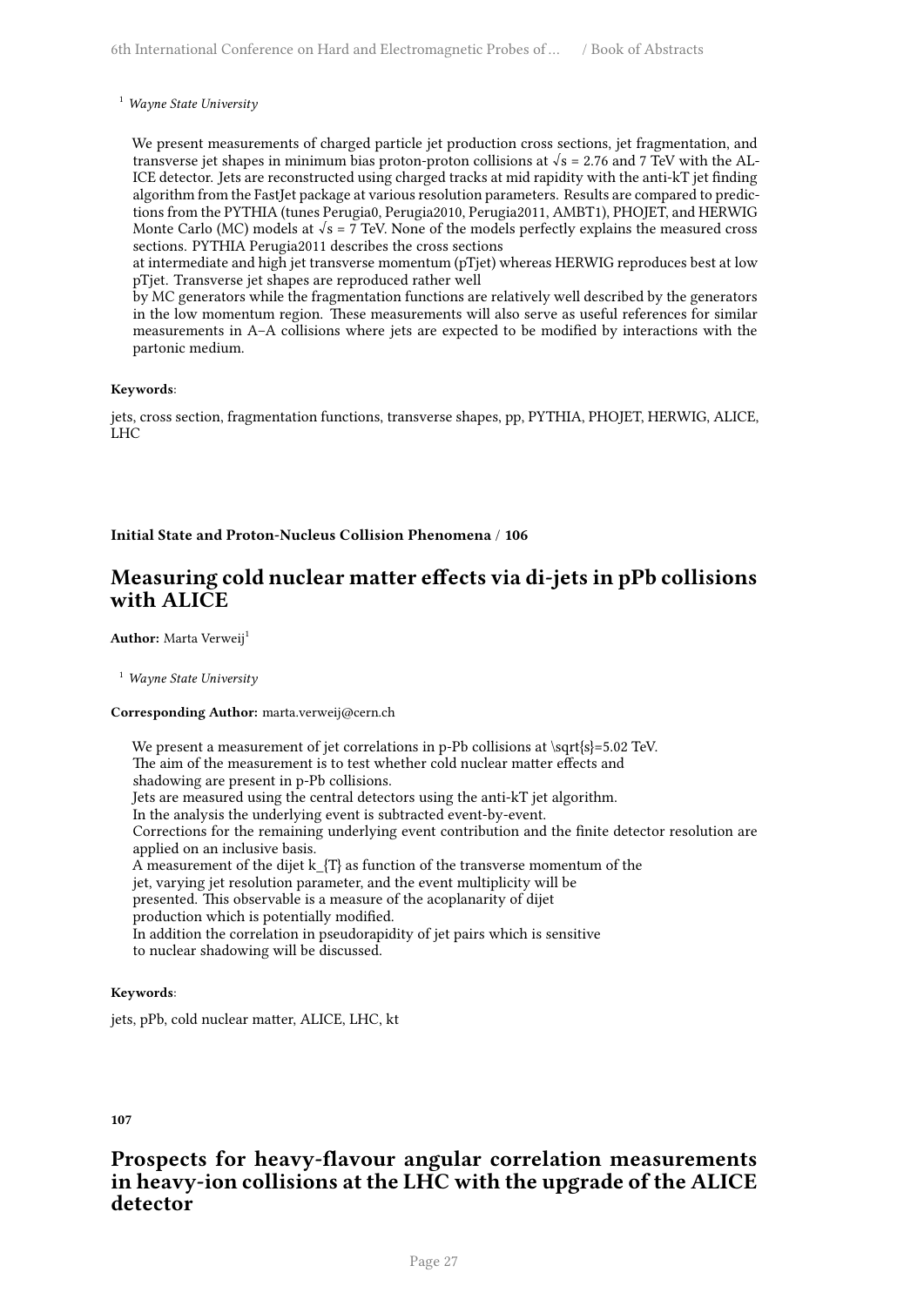[1] *Wayne State University*

We present measurements of charged particle jet production cross sections, jet fragmentation, and transverse jet shapes in minimum bias proton-proton collisions at √s = 2.76 and 7 TeV with the ALICE detector. Jets are reconstructed using charged tracks at mid rapidity with the anti-kT jet finding algorithm from the FastJet package at various resolution parameters. Results are compared to predictions from the PYTHIA (tunes Perugia0, Perugia2010, Perugia2011, AMBT1), PHOJET, and HERWIG Monte Carlo (MC) models at √s = 7 TeV. None of the models perfectly explains the measured cross sections. PYTHIA Perugia2011 describes the cross sections
at intermediate and high jet transverse momentum (pTjet) whereas HERWIG reproduces best at low pTjet. Transverse jet shapes are reproduced rather well
by MC generators while the fragmentation functions are relatively well described by the generators in the low momentum region. These measurements will also serve as useful references for similar measurements in A–A collisions where jets are expected to be modified by interactions with the partonic medium.

**Keywords**:

jets, cross section, fragmentation functions, transverse shapes, pp, PYTHIA, PHOJET, HERWIG, ALICE, LHC

**Initial State and Proton-Nucleus Collision Phenomena / 106**

## Measuring cold nuclear matter effects via di-jets in pPb collisions with ALICE

**Author:** Marta Verweij[1]

[1] *Wayne State University*

**Corresponding Author:** marta.verweij@cern.ch

We present a measurement of jet correlations in p-Pb collisions at \sqrt{s}=5.02 TeV.
The aim of the measurement is to test whether cold nuclear matter effects and
shadowing are present in p-Pb collisions.
Jets are measured using the central detectors using the anti-kT jet algorithm.
In the analysis the underlying event is subtracted event-by-event.
Corrections for the remaining underlying event contribution and the finite detector resolution are applied on an inclusive basis.
A measurement of the dijet k_{T} as function of the transverse momentum of the
jet, varying jet resolution parameter, and the event multiplicity will be
presented. This observable is a measure of the acoplanarity of dijet
production which is potentially modified.
In addition the correlation in pseudorapidity of jet pairs which is sensitive
to nuclear shadowing will be discussed.

**Keywords**:

jets, pPb, cold nuclear matter, ALICE, LHC, kt

**107**

## Prospects for heavy-flavour angular correlation measurements in heavy-ion collisions at the LHC with the upgrade of the ALICE detector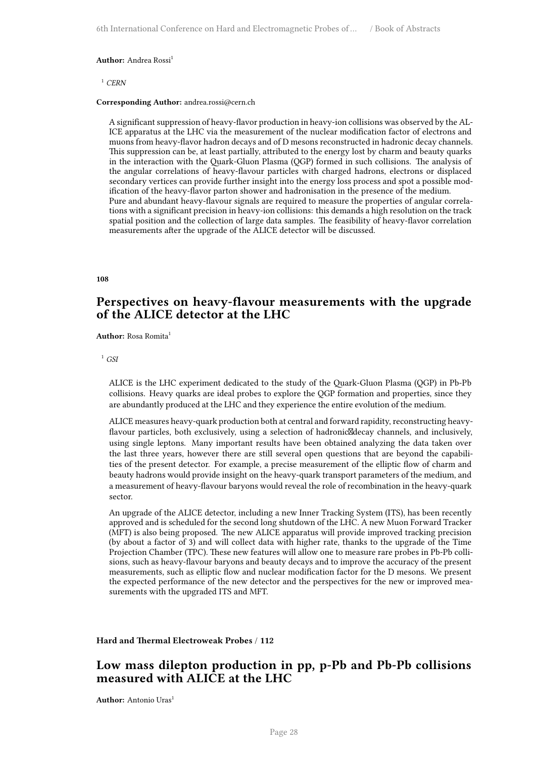**Author:** Andrea Rossi[1]

[1] *CERN*

**Corresponding Author:** andrea.rossi@cern.ch

A significant suppression of heavy-flavor production in heavy-ion collisions was observed by the ALICE apparatus at the LHC via the measurement of the nuclear modification factor of electrons and muons from heavy-flavor hadron decays and of D mesons reconstructed in hadronic decay channels. This suppression can be, at least partially, attributed to the energy lost by charm and beauty quarks in the interaction with the Quark-Gluon Plasma (QGP) formed in such collisions. The analysis of the angular correlations of heavy-flavour particles with charged hadrons, electrons or displaced secondary vertices can provide further insight into the energy loss process and spot a possible modification of the heavy-flavor parton shower and hadronisation in the presence of the medium.
Pure and abundant heavy-flavour signals are required to measure the properties of angular correlations with a significant precision in heavy-ion collisions: this demands a high resolution on the track spatial position and the collection of large data samples. The feasibility of heavy-flavor correlation measurements after the upgrade of the ALICE detector will be discussed.

**108**

## Perspectives on heavy-flavour measurements with the upgrade of the ALICE detector at the LHC

**Author:** Rosa Romita[1]

[1] *GSI*

ALICE is the LHC experiment dedicated to the study of the Quark-Gluon Plasma (QGP) in Pb-Pb collisions. Heavy quarks are ideal probes to explore the QGP formation and properties, since they are abundantly produced at the LHC and they experience the entire evolution of the medium.

ALICE measures heavy-quark production both at central and forward rapidity, reconstructing heavy-flavour particles, both exclusively, using a selection of hadronic decay channels, and inclusively, using single leptons. Many important results have been obtained analyzing the data taken over the last three years, however there are still several open questions that are beyond the capabilities of the present detector. For example, a precise measurement of the elliptic flow of charm and beauty hadrons would provide insight on the heavy-quark transport parameters of the medium, and a measurement of heavy-flavour baryons would reveal the role of recombination in the heavy-quark sector.

An upgrade of the ALICE detector, including a new Inner Tracking System (ITS), has been recently approved and is scheduled for the second long shutdown of the LHC. A new Muon Forward Tracker (MFT) is also being proposed. The new ALICE apparatus will provide improved tracking precision (by about a factor of 3) and will collect data with higher rate, thanks to the upgrade of the Time Projection Chamber (TPC). These new features will allow one to measure rare probes in Pb-Pb collisions, such as heavy-flavour baryons and beauty decays and to improve the accuracy of the present measurements, such as elliptic flow and nuclear modification factor for the D mesons. We present the expected performance of the new detector and the perspectives for the new or improved measurements with the upgraded ITS and MFT.

**Hard and Thermal Electroweak Probes / 112**

## Low mass dilepton production in pp, p-Pb and Pb-Pb collisions measured with ALICE at the LHC

**Author:** Antonio Uras[1]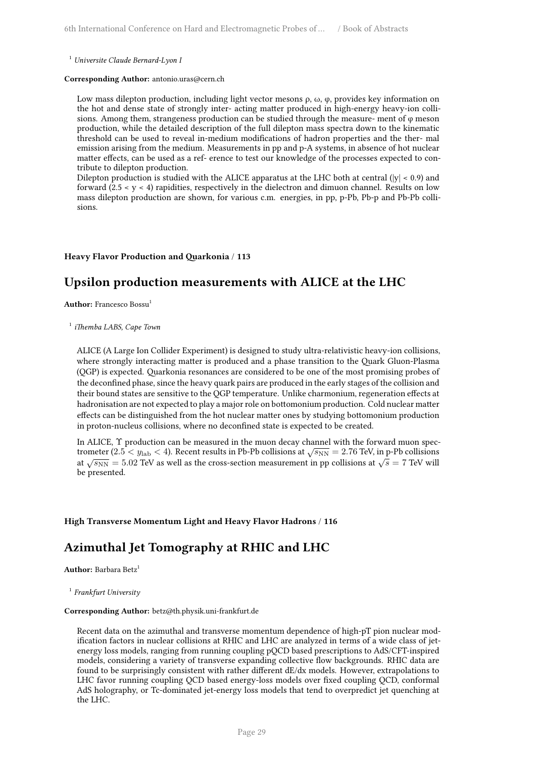[1] *Universite Claude Bernard-Lyon I*

**Corresponding Author:** antonio.uras@cern.ch

Low mass dilepton production, including light vector mesons ρ, ω, φ, provides key information on the hot and dense state of strongly inter- acting matter produced in high-energy heavy-ion collisions. Among them, strangeness production can be studied through the measure- ment of φ meson production, while the detailed description of the full dilepton mass spectra down to the kinematic threshold can be used to reveal in-medium modifications of hadron properties and the ther- mal emission arising from the medium. Measurements in pp and p-A systems, in absence of hot nuclear matter effects, can be used as a ref- erence to test our knowledge of the processes expected to contribute to dilepton production.
Dilepton production is studied with the ALICE apparatus at the LHC both at central (|y| < 0.9) and forward (2.5 < y < 4) rapidities, respectively in the dielectron and dimuon channel. Results on low mass dilepton production are shown, for various c.m. energies, in pp, p-Pb, Pb-p and Pb-Pb collisions.

**Heavy Flavor Production and Quarkonia / 113**

## Upsilon production measurements with ALICE at the LHC

**Author:** Francesco Bossu[1]

[1] *iThemba LABS, Cape Town*

ALICE (A Large Ion Collider Experiment) is designed to study ultra-relativistic heavy-ion collisions, where strongly interacting matter is produced and a phase transition to the Quark Gluon-Plasma (QGP) is expected. Quarkonia resonances are considered to be one of the most promising probes of the deconfined phase, since the heavy quark pairs are produced in the early stages of the collision and their bound states are sensitive to the QGP temperature. Unlike charmonium, regeneration effects at hadronisation are not expected to play a major role on bottomonium production. Cold nuclear matter effects can be distinguished from the hot nuclear matter ones by studying bottomonium production in proton-nucleus collisions, where no deconfined state is expected to be created.

In ALICE, $\Upsilon$ production can be measured in the muon decay channel with the forward muon spectrometer ($2.5 < y_{\mathrm{lab}} < 4$). Recent results in Pb-Pb collisions at $\sqrt{s_{\mathrm{NN}}} = 2.76$ TeV, in p-Pb collisions at $\sqrt{s_{\mathrm{NN}}} = 5.02$ TeV as well as the cross-section measurement in pp collisions at $\sqrt{s} = 7$ TeV will be presented.

**High Transverse Momentum Light and Heavy Flavor Hadrons / 116**

## Azimuthal Jet Tomography at RHIC and LHC

**Author:** Barbara Betz[1]

[1] *Frankfurt University*

**Corresponding Author:** betz@th.physik.uni-frankfurt.de

Recent data on the azimuthal and transverse momentum dependence of high-pT pion nuclear modification factors in nuclear collisions at RHIC and LHC are analyzed in terms of a wide class of jet-energy loss models, ranging from running coupling pQCD based prescriptions to AdS/CFT-inspired models, considering a variety of transverse expanding collective flow backgrounds. RHIC data are found to be surprisingly consistent with rather different dE/dx models. However, extrapolations to LHC favor running coupling QCD based energy-loss models over fixed coupling QCD, conformal AdS holography, or Tc-dominated jet-energy loss models that tend to overpredict jet quenching at the LHC.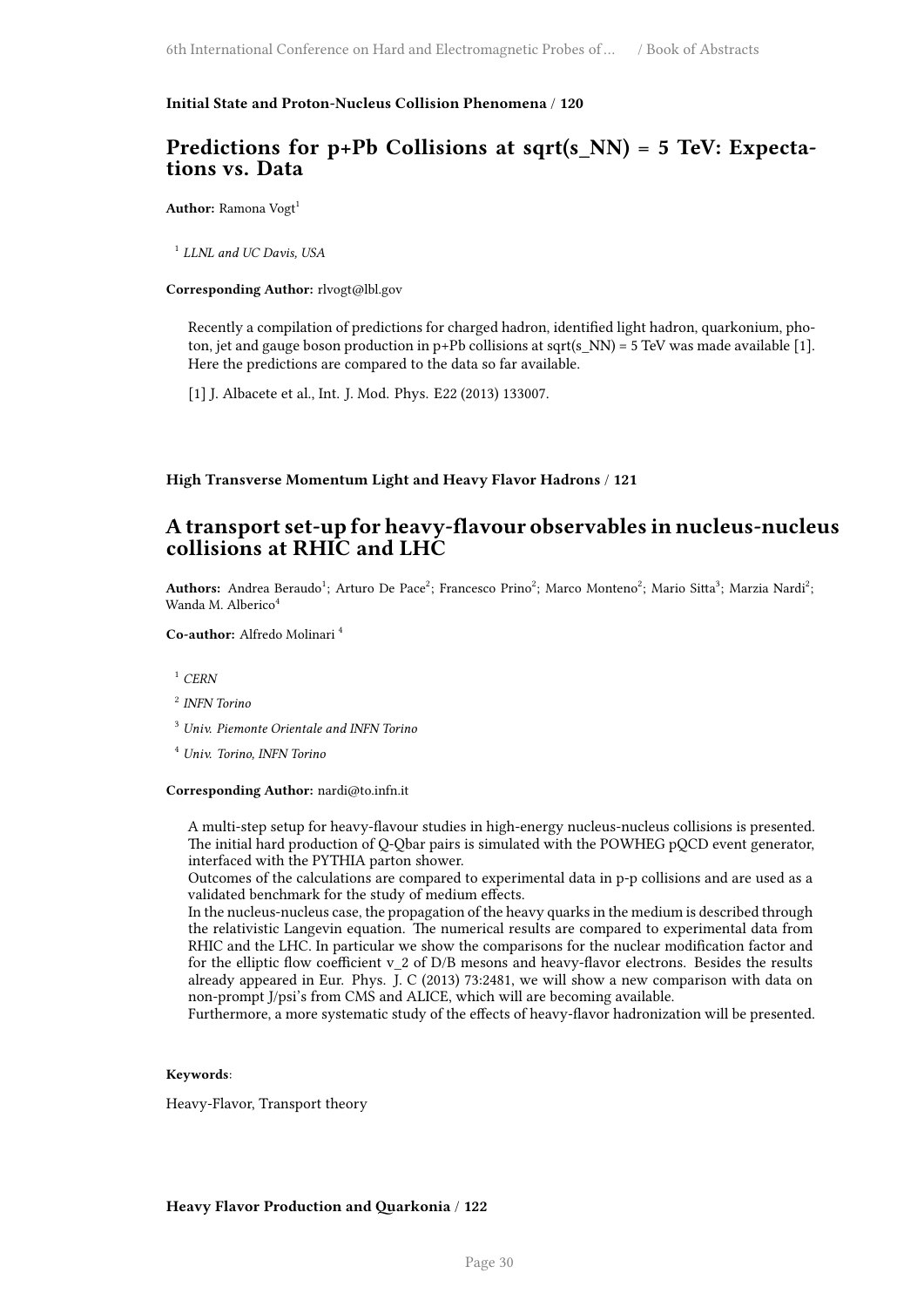**Initial State and Proton-Nucleus Collision Phenomena / 120**

## Predictions for p+Pb Collisions at sqrt(s_NN) = 5 TeV: Expectations vs. Data

**Author:** Ramona Vogt[1]

[1] *LLNL and UC Davis, USA*

**Corresponding Author:** rlvogt@lbl.gov

Recently a compilation of predictions for charged hadron, identified light hadron, quarkonium, photon, jet and gauge boson production in p+Pb collisions at sqrt(s_NN) = 5 TeV was made available [1]. Here the predictions are compared to the data so far available.

[1] J. Albacete et al., Int. J. Mod. Phys. E22 (2013) 133007.

**High Transverse Momentum Light and Heavy Flavor Hadrons / 121**

## A transport set-up for heavy-flavour observables in nucleus-nucleus collisions at RHIC and LHC

**Authors:** Andrea Beraudo[1]; Arturo De Pace[2]; Francesco Prino[2]; Marco Monteno[2]; Mario Sitta[3]; Marzia Nardi[2]; Wanda M. Alberico[4]

**Co-author:** Alfredo Molinari [4]

[1] *CERN*

[2] *INFN Torino*

[3] *Univ. Piemonte Orientale and INFN Torino*

[4] *Univ. Torino, INFN Torino*

**Corresponding Author:** nardi@to.infn.it

A multi-step setup for heavy-flavour studies in high-energy nucleus-nucleus collisions is presented. The initial hard production of Q-Qbar pairs is simulated with the POWHEG pQCD event generator, interfaced with the PYTHIA parton shower.
Outcomes of the calculations are compared to experimental data in p-p collisions and are used as a validated benchmark for the study of medium effects.
In the nucleus-nucleus case, the propagation of the heavy quarks in the medium is described through the relativistic Langevin equation. The numerical results are compared to experimental data from RHIC and the LHC. In particular we show the comparisons for the nuclear modification factor and for the elliptic flow coefficient v_2 of D/B mesons and heavy-flavor electrons. Besides the results already appeared in Eur. Phys. J. C (2013) 73:2481, we will show a new comparison with data on non-prompt J/psi's from CMS and ALICE, which will are becoming available.
Furthermore, a more systematic study of the effects of heavy-flavor hadronization will be presented.

**Keywords**:

Heavy-Flavor, Transport theory

**Heavy Flavor Production and Quarkonia / 122**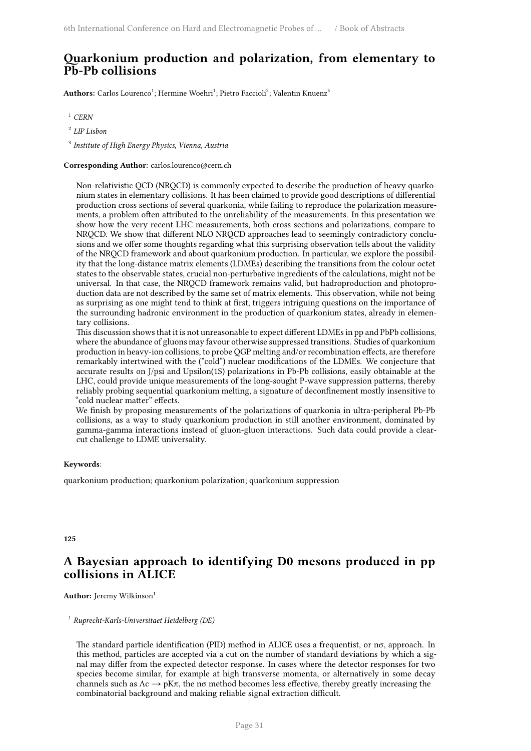## Quarkonium production and polarization, from elementary to Pb-Pb collisions

**Authors:** Carlos Lourenco[1]; Hermine Woehri[1]; Pietro Faccioli[2]; Valentin Knuenz[3]

[1] *CERN*

[2] *LIP Lisbon*

[3] *Institute of High Energy Physics, Vienna, Austria*

**Corresponding Author:** carlos.lourenco@cern.ch

Non-relativistic QCD (NRQCD) is commonly expected to describe the production of heavy quarkonium states in elementary collisions. It has been claimed to provide good descriptions of differential production cross sections of several quarkonia, while failing to reproduce the polarization measurements, a problem often attributed to the unreliability of the measurements. In this presentation we show how the very recent LHC measurements, both cross sections and polarizations, compare to NRQCD. We show that different NLO NRQCD approaches lead to seemingly contradictory conclusions and we offer some thoughts regarding what this surprising observation tells about the validity of the NRQCD framework and about quarkonium production. In particular, we explore the possibility that the long-distance matrix elements (LDMEs) describing the transitions from the colour octet states to the observable states, crucial non-perturbative ingredients of the calculations, might not be universal. In that case, the NRQCD framework remains valid, but hadroproduction and photoproduction data are not described by the same set of matrix elements. This observation, while not being as surprising as one might tend to think at first, triggers intriguing questions on the importance of the surrounding hadronic environment in the production of quarkonium states, already in elementary collisions.

This discussion shows that it is not unreasonable to expect different LDMEs in pp and PbPb collisions, where the abundance of gluons may favour otherwise suppressed transitions. Studies of quarkonium production in heavy-ion collisions, to probe QGP melting and/or recombination effects, are therefore remarkably intertwined with the ("cold") nuclear modifications of the LDMEs. We conjecture that accurate results on J/psi and Upsilon(1S) polarizations in Pb-Pb collisions, easily obtainable at the LHC, could provide unique measurements of the long-sought P-wave suppression patterns, thereby reliably probing sequential quarkonium melting, a signature of deconfinement mostly insensitive to "cold nuclear matter" effects.

We finish by proposing measurements of the polarizations of quarkonia in ultra-peripheral Pb-Pb collisions, as a way to study quarkonium production in still another environment, dominated by gamma-gamma interactions instead of gluon-gluon interactions. Such data could provide a clear-cut challenge to LDME universality.

**Keywords**:

quarkonium production; quarkonium polarization; quarkonium suppression

**125**

## A Bayesian approach to identifying D0 mesons produced in pp collisions in ALICE

**Author:** Jeremy Wilkinson[1]

[1] *Ruprecht-Karls-Universitaet Heidelberg (DE)*

The standard particle identification (PID) method in ALICE uses a frequentist, or n$\sigma$, approach. In this method, particles are accepted via a cut on the number of standard deviations by which a signal may differ from the expected detector response. In cases where the detector responses for two species become similar, for example at high transverse momenta, or alternatively in some decay channels such as $\Lambda c \longrightarrow pK\pi$, the n$\sigma$ method becomes less effective, thereby greatly increasing the combinatorial background and making reliable signal extraction difficult.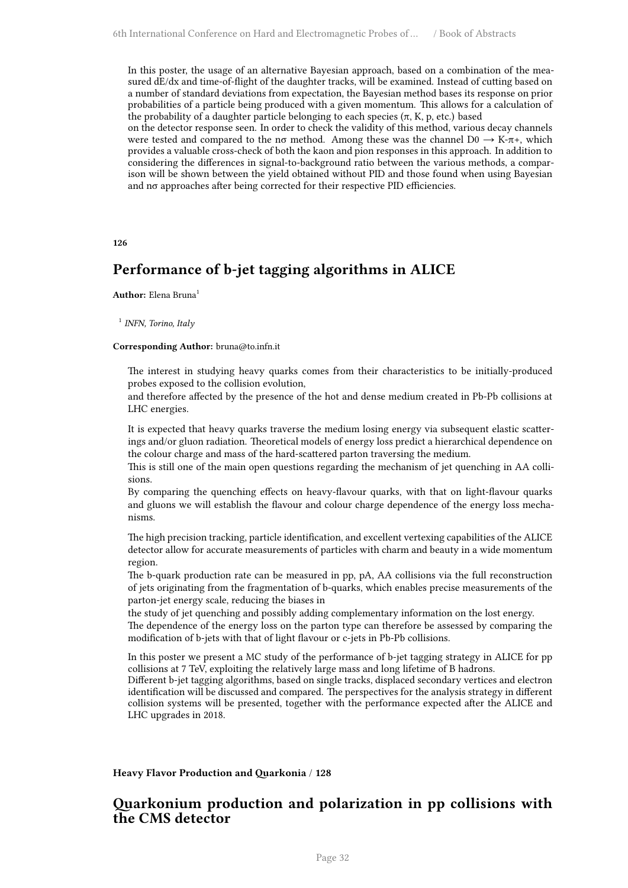In this poster, the usage of an alternative Bayesian approach, based on a combination of the measured dE/dx and time-of-flight of the daughter tracks, will be examined. Instead of cutting based on a number of standard deviations from expectation, the Bayesian method bases its response on prior probabilities of a particle being produced with a given momentum. This allows for a calculation of the probability of a daughter particle belonging to each species (π, K, p, etc.) based
on the detector response seen. In order to check the validity of this method, various decay channels were tested and compared to the nσ method. Among these was the channel D0 → K-π+, which provides a valuable cross-check of both the kaon and pion responses in this approach. In addition to considering the differences in signal-to-background ratio between the various methods, a comparison will be shown between the yield obtained without PID and those found when using Bayesian and nσ approaches after being corrected for their respective PID efficiencies.

**126**

## Performance of b-jet tagging algorithms in ALICE

**Author:** Elena Bruna[1]

[1] *INFN, Torino, Italy*

**Corresponding Author:** bruna@to.infn.it

The interest in studying heavy quarks comes from their characteristics to be initially-produced probes exposed to the collision evolution,
and therefore affected by the presence of the hot and dense medium created in Pb-Pb collisions at LHC energies.

It is expected that heavy quarks traverse the medium losing energy via subsequent elastic scatterings and/or gluon radiation. Theoretical models of energy loss predict a hierarchical dependence on the colour charge and mass of the hard-scattered parton traversing the medium.
This is still one of the main open questions regarding the mechanism of jet quenching in AA collisions.
By comparing the quenching effects on heavy-flavour quarks, with that on light-flavour quarks and gluons we will establish the flavour and colour charge dependence of the energy loss mechanisms.

The high precision tracking, particle identification, and excellent vertexing capabilities of the ALICE detector allow for accurate measurements of particles with charm and beauty in a wide momentum region.
The b-quark production rate can be measured in pp, pA, AA collisions via the full reconstruction of jets originating from the fragmentation of b-quarks, which enables precise measurements of the parton-jet energy scale, reducing the biases in
the study of jet quenching and possibly adding complementary information on the lost energy.
The dependence of the energy loss on the parton type can therefore be assessed by comparing the modification of b-jets with that of light flavour or c-jets in Pb-Pb collisions.

In this poster we present a MC study of the performance of b-jet tagging strategy in ALICE for pp collisions at 7 TeV, exploiting the relatively large mass and long lifetime of B hadrons.
Different b-jet tagging algorithms, based on single tracks, displaced secondary vertices and electron identification will be discussed and compared. The perspectives for the analysis strategy in different collision systems will be presented, together with the performance expected after the ALICE and LHC upgrades in 2018.

**Heavy Flavor Production and Quarkonia / 128**

## Quarkonium production and polarization in pp collisions with the CMS detector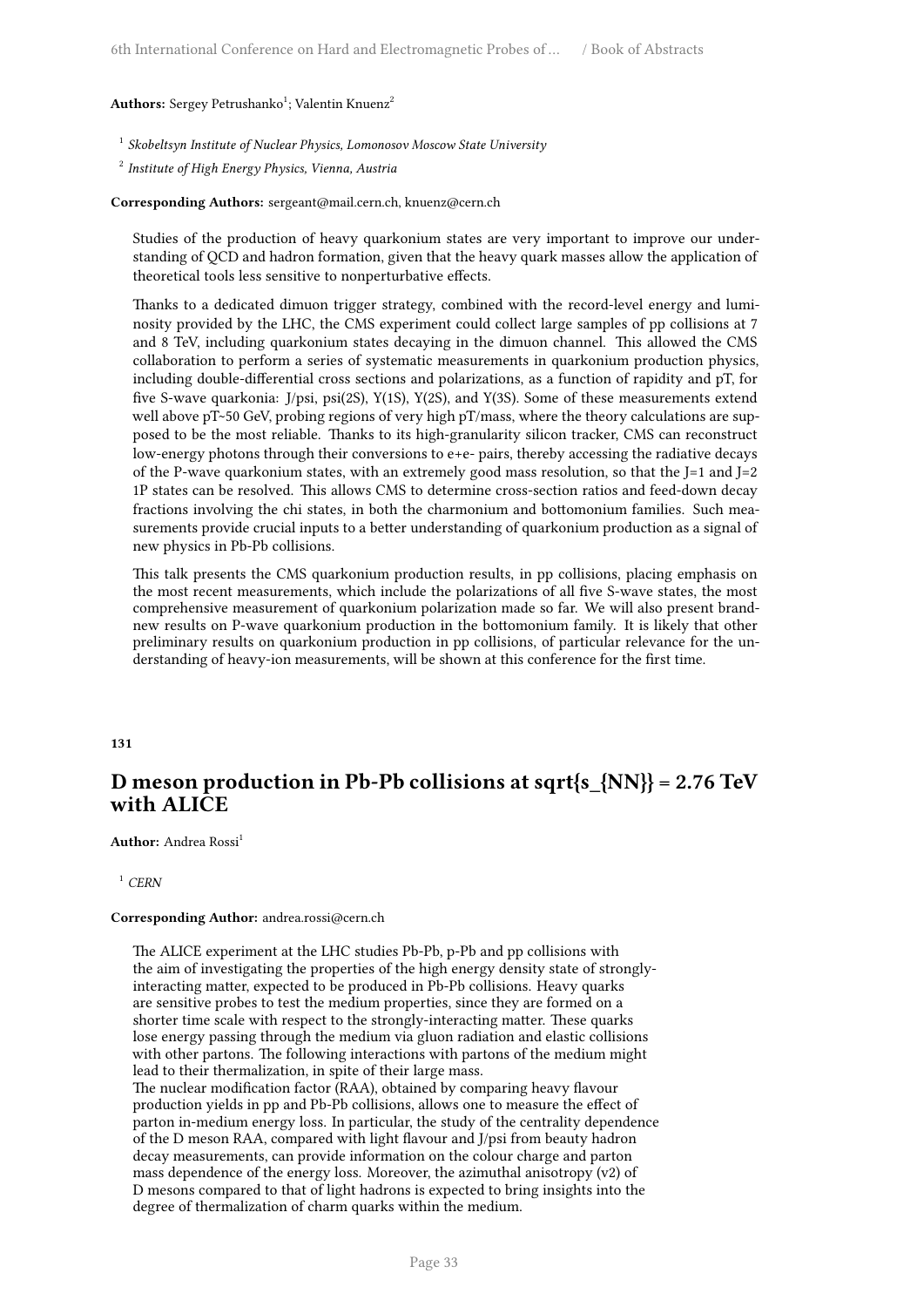**Authors:** Sergey Petrushanko[1]; Valentin Knuenz[2]

[1] *Skobeltsyn Institute of Nuclear Physics, Lomonosov Moscow State University*

[2] *Institute of High Energy Physics, Vienna, Austria*

**Corresponding Authors:** sergeant@mail.cern.ch, knuenz@cern.ch

Studies of the production of heavy quarkonium states are very important to improve our understanding of QCD and hadron formation, given that the heavy quark masses allow the application of theoretical tools less sensitive to nonperturbative effects.

Thanks to a dedicated dimuon trigger strategy, combined with the record-level energy and luminosity provided by the LHC, the CMS experiment could collect large samples of pp collisions at 7 and 8 TeV, including quarkonium states decaying in the dimuon channel. This allowed the CMS collaboration to perform a series of systematic measurements in quarkonium production physics, including double-differential cross sections and polarizations, as a function of rapidity and pT, for five S-wave quarkonia: J/psi, psi(2S), Y(1S), Y(2S), and Y(3S). Some of these measurements extend well above pT~50 GeV, probing regions of very high pT/mass, where the theory calculations are supposed to be the most reliable. Thanks to its high-granularity silicon tracker, CMS can reconstruct low-energy photons through their conversions to e+e- pairs, thereby accessing the radiative decays of the P-wave quarkonium states, with an extremely good mass resolution, so that the J=1 and J=2 1P states can be resolved. This allows CMS to determine cross-section ratios and feed-down decay fractions involving the chi states, in both the charmonium and bottomonium families. Such measurements provide crucial inputs to a better understanding of quarkonium production as a signal of new physics in Pb-Pb collisions.

This talk presents the CMS quarkonium production results, in pp collisions, placing emphasis on the most recent measurements, which include the polarizations of all five S-wave states, the most comprehensive measurement of quarkonium polarization made so far. We will also present brand-new results on P-wave quarkonium production in the bottomonium family. It is likely that other preliminary results on quarkonium production in pp collisions, of particular relevance for the understanding of heavy-ion measurements, will be shown at this conference for the first time.

**131**

## D meson production in Pb-Pb collisions at sqrt{s_{NN}} = 2.76 TeV with ALICE

**Author:** Andrea Rossi[1]

[1] *CERN*

**Corresponding Author:** andrea.rossi@cern.ch

The ALICE experiment at the LHC studies Pb-Pb, p-Pb and pp collisions with the aim of investigating the properties of the high energy density state of strongly-interacting matter, expected to be produced in Pb-Pb collisions. Heavy quarks are sensitive probes to test the medium properties, since they are formed on a shorter time scale with respect to the strongly-interacting matter. These quarks lose energy passing through the medium via gluon radiation and elastic collisions with other partons. The following interactions with partons of the medium might lead to their thermalization, in spite of their large mass.
The nuclear modification factor (RAA), obtained by comparing heavy flavour production yields in pp and Pb-Pb collisions, allows one to measure the effect of parton in-medium energy loss. In particular, the study of the centrality dependence of the D meson RAA, compared with light flavour and J/psi from beauty hadron decay measurements, can provide information on the colour charge and parton mass dependence of the energy loss. Moreover, the azimuthal anisotropy (v2) of D mesons compared to that of light hadrons is expected to bring insights into the degree of thermalization of charm quarks within the medium.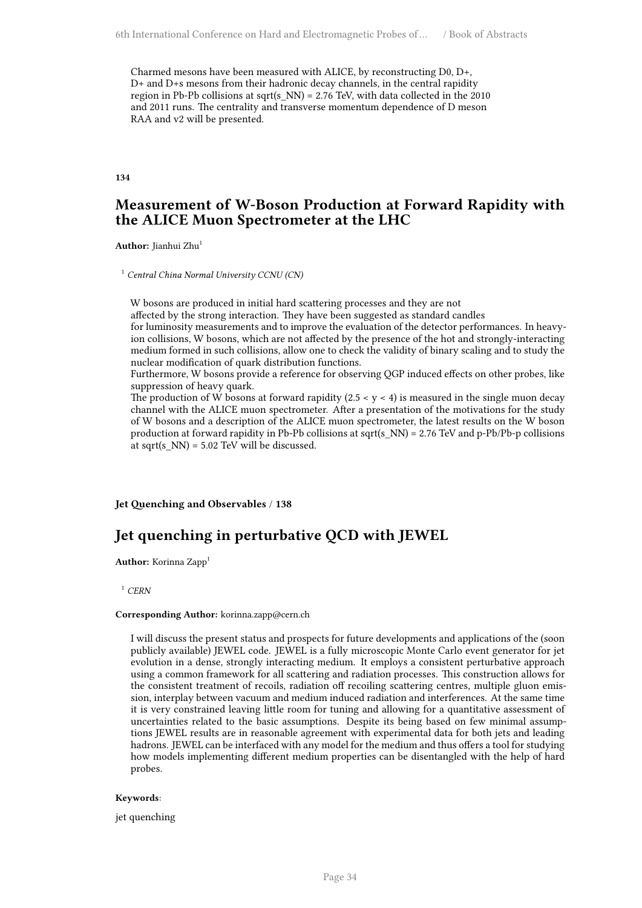Charmed mesons have been measured with ALICE, by reconstructing D0, D+, D+ and D+s mesons from their hadronic decay channels, in the central rapidity region in Pb-Pb collisions at sqrt(s_NN) = 2.76 TeV, with data collected in the 2010 and 2011 runs. The centrality and transverse momentum dependence of D meson RAA and v2 will be presented.

**134**

## Measurement of W-Boson Production at Forward Rapidity with the ALICE Muon Spectrometer at the LHC

**Author:** Jianhui Zhu[1]

[1] *Central China Normal University CCNU (CN)*

W bosons are produced in initial hard scattering processes and they are not affected by the strong interaction. They have been suggested as standard candles for luminosity measurements and to improve the evaluation of the detector performances. In heavy-ion collisions, W bosons, which are not affected by the presence of the hot and strongly-interacting medium formed in such collisions, allow one to check the validity of binary scaling and to study the nuclear modification of quark distribution functions.
Furthermore, W bosons provide a reference for observing QGP induced effects on other probes, like suppression of heavy quark.
The production of W bosons at forward rapidity (2.5 < y < 4) is measured in the single muon decay channel with the ALICE muon spectrometer. After a presentation of the motivations for the study of W bosons and a description of the ALICE muon spectrometer, the latest results on the W boson production at forward rapidity in Pb-Pb collisions at sqrt(s_NN) = 2.76 TeV and p-Pb/Pb-p collisions at sqrt(s_NN) = 5.02 TeV will be discussed.

**Jet Quenching and Observables / 138**

## Jet quenching in perturbative QCD with JEWEL

**Author:** Korinna Zapp[1]

[1] *CERN*

**Corresponding Author:** korinna.zapp@cern.ch

I will discuss the present status and prospects for future developments and applications of the (soon publicly available) JEWEL code. JEWEL is a fully microscopic Monte Carlo event generator for jet evolution in a dense, strongly interacting medium. It employs a consistent perturbative approach using a common framework for all scattering and radiation processes. This construction allows for the consistent treatment of recoils, radiation off recoiling scattering centres, multiple gluon emission, interplay between vacuum and medium induced radiation and interferences. At the same time it is very constrained leaving little room for tuning and allowing for a quantitative assessment of uncertainties related to the basic assumptions. Despite its being based on few minimal assumptions JEWEL results are in reasonable agreement with experimental data for both jets and leading hadrons. JEWEL can be interfaced with any model for the medium and thus offers a tool for studying how models implementing different medium properties can be disentangled with the help of hard probes.

**Keywords**:

jet quenching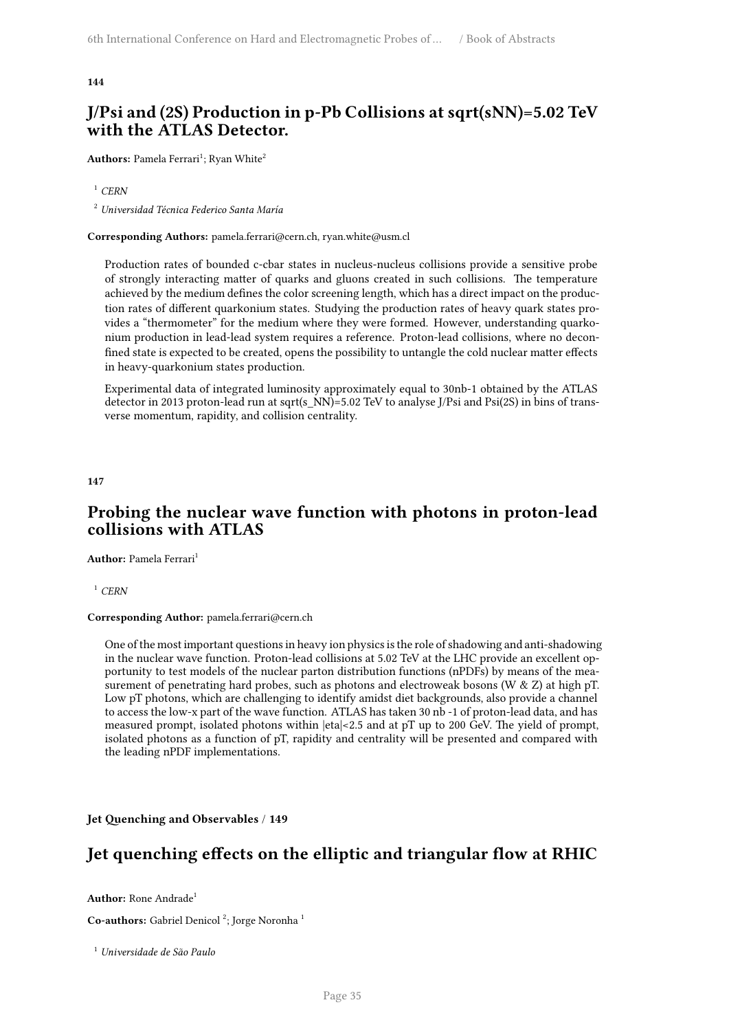**144**

## J/Psi and (2S) Production in p-Pb Collisions at sqrt(sNN)=5.02 TeV with the ATLAS Detector.

**Authors:** Pamela Ferrari[1]; Ryan White[2]

[1] *CERN*

[2] *Universidad Técnica Federico Santa María*

**Corresponding Authors:** pamela.ferrari@cern.ch, ryan.white@usm.cl

Production rates of bounded c-cbar states in nucleus-nucleus collisions provide a sensitive probe of strongly interacting matter of quarks and gluons created in such collisions. The temperature achieved by the medium defines the color screening length, which has a direct impact on the production rates of different quarkonium states. Studying the production rates of heavy quark states provides a "thermometer" for the medium where they were formed. However, understanding quarkonium production in lead-lead system requires a reference. Proton-lead collisions, where no deconfined state is expected to be created, opens the possibility to untangle the cold nuclear matter effects in heavy-quarkonium states production.

Experimental data of integrated luminosity approximately equal to 30nb-1 obtained by the ATLAS detector in 2013 proton-lead run at sqrt(s_NN)=5.02 TeV to analyse J/Psi and Psi(2S) in bins of transverse momentum, rapidity, and collision centrality.

**147**

## Probing the nuclear wave function with photons in proton-lead collisions with ATLAS

**Author:** Pamela Ferrari[1]

[1] *CERN*

**Corresponding Author:** pamela.ferrari@cern.ch

One of the most important questions in heavy ion physics is the role of shadowing and anti-shadowing in the nuclear wave function. Proton-lead collisions at 5.02 TeV at the LHC provide an excellent opportunity to test models of the nuclear parton distribution functions (nPDFs) by means of the measurement of penetrating hard probes, such as photons and electroweak bosons (W & Z) at high pT. Low pT photons, which are challenging to identify amidst diet backgrounds, also provide a channel to access the low-x part of the wave function. ATLAS has taken 30 nb -1 of proton-lead data, and has measured prompt, isolated photons within |eta|<2.5 and at pT up to 200 GeV. The yield of prompt, isolated photons as a function of pT, rapidity and centrality will be presented and compared with the leading nPDF implementations.

**Jet Quenching and Observables / 149**

## Jet quenching effects on the elliptic and triangular flow at RHIC

**Author:** Rone Andrade[1]

**Co-authors:** Gabriel Denicol [2]; Jorge Noronha [1]

[1] *Universidade de São Paulo*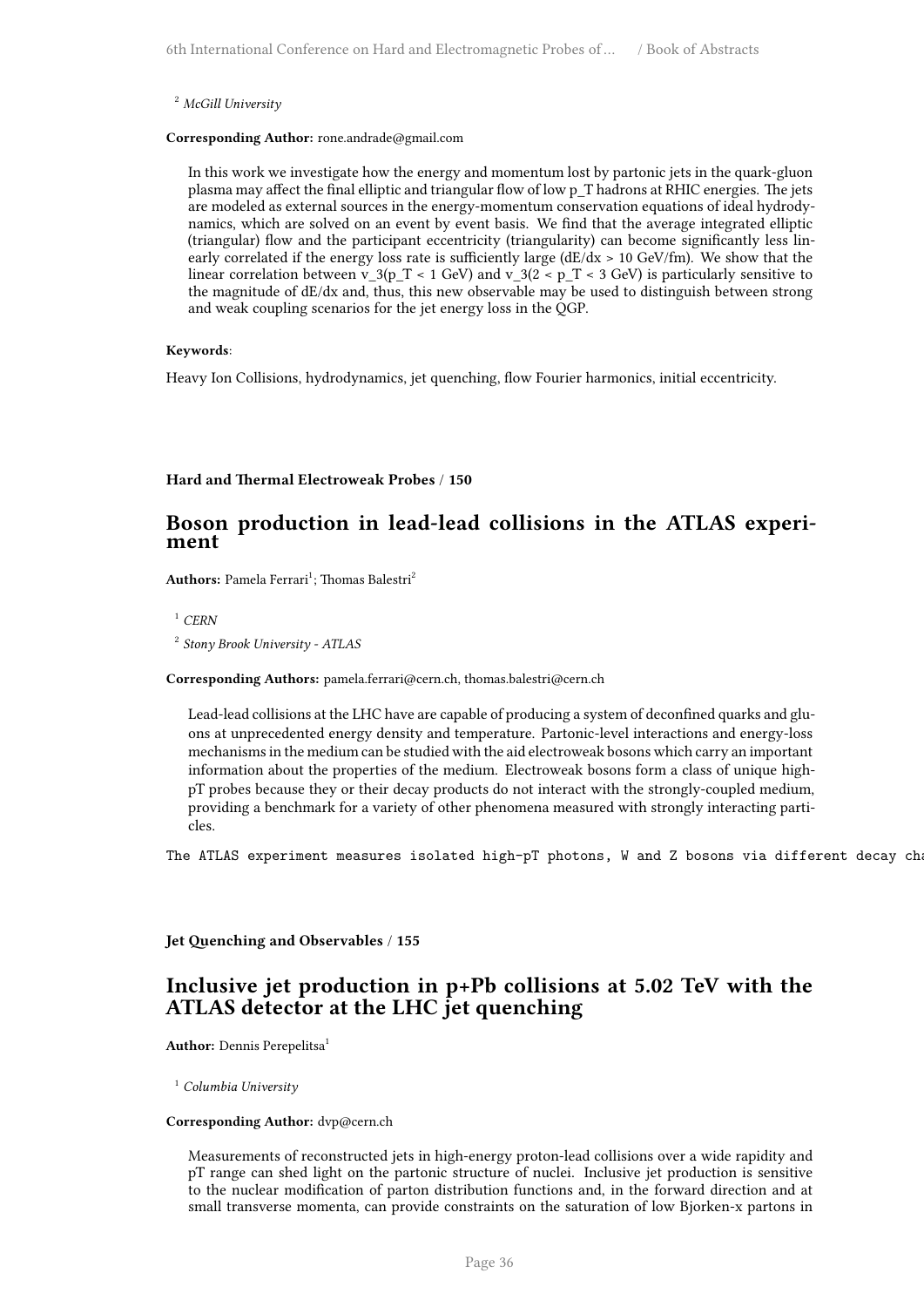[2] *McGill University*

**Corresponding Author:** rone.andrade@gmail.com

In this work we investigate how the energy and momentum lost by partonic jets in the quark-gluon plasma may affect the final elliptic and triangular flow of low p_T hadrons at RHIC energies. The jets are modeled as external sources in the energy-momentum conservation equations of ideal hydrodynamics, which are solved on an event by event basis. We find that the average integrated elliptic (triangular) flow and the participant eccentricity (triangularity) can become significantly less linearly correlated if the energy loss rate is sufficiently large (dE/dx > 10 GeV/fm). We show that the linear correlation between v_3(p_T < 1 GeV) and v_3(2 < p_T < 3 GeV) is particularly sensitive to the magnitude of dE/dx and, thus, this new observable may be used to distinguish between strong and weak coupling scenarios for the jet energy loss in the QGP.

**Keywords**:

Heavy Ion Collisions, hydrodynamics, jet quenching, flow Fourier harmonics, initial eccentricity.

**Hard and Thermal Electroweak Probes / 150**

## Boson production in lead-lead collisions in the ATLAS experiment

**Authors:** Pamela Ferrari[1]; Thomas Balestri[2]

[1] *CERN*

[2] *Stony Brook University - ATLAS*

**Corresponding Authors:** pamela.ferrari@cern.ch, thomas.balestri@cern.ch

Lead-lead collisions at the LHC have are capable of producing a system of deconfined quarks and gluons at unprecedented energy density and temperature. Partonic-level interactions and energy-loss mechanisms in the medium can be studied with the aid electroweak bosons which carry an important information about the properties of the medium. Electroweak bosons form a class of unique high-pT probes because they or their decay products do not interact with the strongly-coupled medium, providing a benchmark for a variety of other phenomena measured with strongly interacting particles.

```
The ATLAS experiment measures isolated high-pT photons, W and Z bosons via different decay cha
```

**Jet Quenching and Observables / 155**

## Inclusive jet production in p+Pb collisions at 5.02 TeV with the ATLAS detector at the LHC jet quenching

**Author:** Dennis Perepelitsa[1]

[1] *Columbia University*

**Corresponding Author:** dvp@cern.ch

Measurements of reconstructed jets in high-energy proton-lead collisions over a wide rapidity and pT range can shed light on the partonic structure of nuclei. Inclusive jet production is sensitive to the nuclear modification of parton distribution functions and, in the forward direction and at small transverse momenta, can provide constraints on the saturation of low Bjorken-x partons in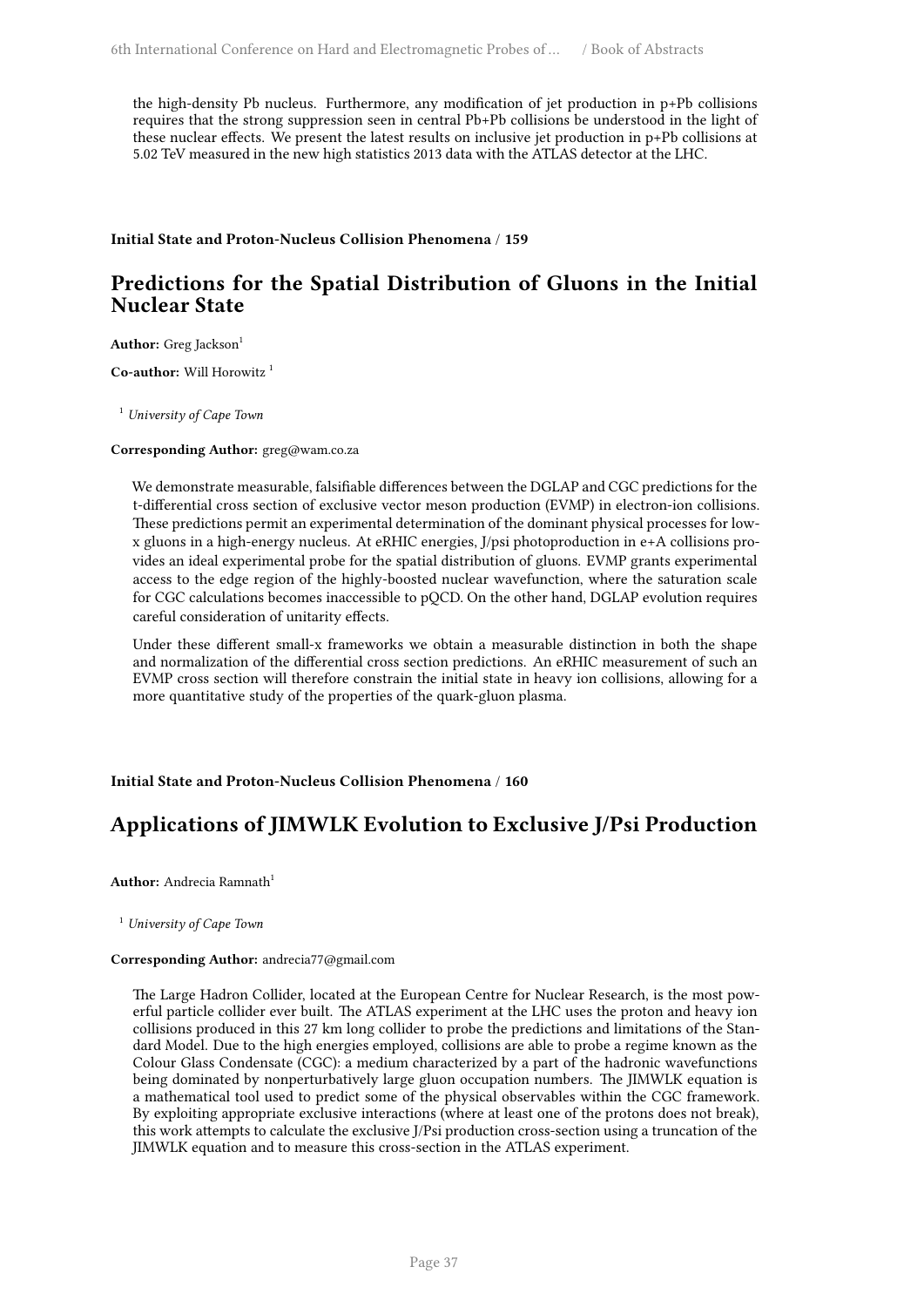the high-density Pb nucleus. Furthermore, any modification of jet production in p+Pb collisions requires that the strong suppression seen in central Pb+Pb collisions be understood in the light of these nuclear effects. We present the latest results on inclusive jet production in p+Pb collisions at 5.02 TeV measured in the new high statistics 2013 data with the ATLAS detector at the LHC.

**Initial State and Proton-Nucleus Collision Phenomena / 159**

## Predictions for the Spatial Distribution of Gluons in the Initial Nuclear State

**Author:** Greg Jackson[1]

**Co-author:** Will Horowitz [1]

[1] *University of Cape Town*

**Corresponding Author:** greg@wam.co.za

We demonstrate measurable, falsifiable differences between the DGLAP and CGC predictions for the t-differential cross section of exclusive vector meson production (EVMP) in electron-ion collisions. These predictions permit an experimental determination of the dominant physical processes for low-x gluons in a high-energy nucleus. At eRHIC energies, J/psi photoproduction in e+A collisions provides an ideal experimental probe for the spatial distribution of gluons. EVMP grants experimental access to the edge region of the highly-boosted nuclear wavefunction, where the saturation scale for CGC calculations becomes inaccessible to pQCD. On the other hand, DGLAP evolution requires careful consideration of unitarity effects.

Under these different small-x frameworks we obtain a measurable distinction in both the shape and normalization of the differential cross section predictions. An eRHIC measurement of such an EVMP cross section will therefore constrain the initial state in heavy ion collisions, allowing for a more quantitative study of the properties of the quark-gluon plasma.

**Initial State and Proton-Nucleus Collision Phenomena / 160**

## Applications of JIMWLK Evolution to Exclusive J/Psi Production

**Author:** Andrecia Ramnath[1]

[1] *University of Cape Town*

**Corresponding Author:** andrecia77@gmail.com

The Large Hadron Collider, located at the European Centre for Nuclear Research, is the most powerful particle collider ever built. The ATLAS experiment at the LHC uses the proton and heavy ion collisions produced in this 27 km long collider to probe the predictions and limitations of the Standard Model. Due to the high energies employed, collisions are able to probe a regime known as the Colour Glass Condensate (CGC): a medium characterized by a part of the hadronic wavefunctions being dominated by nonperturbatively large gluon occupation numbers. The JIMWLK equation is a mathematical tool used to predict some of the physical observables within the CGC framework. By exploiting appropriate exclusive interactions (where at least one of the protons does not break), this work attempts to calculate the exclusive J/Psi production cross-section using a truncation of the JIMWLK equation and to measure this cross-section in the ATLAS experiment.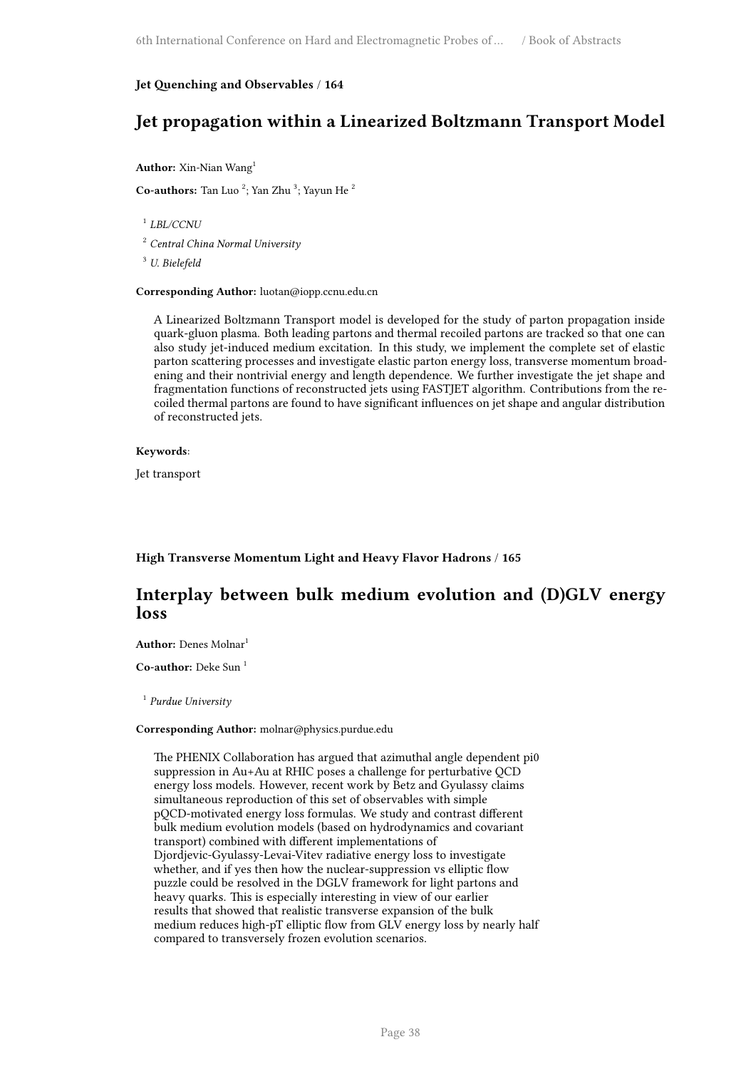**Jet Quenching and Observables / 164**

## Jet propagation within a Linearized Boltzmann Transport Model

**Author:** Xin-Nian Wang[1]

**Co-authors:** Tan Luo [2]; Yan Zhu [3]; Yayun He [2]

[1] *LBL/CCNU*

[2] *Central China Normal University*

[3] *U. Bielefeld*

**Corresponding Author:** luotan@iopp.ccnu.edu.cn

A Linearized Boltzmann Transport model is developed for the study of parton propagation inside quark-gluon plasma. Both leading partons and thermal recoiled partons are tracked so that one can also study jet-induced medium excitation. In this study, we implement the complete set of elastic parton scattering processes and investigate elastic parton energy loss, transverse momentum broadening and their nontrivial energy and length dependence. We further investigate the jet shape and fragmentation functions of reconstructed jets using FASTJET algorithm. Contributions from the recoiled thermal partons are found to have significant influences on jet shape and angular distribution of reconstructed jets.

**Keywords**:

Jet transport

**High Transverse Momentum Light and Heavy Flavor Hadrons / 165**

## Interplay between bulk medium evolution and (D)GLV energy loss

**Author:** Denes Molnar[1]

**Co-author:** Deke Sun [1]

[1] *Purdue University*

**Corresponding Author:** molnar@physics.purdue.edu

The PHENIX Collaboration has argued that azimuthal angle dependent pi0 suppression in Au+Au at RHIC poses a challenge for perturbative QCD energy loss models. However, recent work by Betz and Gyulassy claims simultaneous reproduction of this set of observables with simple pQCD-motivated energy loss formulas. We study and contrast different bulk medium evolution models (based on hydrodynamics and covariant transport) combined with different implementations of Djordjevic-Gyulassy-Levai-Vitev radiative energy loss to investigate whether, and if yes then how the nuclear-suppression vs elliptic flow puzzle could be resolved in the DGLV framework for light partons and heavy quarks. This is especially interesting in view of our earlier results that showed that realistic transverse expansion of the bulk medium reduces high-pT elliptic flow from GLV energy loss by nearly half compared to transversely frozen evolution scenarios.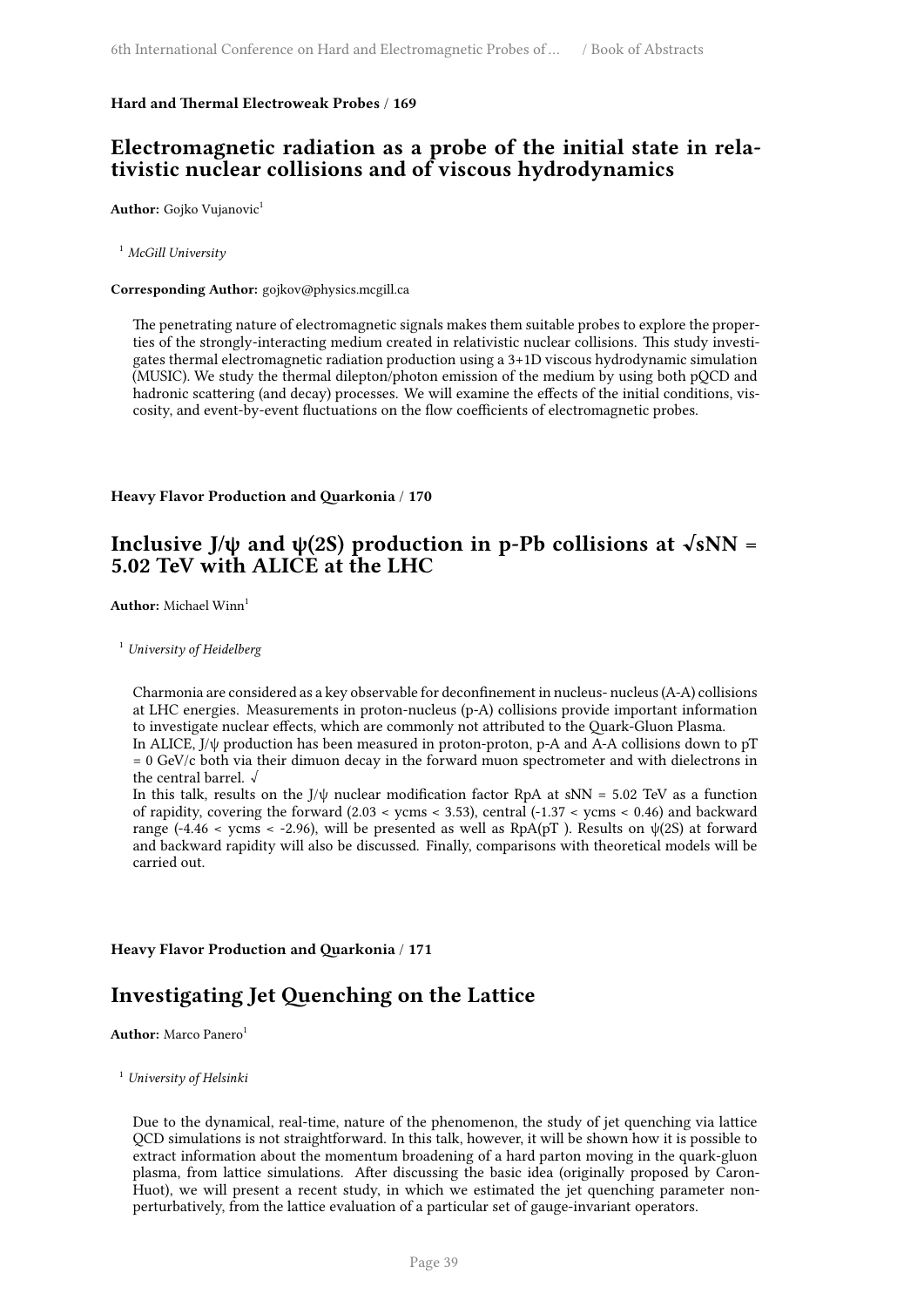**Hard and Thermal Electroweak Probes** / **169**

## Electromagnetic radiation as a probe of the initial state in relativistic nuclear collisions and of viscous hydrodynamics

**Author:** Gojko Vujanovic[1]

[1] *McGill University*

**Corresponding Author:** gojkov@physics.mcgill.ca

The penetrating nature of electromagnetic signals makes them suitable probes to explore the properties of the strongly-interacting medium created in relativistic nuclear collisions. This study investigates thermal electromagnetic radiation production using a 3+1D viscous hydrodynamic simulation (MUSIC). We study the thermal dilepton/photon emission of the medium by using both pQCD and hadronic scattering (and decay) processes. We will examine the effects of the initial conditions, viscosity, and event-by-event fluctuations on the flow coefficients of electromagnetic probes.

**Heavy Flavor Production and Quarkonia** / **170**

## Inclusive J/ψ and ψ(2S) production in p-Pb collisions at √sNN = 5.02 TeV with ALICE at the LHC

**Author:** Michael Winn[1]

[1] *University of Heidelberg*

Charmonia are considered as a key observable for deconfinement in nucleus- nucleus (A-A) collisions at LHC energies. Measurements in proton-nucleus (p-A) collisions provide important information to investigate nuclear effects, which are commonly not attributed to the Quark-Gluon Plasma.
In ALICE, J/ψ production has been measured in proton-proton, p-A and A-A collisions down to pT = 0 GeV/c both via their dimuon decay in the forward muon spectrometer and with dielectrons in the central barrel. √
In this talk, results on the J/ψ nuclear modification factor RpA at sNN = 5.02 TeV as a function of rapidity, covering the forward (2.03 < ycms < 3.53), central (-1.37 < ycms < 0.46) and backward range (-4.46 < ycms < -2.96), will be presented as well as RpA(pT ). Results on ψ(2S) at forward and backward rapidity will also be discussed. Finally, comparisons with theoretical models will be carried out.

**Heavy Flavor Production and Quarkonia** / **171**

## Investigating Jet Quenching on the Lattice

**Author:** Marco Panero[1]

[1] *University of Helsinki*

Due to the dynamical, real-time, nature of the phenomenon, the study of jet quenching via lattice QCD simulations is not straightforward. In this talk, however, it will be shown how it is possible to extract information about the momentum broadening of a hard parton moving in the quark-gluon plasma, from lattice simulations. After discussing the basic idea (originally proposed by Caron-Huot), we will present a recent study, in which we estimated the jet quenching parameter non-perturbatively, from the lattice evaluation of a particular set of gauge-invariant operators.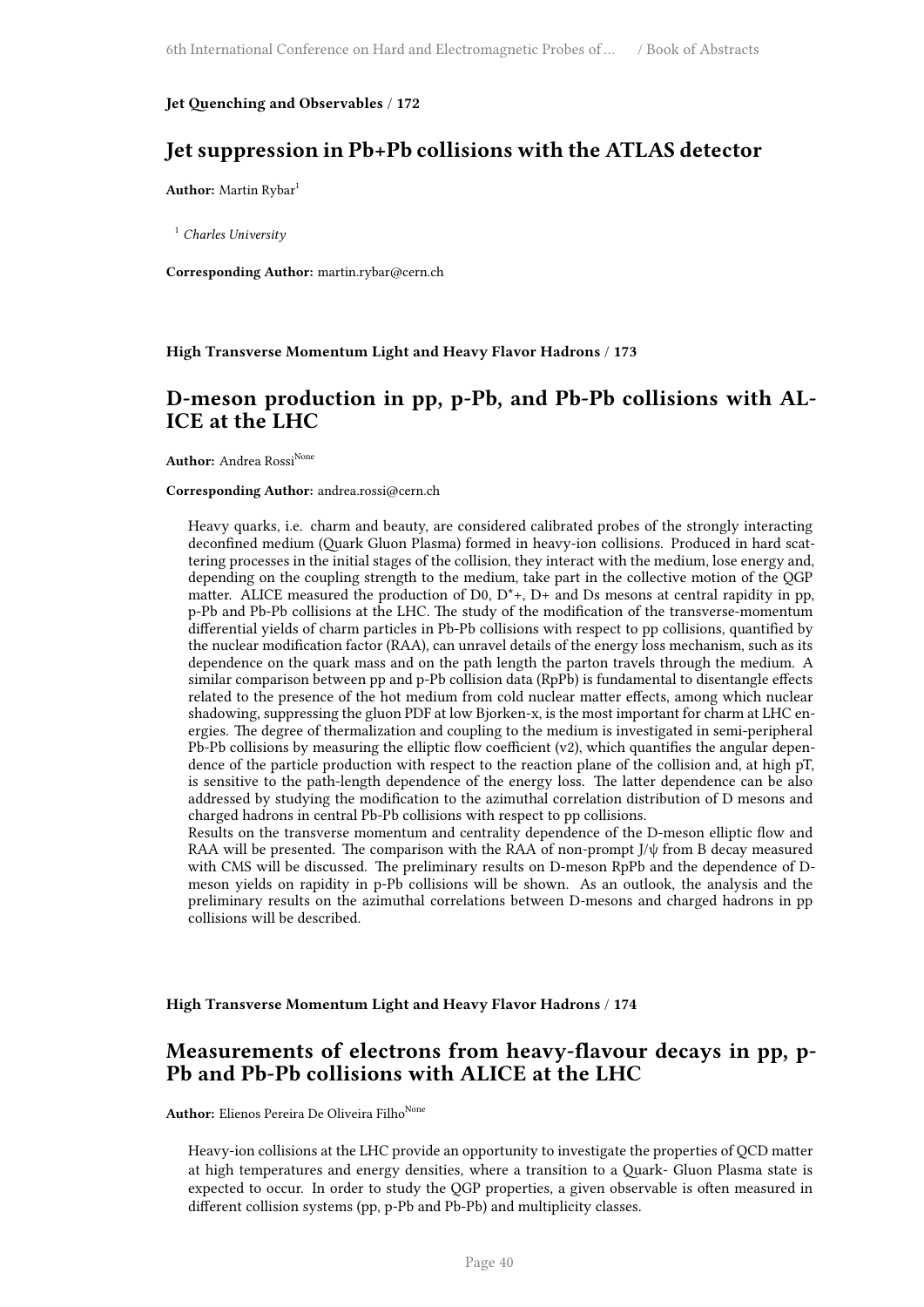**Jet Quenching and Observables / 172**

## Jet suppression in Pb+Pb collisions with the ATLAS detector

**Author:** Martin Rybar[1]

[1] *Charles University*

**Corresponding Author:** martin.rybar@cern.ch

**High Transverse Momentum Light and Heavy Flavor Hadrons / 173**

## D-meson production in pp, p-Pb, and Pb-Pb collisions with ALICE at the LHC

**Author:** Andrea Rossi[None]

**Corresponding Author:** andrea.rossi@cern.ch

Heavy quarks, i.e. charm and beauty, are considered calibrated probes of the strongly interacting deconfined medium (Quark Gluon Plasma) formed in heavy-ion collisions. Produced in hard scattering processes in the initial stages of the collision, they interact with the medium, lose energy and, depending on the coupling strength to the medium, take part in the collective motion of the QGP matter. ALICE measured the production of D0, D*+, D+ and Ds mesons at central rapidity in pp, p-Pb and Pb-Pb collisions at the LHC. The study of the modification of the transverse-momentum differential yields of charm particles in Pb-Pb collisions with respect to pp collisions, quantified by the nuclear modification factor (RAA), can unravel details of the energy loss mechanism, such as its dependence on the quark mass and on the path length the parton travels through the medium. A similar comparison between pp and p-Pb collision data (RpPb) is fundamental to disentangle effects related to the presence of the hot medium from cold nuclear matter effects, among which nuclear shadowing, suppressing the gluon PDF at low Bjorken-x, is the most important for charm at LHC energies. The degree of thermalization and coupling to the medium is investigated in semi-peripheral Pb-Pb collisions by measuring the elliptic flow coefficient (v2), which quantifies the angular dependence of the particle production with respect to the reaction plane of the collision and, at high pT, is sensitive to the path-length dependence of the energy loss. The latter dependence can be also addressed by studying the modification to the azimuthal correlation distribution of D mesons and charged hadrons in central Pb-Pb collisions with respect to pp collisions.

Results on the transverse momentum and centrality dependence of the D-meson elliptic flow and RAA will be presented. The comparison with the RAA of non-prompt J/ψ from B decay measured with CMS will be discussed. The preliminary results on D-meson RpPb and the dependence of D-meson yields on rapidity in p-Pb collisions will be shown. As an outlook, the analysis and the preliminary results on the azimuthal correlations between D-mesons and charged hadrons in pp collisions will be described.

**High Transverse Momentum Light and Heavy Flavor Hadrons / 174**

## Measurements of electrons from heavy-flavour decays in pp, p-Pb and Pb-Pb collisions with ALICE at the LHC

**Author:** Elienos Pereira De Oliveira Filho[None]

Heavy-ion collisions at the LHC provide an opportunity to investigate the properties of QCD matter at high temperatures and energy densities, where a transition to a Quark- Gluon Plasma state is expected to occur. In order to study the QGP properties, a given observable is often measured in different collision systems (pp, p-Pb and Pb-Pb) and multiplicity classes.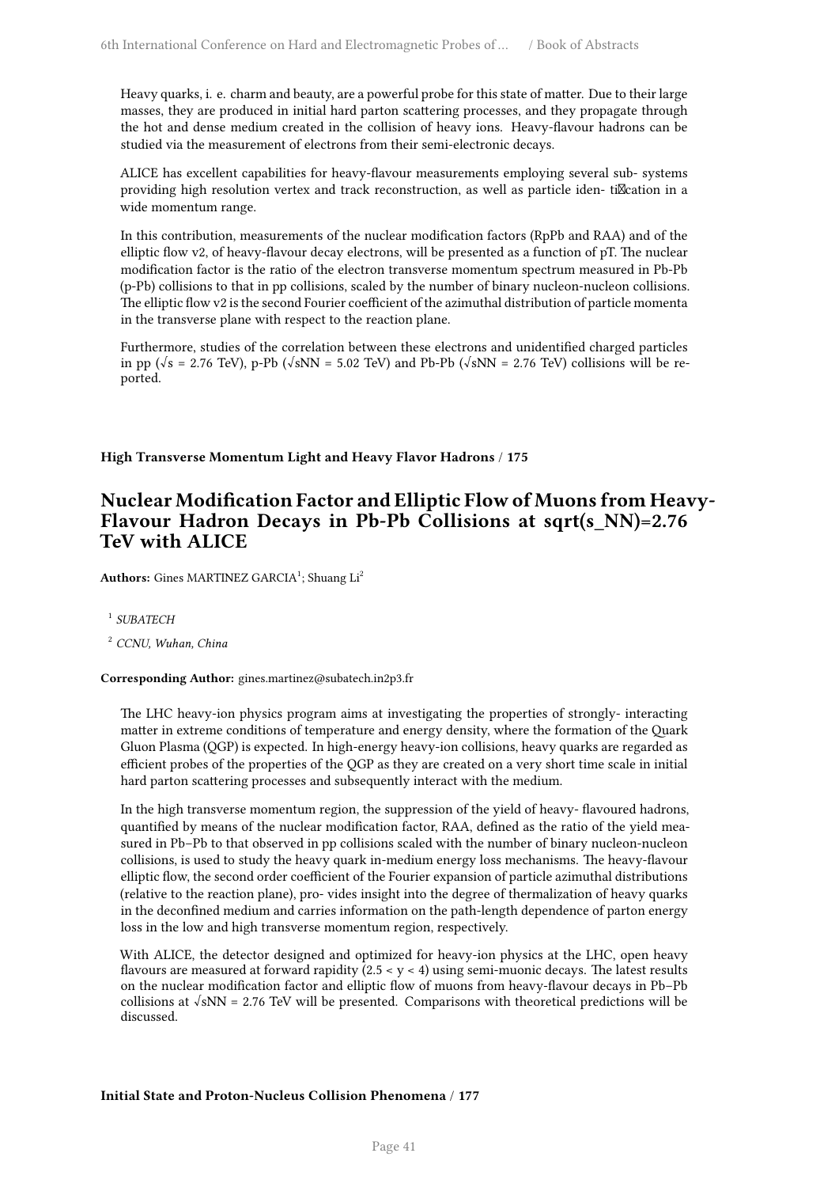Heavy quarks, i. e. charm and beauty, are a powerful probe for this state of matter. Due to their large masses, they are produced in initial hard parton scattering processes, and they propagate through the hot and dense medium created in the collision of heavy ions. Heavy-flavour hadrons can be studied via the measurement of electrons from their semi-electronic decays.

ALICE has excellent capabilities for heavy-flavour measurements employing several sub- systems providing high resolution vertex and track reconstruction, as well as particle iden- tification in a wide momentum range.

In this contribution, measurements of the nuclear modification factors (RpPb and RAA) and of the elliptic flow v2, of heavy-flavour decay electrons, will be presented as a function of pT. The nuclear modification factor is the ratio of the electron transverse momentum spectrum measured in Pb-Pb (p-Pb) collisions to that in pp collisions, scaled by the number of binary nucleon-nucleon collisions. The elliptic flow v2 is the second Fourier coefficient of the azimuthal distribution of particle momenta in the transverse plane with respect to the reaction plane.

Furthermore, studies of the correlation between these electrons and unidentified charged particles in pp (√s = 2.76 TeV), p-Pb (√sNN = 5.02 TeV) and Pb-Pb (√sNN = 2.76 TeV) collisions will be reported.

**High Transverse Momentum Light and Heavy Flavor Hadrons / 175**

## Nuclear Modification Factor and Elliptic Flow of Muons from Heavy-Flavour Hadron Decays in Pb-Pb Collisions at sqrt(s_NN)=2.76 TeV with ALICE

**Authors:** Gines MARTINEZ GARCIA[1]; Shuang Li[2]

[1] *SUBATECH*

[2] *CCNU, Wuhan, China*

**Corresponding Author:** gines.martinez@subatech.in2p3.fr

The LHC heavy-ion physics program aims at investigating the properties of strongly- interacting matter in extreme conditions of temperature and energy density, where the formation of the Quark Gluon Plasma (QGP) is expected. In high-energy heavy-ion collisions, heavy quarks are regarded as efficient probes of the properties of the QGP as they are created on a very short time scale in initial hard parton scattering processes and subsequently interact with the medium.

In the high transverse momentum region, the suppression of the yield of heavy- flavoured hadrons, quantified by means of the nuclear modification factor, RAA, defined as the ratio of the yield measured in Pb–Pb to that observed in pp collisions scaled with the number of binary nucleon-nucleon collisions, is used to study the heavy quark in-medium energy loss mechanisms. The heavy-flavour elliptic flow, the second order coefficient of the Fourier expansion of particle azimuthal distributions (relative to the reaction plane), pro- vides insight into the degree of thermalization of heavy quarks in the deconfined medium and carries information on the path-length dependence of parton energy loss in the low and high transverse momentum region, respectively.

With ALICE, the detector designed and optimized for heavy-ion physics at the LHC, open heavy flavours are measured at forward rapidity ($2.5 < y < 4$) using semi-muonic decays. The latest results on the nuclear modification factor and elliptic flow of muons from heavy-flavour decays in Pb–Pb collisions at √sNN = 2.76 TeV will be presented. Comparisons with theoretical predictions will be discussed.

**Initial State and Proton-Nucleus Collision Phenomena / 177**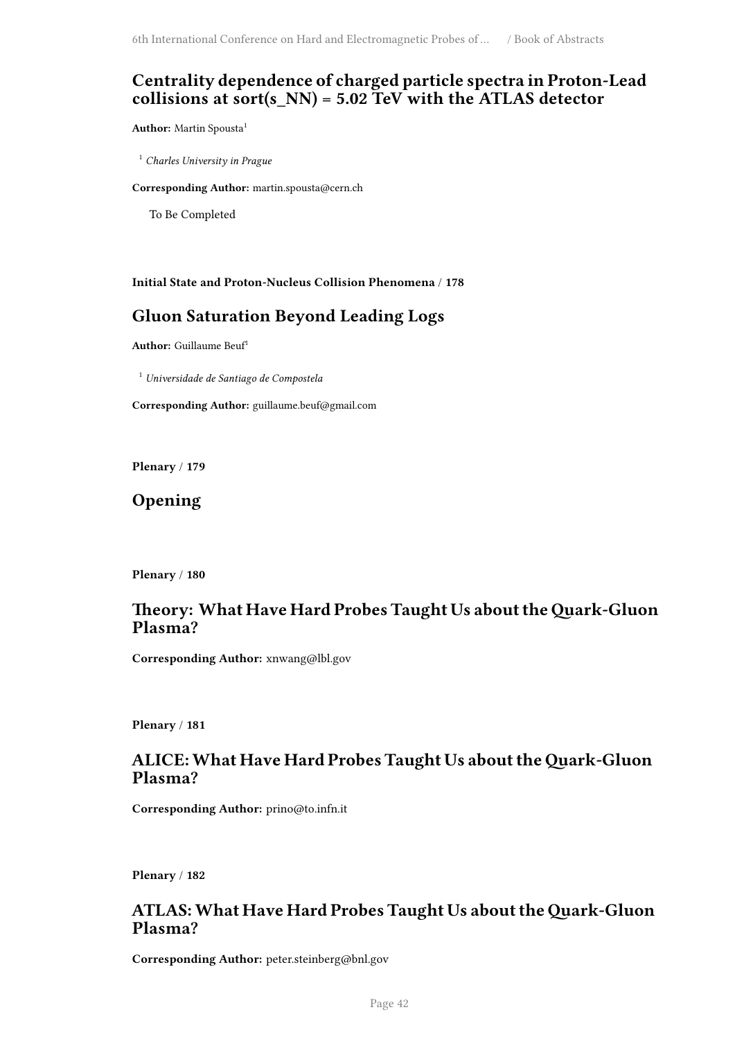## Centrality dependence of charged particle spectra in Proton-Lead collisions at sort(s_NN) = 5.02 TeV with the ATLAS detector

**Author:** Martin Spousta[1]

[1] *Charles University in Prague*

**Corresponding Author:** martin.spousta@cern.ch

To Be Completed

**Initial State and Proton-Nucleus Collision Phenomena / 178**

## Gluon Saturation Beyond Leading Logs

**Author:** Guillaume Beuf[1]

[1] *Universidade de Santiago de Compostela*

**Corresponding Author:** guillaume.beuf@gmail.com

**Plenary / 179**

## Opening

**Plenary / 180**

## Theory: What Have Hard Probes Taught Us about the Quark-Gluon Plasma?

**Corresponding Author:** xnwang@lbl.gov

**Plenary / 181**

## ALICE: What Have Hard Probes Taught Us about the Quark-Gluon Plasma?

**Corresponding Author:** prino@to.infn.it

**Plenary / 182**

## ATLAS: What Have Hard Probes Taught Us about the Quark-Gluon Plasma?

**Corresponding Author:** peter.steinberg@bnl.gov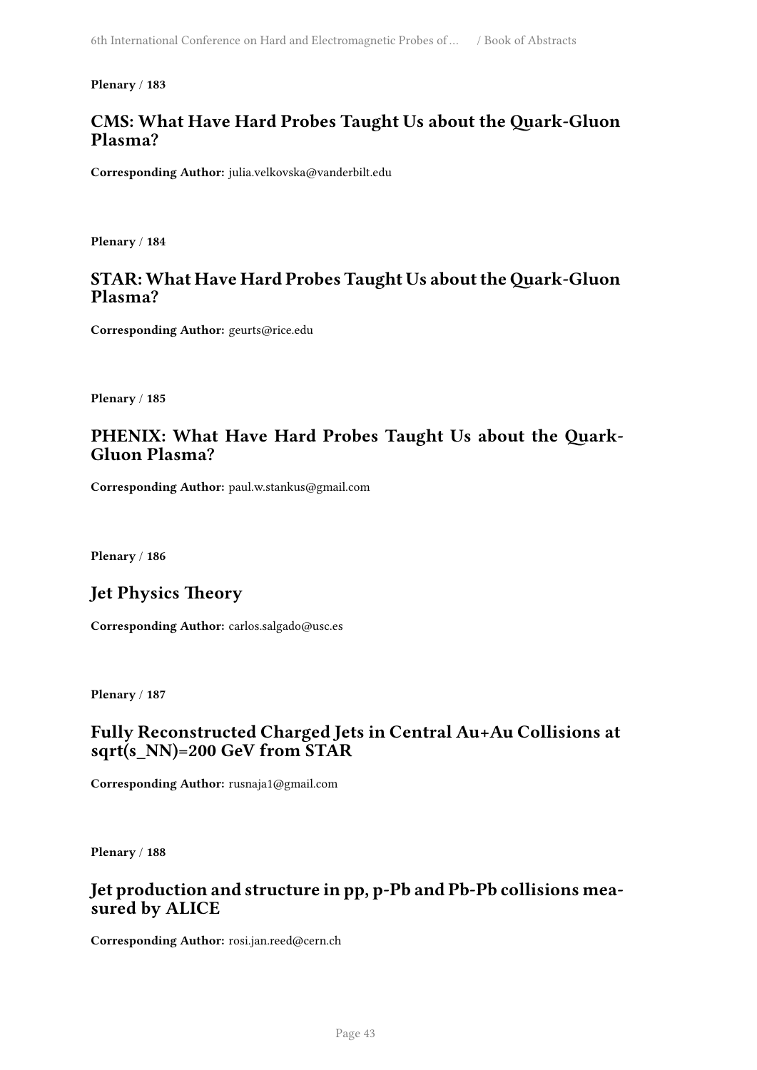**Plenary** / **183**

## CMS: What Have Hard Probes Taught Us about the Quark-Gluon Plasma?

**Corresponding Author:** julia.velkovska@vanderbilt.edu

**Plenary** / **184**

## STAR: What Have Hard Probes Taught Us about the Quark-Gluon Plasma?

**Corresponding Author:** geurts@rice.edu

**Plenary** / **185**

## PHENIX: What Have Hard Probes Taught Us about the Quark-Gluon Plasma?

**Corresponding Author:** paul.w.stankus@gmail.com

**Plenary** / **186**

## Jet Physics Theory

**Corresponding Author:** carlos.salgado@usc.es

**Plenary** / **187**

## Fully Reconstructed Charged Jets in Central Au+Au Collisions at sqrt(s_NN)=200 GeV from STAR

**Corresponding Author:** rusnaja1@gmail.com

**Plenary** / **188**

## Jet production and structure in pp, p-Pb and Pb-Pb collisions measured by ALICE

**Corresponding Author:** rosi.jan.reed@cern.ch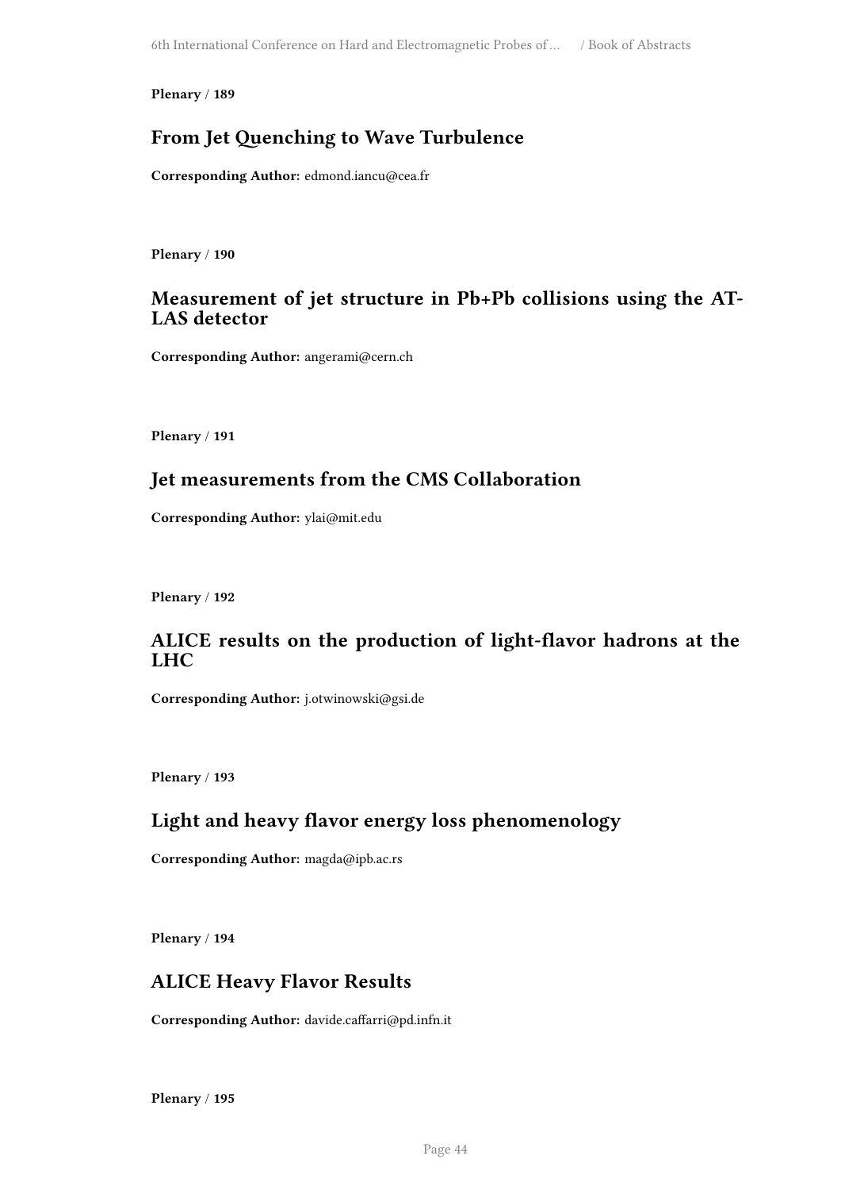**Plenary** / **189**

## From Jet Quenching to Wave Turbulence

**Corresponding Author:** edmond.iancu@cea.fr

**Plenary** / **190**

## Measurement of jet structure in Pb+Pb collisions using the ATLAS detector

**Corresponding Author:** angerami@cern.ch

**Plenary** / **191**

## Jet measurements from the CMS Collaboration

**Corresponding Author:** ylai@mit.edu

**Plenary** / **192**

## ALICE results on the production of light-flavor hadrons at the LHC

**Corresponding Author:** j.otwinowski@gsi.de

**Plenary** / **193**

## Light and heavy flavor energy loss phenomenology

**Corresponding Author:** magda@ipb.ac.rs

**Plenary** / **194**

## ALICE Heavy Flavor Results

**Corresponding Author:** davide.caffarri@pd.infn.it

**Plenary** / **195**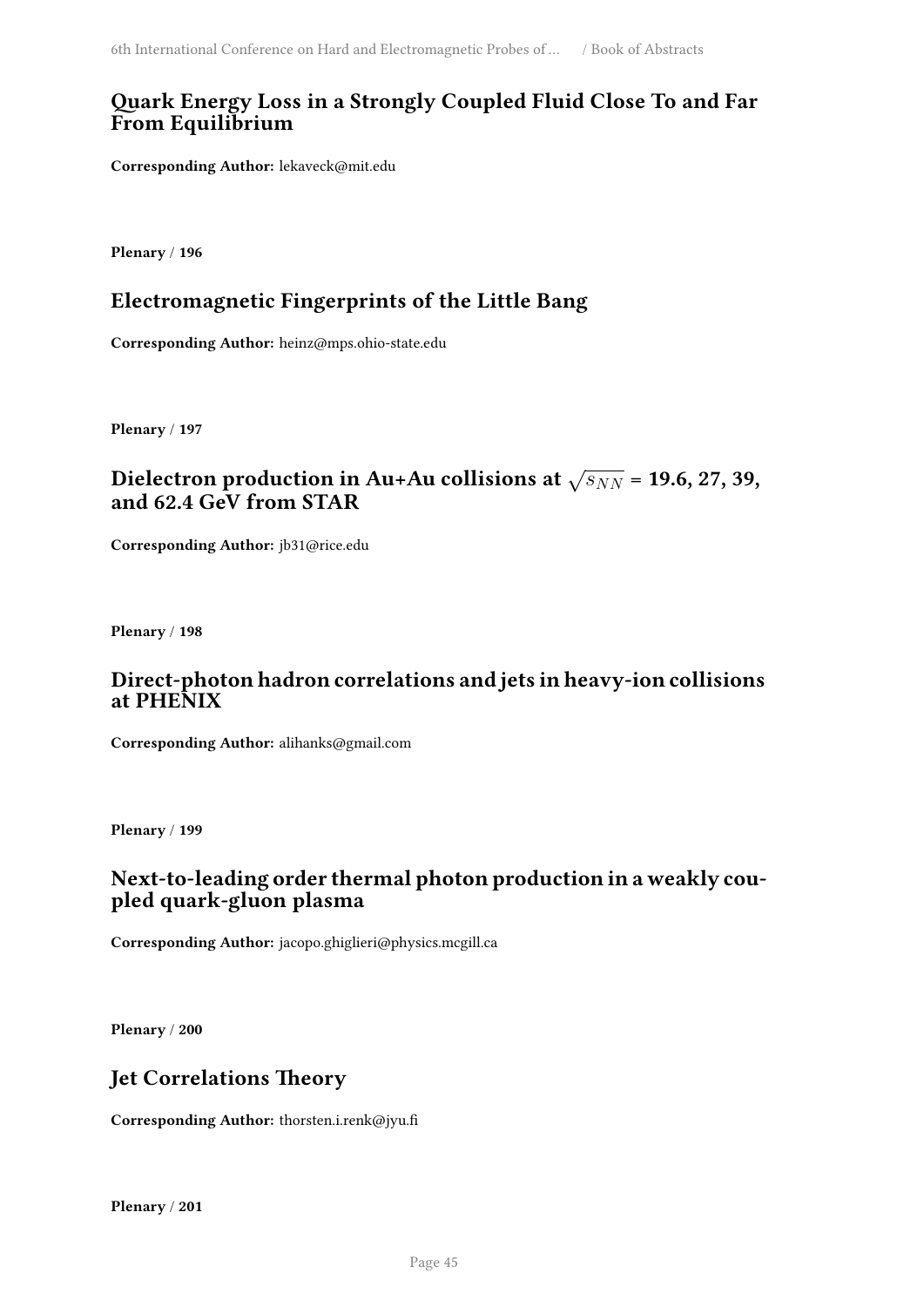## Quark Energy Loss in a Strongly Coupled Fluid Close To and Far From Equilibrium

**Corresponding Author:** lekaveck@mit.edu

**Plenary** / **196**

## Electromagnetic Fingerprints of the Little Bang

**Corresponding Author:** heinz@mps.ohio-state.edu

**Plenary** / **197**

## Dielectron production in Au+Au collisions at $\sqrt{s_{NN}}$ = 19.6, 27, 39, and 62.4 GeV from STAR

**Corresponding Author:** jb31@rice.edu

**Plenary** / **198**

## Direct-photon hadron correlations and jets in heavy-ion collisions at PHENIX

**Corresponding Author:** alihanks@gmail.com

**Plenary** / **199**

## Next-to-leading order thermal photon production in a weakly coupled quark-gluon plasma

**Corresponding Author:** jacopo.ghiglieri@physics.mcgill.ca

**Plenary** / **200**

## Jet Correlations Theory

**Corresponding Author:** thorsten.i.renk@jyu.fi

**Plenary** / **201**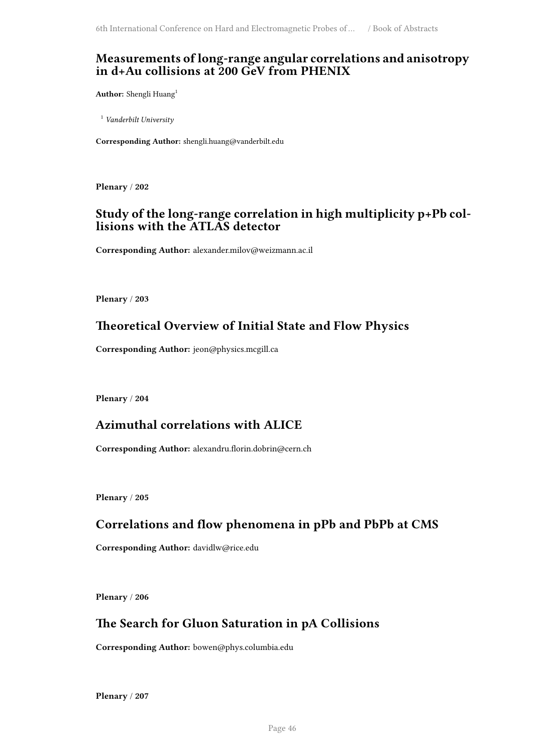## Measurements of long-range angular correlations and anisotropy in d+Au collisions at 200 GeV from PHENIX

**Author:** Shengli Huang[1]

[1] *Vanderbilt University*

**Corresponding Author:** shengli.huang@vanderbilt.edu

**Plenary** / **202**

## Study of the long-range correlation in high multiplicity p+Pb collisions with the ATLAS detector

**Corresponding Author:** alexander.milov@weizmann.ac.il

**Plenary** / **203**

## Theoretical Overview of Initial State and Flow Physics

**Corresponding Author:** jeon@physics.mcgill.ca

**Plenary** / **204**

## Azimuthal correlations with ALICE

**Corresponding Author:** alexandru.florin.dobrin@cern.ch

**Plenary** / **205**

## Correlations and flow phenomena in pPb and PbPb at CMS

**Corresponding Author:** davidlw@rice.edu

**Plenary** / **206**

## The Search for Gluon Saturation in pA Collisions

**Corresponding Author:** bowen@phys.columbia.edu

**Plenary** / **207**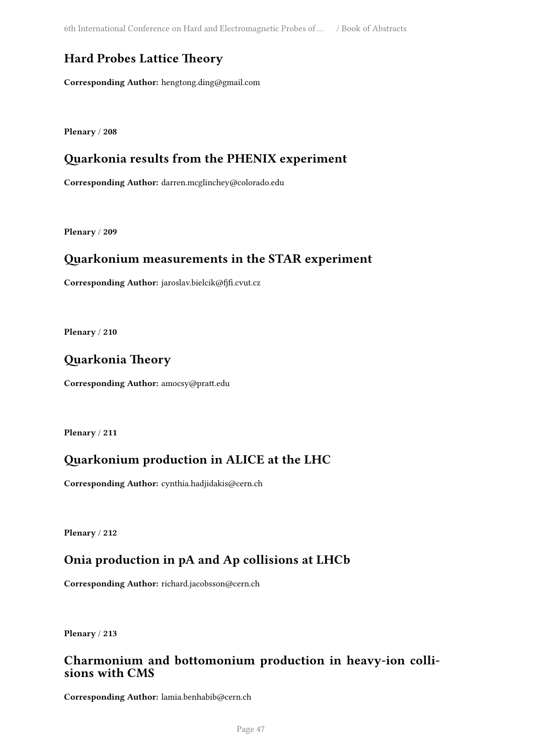## Hard Probes Lattice Theory

**Corresponding Author:** hengtong.ding@gmail.com

**Plenary** / **208**

## Quarkonia results from the PHENIX experiment

**Corresponding Author:** darren.mcglinchey@colorado.edu

**Plenary** / **209**

## Quarkonium measurements in the STAR experiment

**Corresponding Author:** jaroslav.bielcik@fjfi.cvut.cz

**Plenary** / **210**

## Quarkonia Theory

**Corresponding Author:** amocsy@pratt.edu

**Plenary** / **211**

## Quarkonium production in ALICE at the LHC

**Corresponding Author:** cynthia.hadjidakis@cern.ch

**Plenary** / **212**

## Onia production in pA and Ap collisions at LHCb

**Corresponding Author:** richard.jacobsson@cern.ch

**Plenary** / **213**

## Charmonium and bottomonium production in heavy-ion collisions with CMS

**Corresponding Author:** lamia.benhabib@cern.ch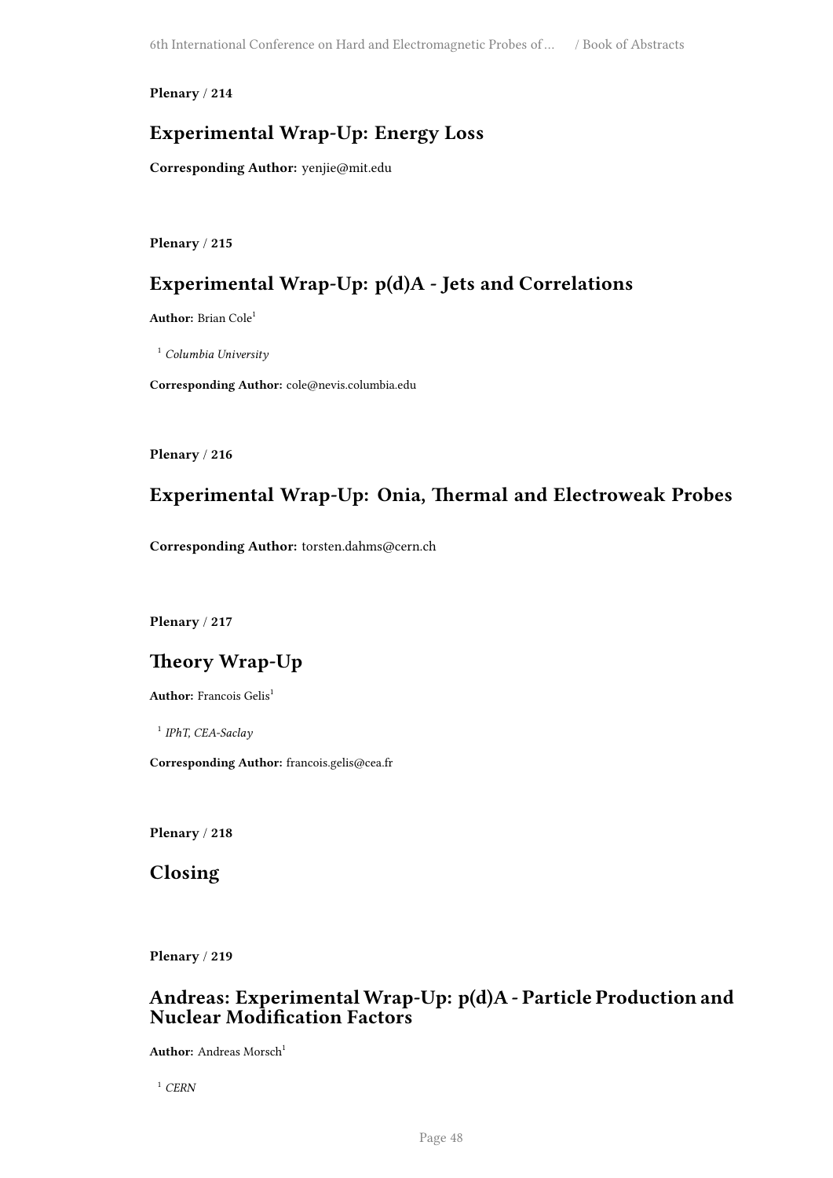**Plenary / 214**

## Experimental Wrap-Up: Energy Loss

**Corresponding Author:** yenjie@mit.edu

**Plenary / 215**

## Experimental Wrap-Up: p(d)A - Jets and Correlations

**Author:** Brian Cole[1]

[1] *Columbia University*

**Corresponding Author:** cole@nevis.columbia.edu

**Plenary / 216**

## Experimental Wrap-Up: Onia, Thermal and Electroweak Probes

**Corresponding Author:** torsten.dahms@cern.ch

**Plenary / 217**

## Theory Wrap-Up

**Author:** Francois Gelis[1]

[1] *IPhT, CEA-Saclay*

**Corresponding Author:** francois.gelis@cea.fr

**Plenary / 218**

## Closing

**Plenary / 219**

## Andreas: Experimental Wrap-Up: p(d)A - Particle Production and Nuclear Modification Factors

**Author:** Andreas Morsch[1]

[1] *CERN*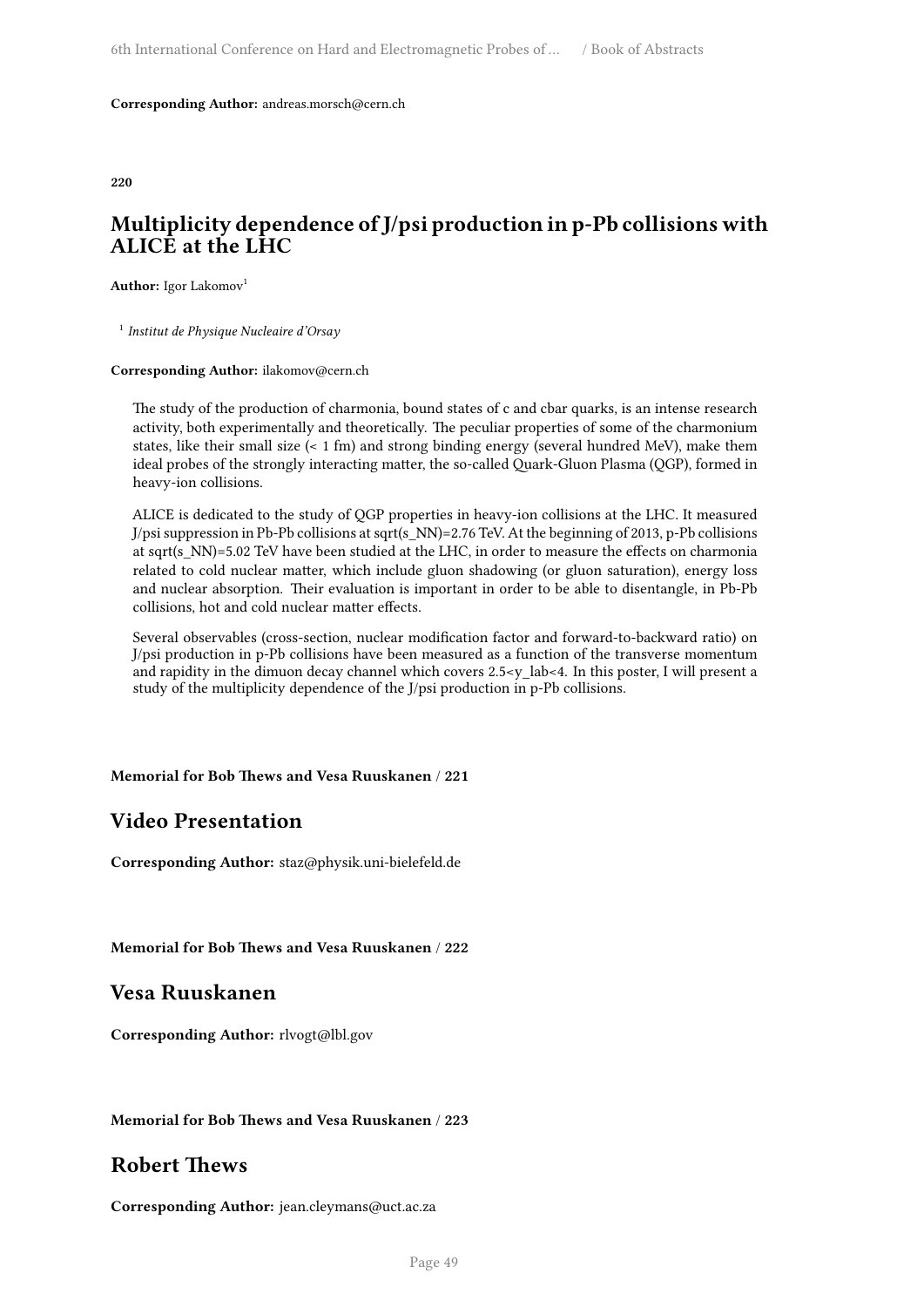**Corresponding Author:** andreas.morsch@cern.ch

**220**

## Multiplicity dependence of J/psi production in p-Pb collisions with ALICE at the LHC

**Author:** Igor Lakomov[1]

[1] *Institut de Physique Nucleaire d'Orsay*

**Corresponding Author:** ilakomov@cern.ch

The study of the production of charmonia, bound states of c and cbar quarks, is an intense research activity, both experimentally and theoretically. The peculiar properties of some of the charmonium states, like their small size (< 1 fm) and strong binding energy (several hundred MeV), make them ideal probes of the strongly interacting matter, the so-called Quark-Gluon Plasma (QGP), formed in heavy-ion collisions.

ALICE is dedicated to the study of QGP properties in heavy-ion collisions at the LHC. It measured J/psi suppression in Pb-Pb collisions at sqrt(s_NN)=2.76 TeV. At the beginning of 2013, p-Pb collisions at sqrt(s_NN)=5.02 TeV have been studied at the LHC, in order to measure the effects on charmonia related to cold nuclear matter, which include gluon shadowing (or gluon saturation), energy loss and nuclear absorption. Their evaluation is important in order to be able to disentangle, in Pb-Pb collisions, hot and cold nuclear matter effects.

Several observables (cross-section, nuclear modification factor and forward-to-backward ratio) on J/psi production in p-Pb collisions have been measured as a function of the transverse momentum and rapidity in the dimuon decay channel which covers 2.5<y_lab<4. In this poster, I will present a study of the multiplicity dependence of the J/psi production in p-Pb collisions.

**Memorial for Bob Thews and Vesa Ruuskanen / 221**

## Video Presentation

**Corresponding Author:** staz@physik.uni-bielefeld.de

**Memorial for Bob Thews and Vesa Ruuskanen / 222**

## Vesa Ruuskanen

**Corresponding Author:** rlvogt@lbl.gov

**Memorial for Bob Thews and Vesa Ruuskanen / 223**

## Robert Thews

**Corresponding Author:** jean.cleymans@uct.ac.za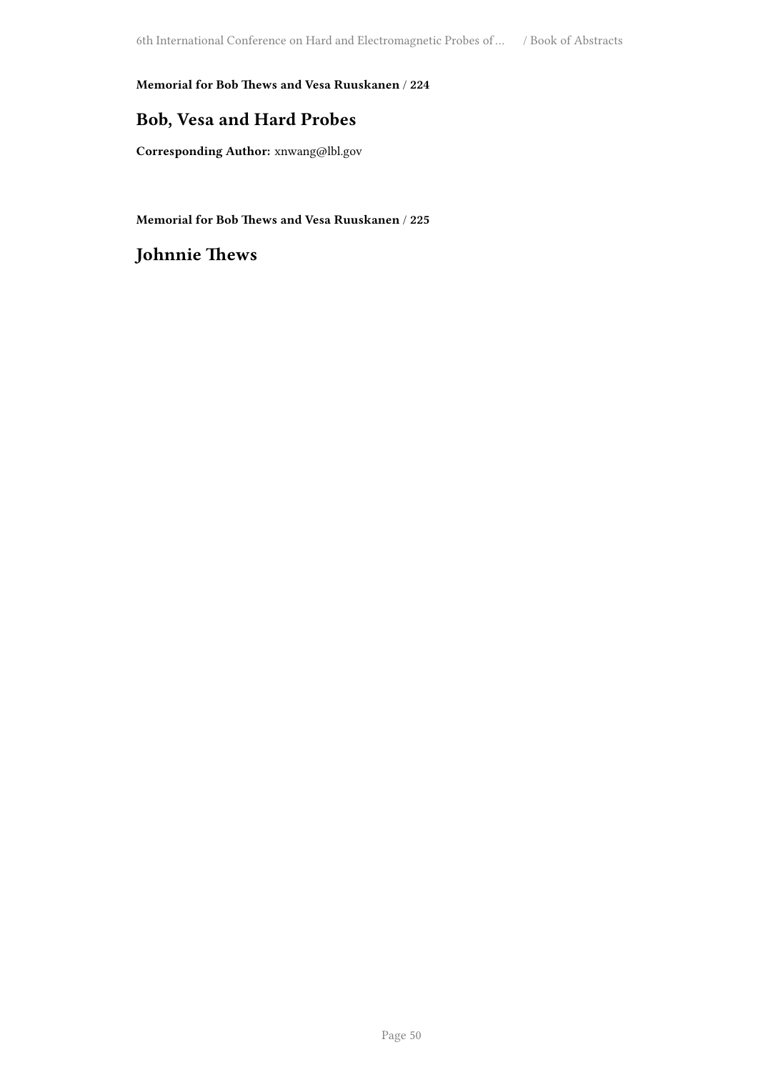**Memorial for Bob Thews and Vesa Ruuskanen / 224**

## Bob, Vesa and Hard Probes

**Corresponding Author:** xnwang@lbl.gov

**Memorial for Bob Thews and Vesa Ruuskanen / 225**

## Johnnie Thews